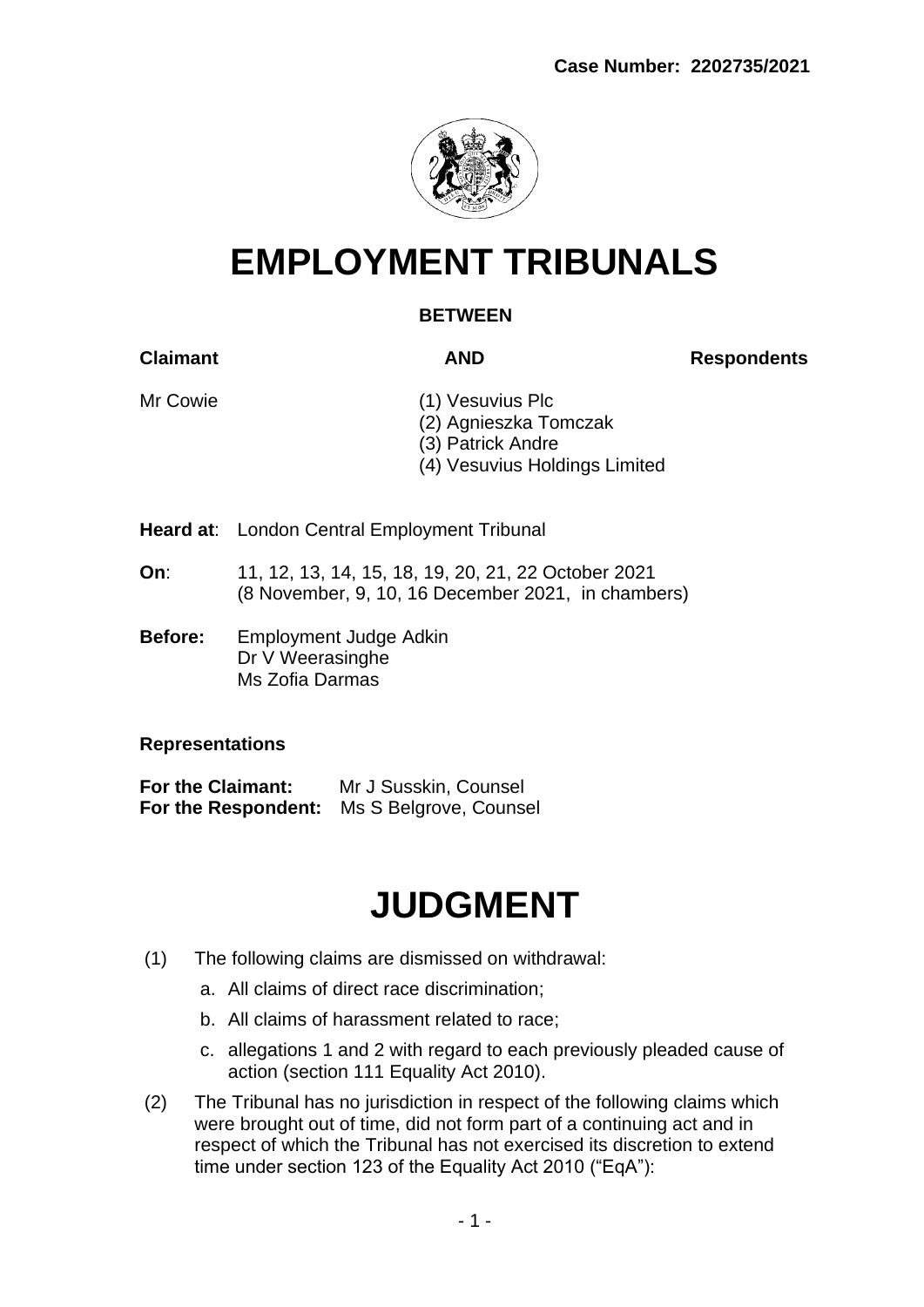**Case Number: 2202735/2021**

# EMPLOYMENT TRIBUNALS

**BETWEEN**

| **Claimant** | **AND** | **Respondents** |
|---|---|---|
| Mr Cowie | (1) Vesuvius Plc<br>(2) Agnieszka Tomczak<br>(3) Patrick Andre<br>(4) Vesuvius Holdings Limited | |

**Heard at**: London Central Employment Tribunal

**On**: 11, 12, 13, 14, 15, 18, 19, 20, 21, 22 October 2021
(8 November, 9, 10, 16 December 2021, in chambers)

**Before:** Employment Judge Adkin
Dr V Weerasinghe
Ms Zofia Darmas

**Representations**

**For the Claimant:** Mr J Susskin, Counsel
**For the Respondent:** Ms S Belgrove, Counsel

# JUDGMENT

(1) The following claims are dismissed on withdrawal:

a. All claims of direct race discrimination;

b. All claims of harassment related to race;

c. allegations 1 and 2 with regard to each previously pleaded cause of action (section 111 Equality Act 2010).

(2) The Tribunal has no jurisdiction in respect of the following claims which were brought out of time, did not form part of a continuing act and in respect of which the Tribunal has not exercised its discretion to extend time under section 123 of the Equality Act 2010 ("EqA"):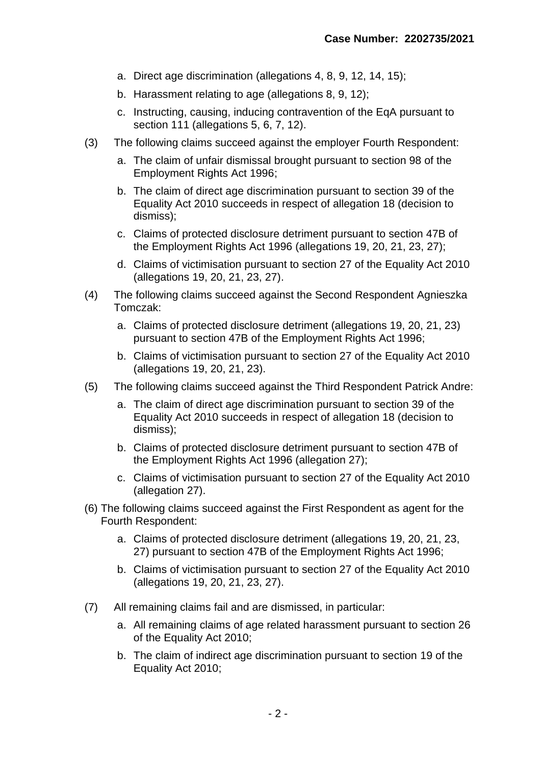a. Direct age discrimination (allegations 4, 8, 9, 12, 14, 15);

b. Harassment relating to age (allegations 8, 9, 12);

c. Instructing, causing, inducing contravention of the EqA pursuant to section 111 (allegations 5, 6, 7, 12).

(3) The following claims succeed against the employer Fourth Respondent:

a. The claim of unfair dismissal brought pursuant to section 98 of the Employment Rights Act 1996;

b. The claim of direct age discrimination pursuant to section 39 of the Equality Act 2010 succeeds in respect of allegation 18 (decision to dismiss);

c. Claims of protected disclosure detriment pursuant to section 47B of the Employment Rights Act 1996 (allegations 19, 20, 21, 23, 27);

d. Claims of victimisation pursuant to section 27 of the Equality Act 2010 (allegations 19, 20, 21, 23, 27).

(4) The following claims succeed against the Second Respondent Agnieszka Tomczak:

a. Claims of protected disclosure detriment (allegations 19, 20, 21, 23) pursuant to section 47B of the Employment Rights Act 1996;

b. Claims of victimisation pursuant to section 27 of the Equality Act 2010 (allegations 19, 20, 21, 23).

(5) The following claims succeed against the Third Respondent Patrick Andre:

a. The claim of direct age discrimination pursuant to section 39 of the Equality Act 2010 succeeds in respect of allegation 18 (decision to dismiss);

b. Claims of protected disclosure detriment pursuant to section 47B of the Employment Rights Act 1996 (allegation 27);

c. Claims of victimisation pursuant to section 27 of the Equality Act 2010 (allegation 27).

(6) The following claims succeed against the First Respondent as agent for the Fourth Respondent:

a. Claims of protected disclosure detriment (allegations 19, 20, 21, 23, 27) pursuant to section 47B of the Employment Rights Act 1996;

b. Claims of victimisation pursuant to section 27 of the Equality Act 2010 (allegations 19, 20, 21, 23, 27).

(7) All remaining claims fail and are dismissed, in particular:

a. All remaining claims of age related harassment pursuant to section 26 of the Equality Act 2010;

b. The claim of indirect age discrimination pursuant to section 19 of the Equality Act 2010;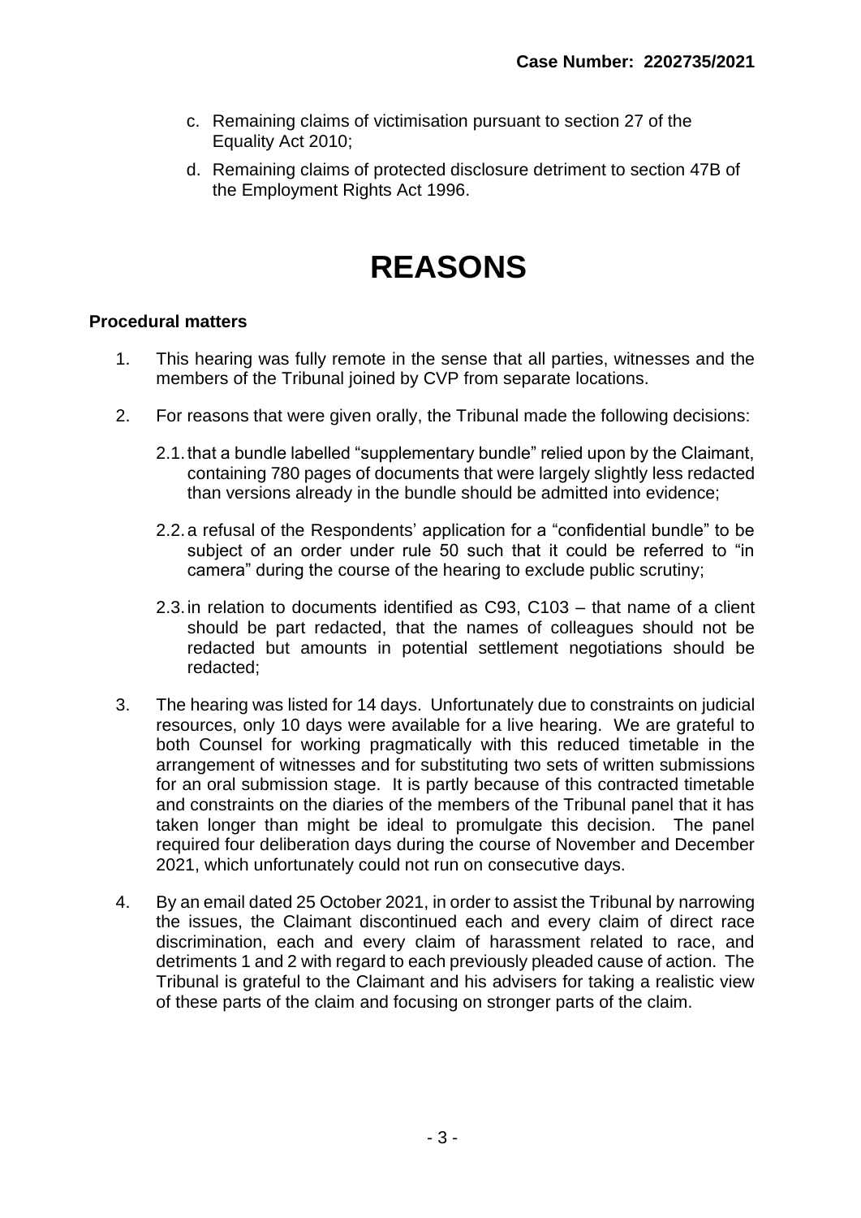c. Remaining claims of victimisation pursuant to section 27 of the Equality Act 2010;

d. Remaining claims of protected disclosure detriment to section 47B of the Employment Rights Act 1996.

# REASONS

**Procedural matters**

1. This hearing was fully remote in the sense that all parties, witnesses and the members of the Tribunal joined by CVP from separate locations.

2. For reasons that were given orally, the Tribunal made the following decisions:

   2.1. that a bundle labelled "supplementary bundle" relied upon by the Claimant, containing 780 pages of documents that were largely slightly less redacted than versions already in the bundle should be admitted into evidence;

   2.2. a refusal of the Respondents' application for a "confidential bundle" to be subject of an order under rule 50 such that it could be referred to "in camera" during the course of the hearing to exclude public scrutiny;

   2.3. in relation to documents identified as C93, C103 – that name of a client should be part redacted, that the names of colleagues should not be redacted but amounts in potential settlement negotiations should be redacted;

3. The hearing was listed for 14 days. Unfortunately due to constraints on judicial resources, only 10 days were available for a live hearing. We are grateful to both Counsel for working pragmatically with this reduced timetable in the arrangement of witnesses and for substituting two sets of written submissions for an oral submission stage. It is partly because of this contracted timetable and constraints on the diaries of the members of the Tribunal panel that it has taken longer than might be ideal to promulgate this decision. The panel required four deliberation days during the course of November and December 2021, which unfortunately could not run on consecutive days.

4. By an email dated 25 October 2021, in order to assist the Tribunal by narrowing the issues, the Claimant discontinued each and every claim of direct race discrimination, each and every claim of harassment related to race, and detriments 1 and 2 with regard to each previously pleaded cause of action. The Tribunal is grateful to the Claimant and his advisers for taking a realistic view of these parts of the claim and focusing on stronger parts of the claim.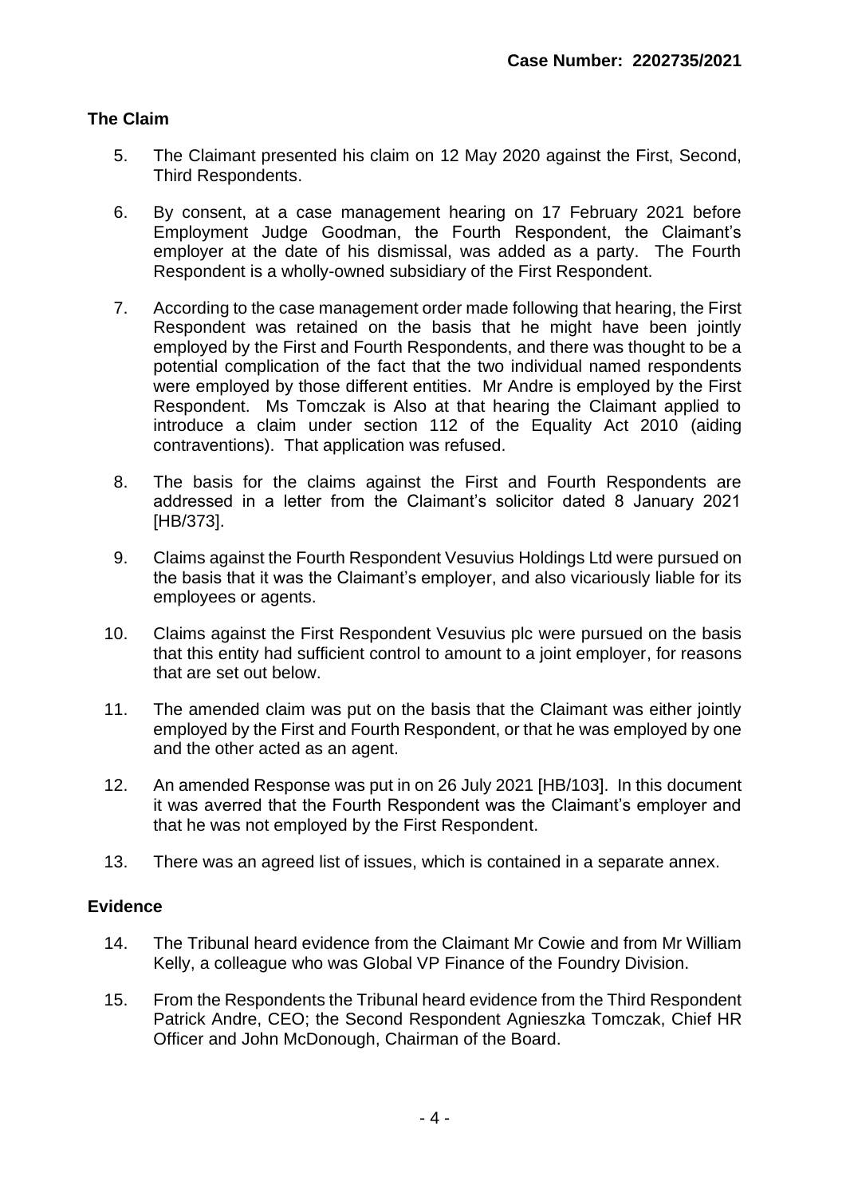## The Claim

5. The Claimant presented his claim on 12 May 2020 against the First, Second, Third Respondents.

6. By consent, at a case management hearing on 17 February 2021 before Employment Judge Goodman, the Fourth Respondent, the Claimant's employer at the date of his dismissal, was added as a party. The Fourth Respondent is a wholly-owned subsidiary of the First Respondent.

7. According to the case management order made following that hearing, the First Respondent was retained on the basis that he might have been jointly employed by the First and Fourth Respondents, and there was thought to be a potential complication of the fact that the two individual named respondents were employed by those different entities. Mr Andre is employed by the First Respondent. Ms Tomczak is Also at that hearing the Claimant applied to introduce a claim under section 112 of the Equality Act 2010 (aiding contraventions). That application was refused.

8. The basis for the claims against the First and Fourth Respondents are addressed in a letter from the Claimant's solicitor dated 8 January 2021 [HB/373].

9. Claims against the Fourth Respondent Vesuvius Holdings Ltd were pursued on the basis that it was the Claimant's employer, and also vicariously liable for its employees or agents.

10. Claims against the First Respondent Vesuvius plc were pursued on the basis that this entity had sufficient control to amount to a joint employer, for reasons that are set out below.

11. The amended claim was put on the basis that the Claimant was either jointly employed by the First and Fourth Respondent, or that he was employed by one and the other acted as an agent.

12. An amended Response was put in on 26 July 2021 [HB/103]. In this document it was averred that the Fourth Respondent was the Claimant's employer and that he was not employed by the First Respondent.

13. There was an agreed list of issues, which is contained in a separate annex.

## Evidence

14. The Tribunal heard evidence from the Claimant Mr Cowie and from Mr William Kelly, a colleague who was Global VP Finance of the Foundry Division.

15. From the Respondents the Tribunal heard evidence from the Third Respondent Patrick Andre, CEO; the Second Respondent Agnieszka Tomczak, Chief HR Officer and John McDonough, Chairman of the Board.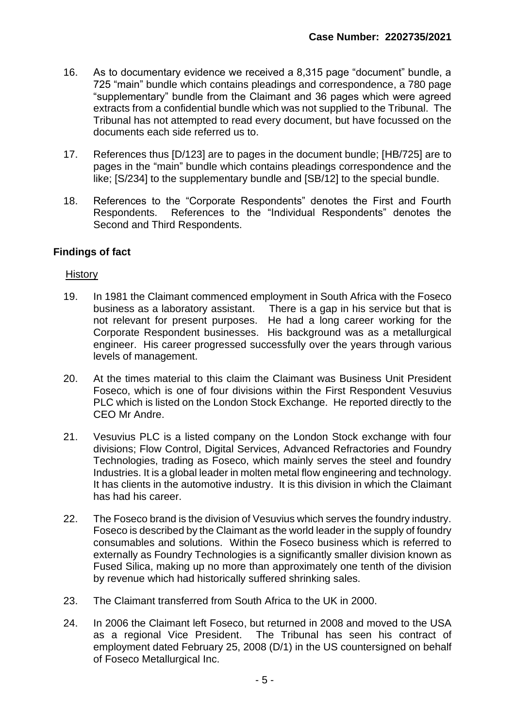16. As to documentary evidence we received a 8,315 page "document" bundle, a 725 "main" bundle which contains pleadings and correspondence, a 780 page "supplementary" bundle from the Claimant and 36 pages which were agreed extracts from a confidential bundle which was not supplied to the Tribunal. The Tribunal has not attempted to read every document, but have focussed on the documents each side referred us to.

17. References thus [D/123] are to pages in the document bundle; [HB/725] are to pages in the "main" bundle which contains pleadings correspondence and the like; [S/234] to the supplementary bundle and [SB/12] to the special bundle.

18. References to the "Corporate Respondents" denotes the First and Fourth Respondents. References to the "Individual Respondents" denotes the Second and Third Respondents.

## Findings of fact

History

19. In 1981 the Claimant commenced employment in South Africa with the Foseco business as a laboratory assistant. There is a gap in his service but that is not relevant for present purposes. He had a long career working for the Corporate Respondent businesses. His background was as a metallurgical engineer. His career progressed successfully over the years through various levels of management.

20. At the times material to this claim the Claimant was Business Unit President Foseco, which is one of four divisions within the First Respondent Vesuvius PLC which is listed on the London Stock Exchange. He reported directly to the CEO Mr Andre.

21. Vesuvius PLC is a listed company on the London Stock exchange with four divisions; Flow Control, Digital Services, Advanced Refractories and Foundry Technologies, trading as Foseco, which mainly serves the steel and foundry Industries. It is a global leader in molten metal flow engineering and technology. It has clients in the automotive industry. It is this division in which the Claimant has had his career.

22. The Foseco brand is the division of Vesuvius which serves the foundry industry. Foseco is described by the Claimant as the world leader in the supply of foundry consumables and solutions. Within the Foseco business which is referred to externally as Foundry Technologies is a significantly smaller division known as Fused Silica, making up no more than approximately one tenth of the division by revenue which had historically suffered shrinking sales.

23. The Claimant transferred from South Africa to the UK in 2000.

24. In 2006 the Claimant left Foseco, but returned in 2008 and moved to the USA as a regional Vice President. The Tribunal has seen his contract of employment dated February 25, 2008 (D/1) in the US countersigned on behalf of Foseco Metallurgical Inc.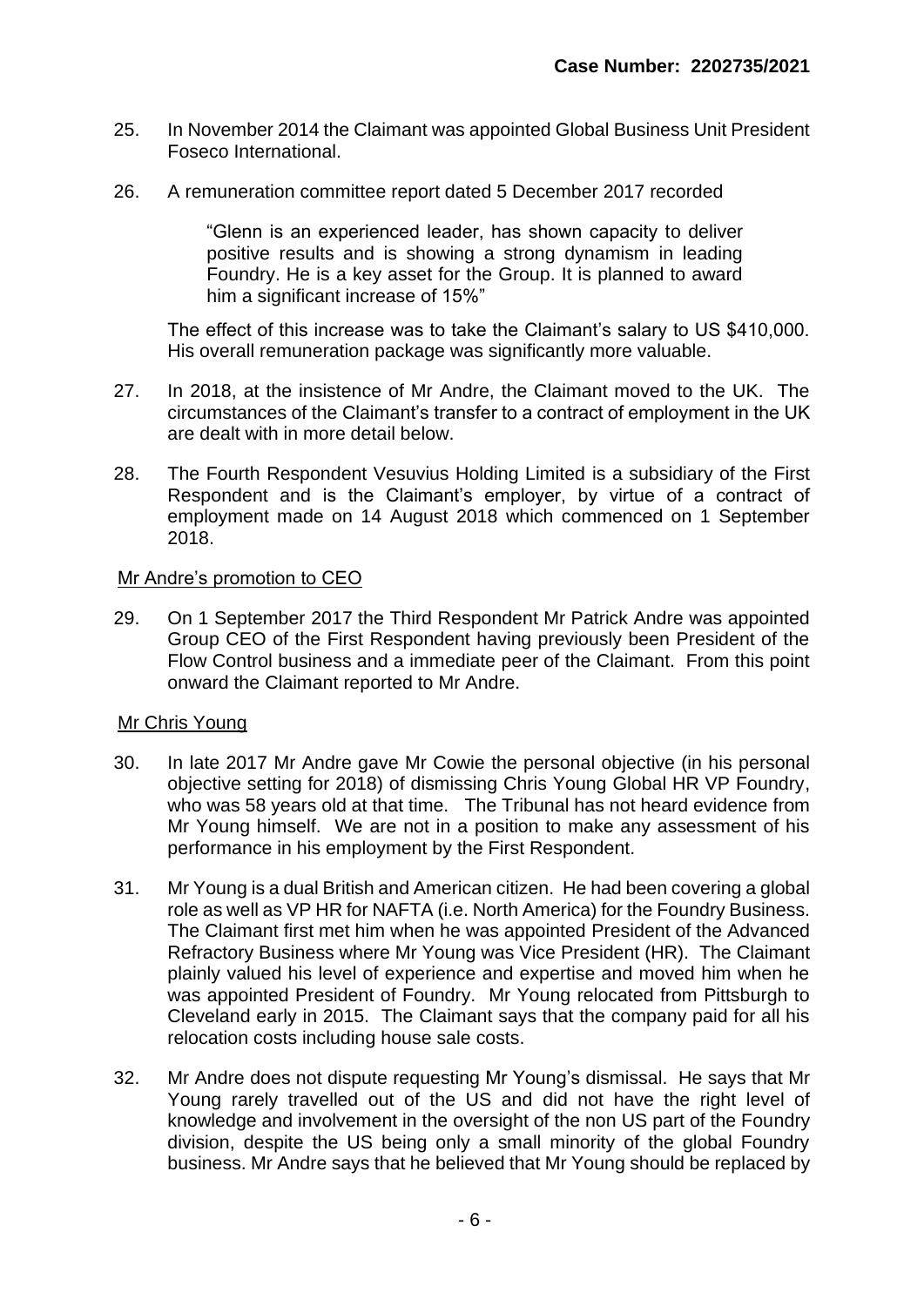25. In November 2014 the Claimant was appointed Global Business Unit President Foseco International.

26. A remuneration committee report dated 5 December 2017 recorded

> "Glenn is an experienced leader, has shown capacity to deliver positive results and is showing a strong dynamism in leading Foundry. He is a key asset for the Group. It is planned to award him a significant increase of 15%"

The effect of this increase was to take the Claimant's salary to US $410,000. His overall remuneration package was significantly more valuable.

27. In 2018, at the insistence of Mr Andre, the Claimant moved to the UK. The circumstances of the Claimant's transfer to a contract of employment in the UK are dealt with in more detail below.

28. The Fourth Respondent Vesuvius Holding Limited is a subsidiary of the First Respondent and is the Claimant's employer, by virtue of a contract of employment made on 14 August 2018 which commenced on 1 September 2018.

Mr Andre's promotion to CEO

29. On 1 September 2017 the Third Respondent Mr Patrick Andre was appointed Group CEO of the First Respondent having previously been President of the Flow Control business and a immediate peer of the Claimant. From this point onward the Claimant reported to Mr Andre.

Mr Chris Young

30. In late 2017 Mr Andre gave Mr Cowie the personal objective (in his personal objective setting for 2018) of dismissing Chris Young Global HR VP Foundry, who was 58 years old at that time. The Tribunal has not heard evidence from Mr Young himself. We are not in a position to make any assessment of his performance in his employment by the First Respondent.

31. Mr Young is a dual British and American citizen. He had been covering a global role as well as VP HR for NAFTA (i.e. North America) for the Foundry Business. The Claimant first met him when he was appointed President of the Advanced Refractory Business where Mr Young was Vice President (HR). The Claimant plainly valued his level of experience and expertise and moved him when he was appointed President of Foundry. Mr Young relocated from Pittsburgh to Cleveland early in 2015. The Claimant says that the company paid for all his relocation costs including house sale costs.

32. Mr Andre does not dispute requesting Mr Young's dismissal. He says that Mr Young rarely travelled out of the US and did not have the right level of knowledge and involvement in the oversight of the non US part of the Foundry division, despite the US being only a small minority of the global Foundry business. Mr Andre says that he believed that Mr Young should be replaced by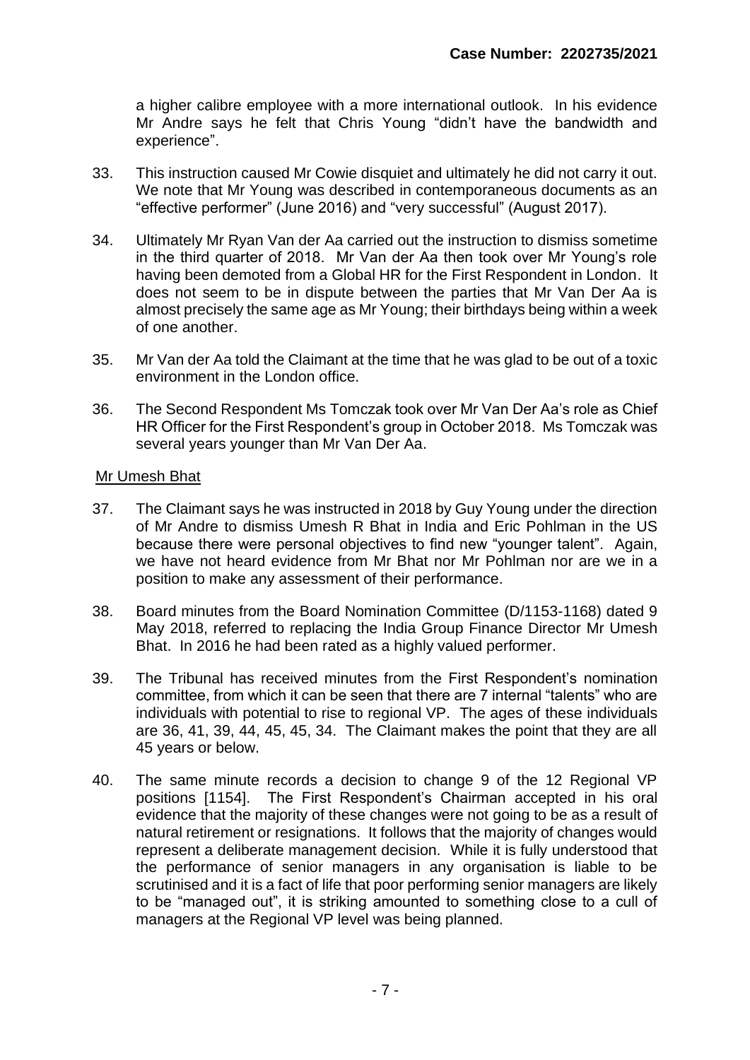a higher calibre employee with a more international outlook. In his evidence Mr Andre says he felt that Chris Young "didn't have the bandwidth and experience".

33. This instruction caused Mr Cowie disquiet and ultimately he did not carry it out. We note that Mr Young was described in contemporaneous documents as an "effective performer" (June 2016) and "very successful" (August 2017).

34. Ultimately Mr Ryan Van der Aa carried out the instruction to dismiss sometime in the third quarter of 2018. Mr Van der Aa then took over Mr Young's role having been demoted from a Global HR for the First Respondent in London. It does not seem to be in dispute between the parties that Mr Van Der Aa is almost precisely the same age as Mr Young; their birthdays being within a week of one another.

35. Mr Van der Aa told the Claimant at the time that he was glad to be out of a toxic environment in the London office.

36. The Second Respondent Ms Tomczak took over Mr Van Der Aa's role as Chief HR Officer for the First Respondent's group in October 2018. Ms Tomczak was several years younger than Mr Van Der Aa.

<u>Mr Umesh Bhat</u>

37. The Claimant says he was instructed in 2018 by Guy Young under the direction of Mr Andre to dismiss Umesh R Bhat in India and Eric Pohlman in the US because there were personal objectives to find new "younger talent". Again, we have not heard evidence from Mr Bhat nor Mr Pohlman nor are we in a position to make any assessment of their performance.

38. Board minutes from the Board Nomination Committee (D/1153-1168) dated 9 May 2018, referred to replacing the India Group Finance Director Mr Umesh Bhat. In 2016 he had been rated as a highly valued performer.

39. The Tribunal has received minutes from the First Respondent's nomination committee, from which it can be seen that there are 7 internal "talents" who are individuals with potential to rise to regional VP. The ages of these individuals are 36, 41, 39, 44, 45, 45, 34. The Claimant makes the point that they are all 45 years or below.

40. The same minute records a decision to change 9 of the 12 Regional VP positions [1154]. The First Respondent's Chairman accepted in his oral evidence that the majority of these changes were not going to be as a result of natural retirement or resignations. It follows that the majority of changes would represent a deliberate management decision. While it is fully understood that the performance of senior managers in any organisation is liable to be scrutinised and it is a fact of life that poor performing senior managers are likely to be "managed out", it is striking amounted to something close to a cull of managers at the Regional VP level was being planned.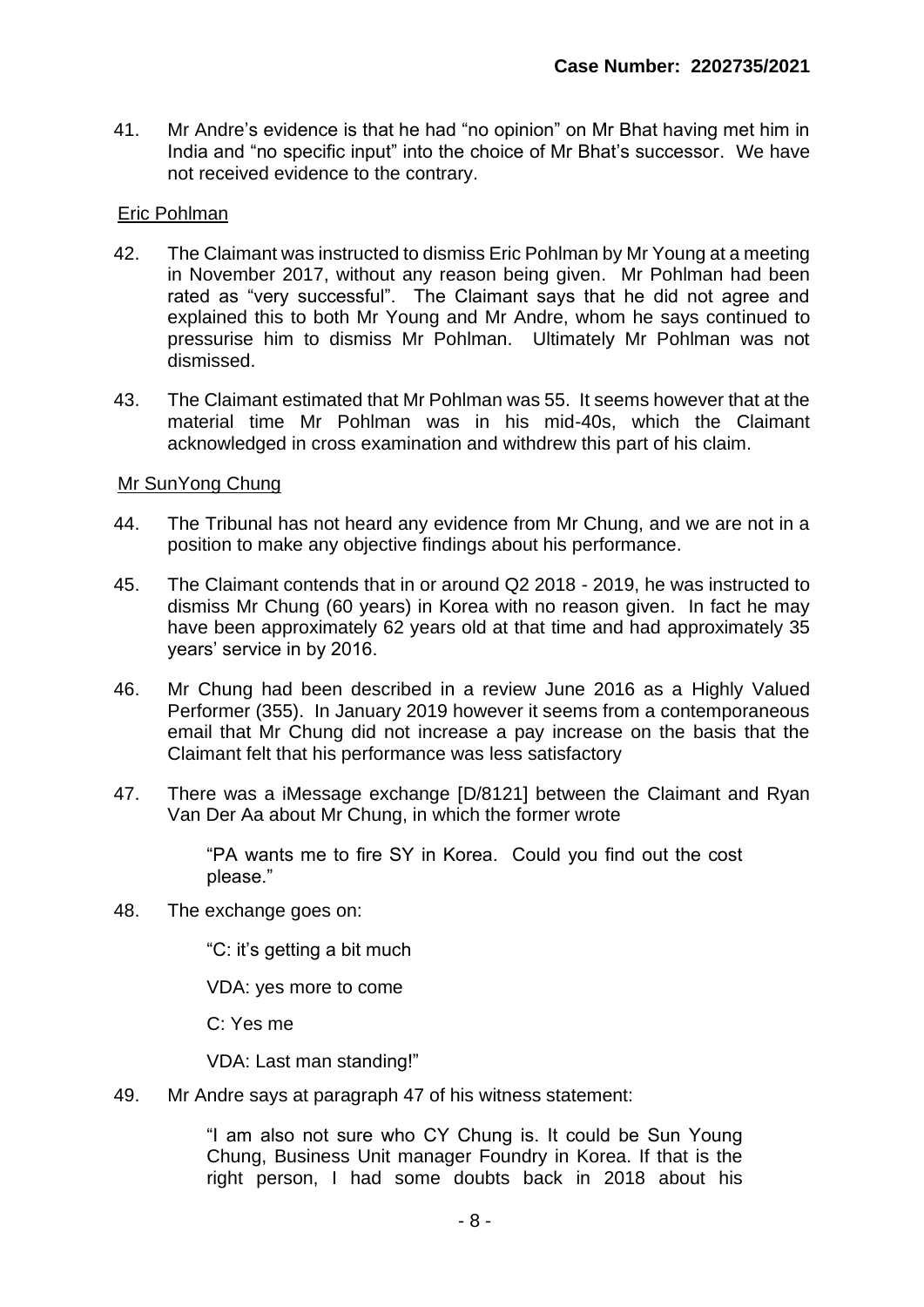41. Mr Andre's evidence is that he had "no opinion" on Mr Bhat having met him in India and "no specific input" into the choice of Mr Bhat's successor. We have not received evidence to the contrary.

Eric Pohlman

42. The Claimant was instructed to dismiss Eric Pohlman by Mr Young at a meeting in November 2017, without any reason being given. Mr Pohlman had been rated as "very successful". The Claimant says that he did not agree and explained this to both Mr Young and Mr Andre, whom he says continued to pressurise him to dismiss Mr Pohlman. Ultimately Mr Pohlman was not dismissed.

43. The Claimant estimated that Mr Pohlman was 55. It seems however that at the material time Mr Pohlman was in his mid-40s, which the Claimant acknowledged in cross examination and withdrew this part of his claim.

Mr SunYong Chung

44. The Tribunal has not heard any evidence from Mr Chung, and we are not in a position to make any objective findings about his performance.

45. The Claimant contends that in or around Q2 2018 - 2019, he was instructed to dismiss Mr Chung (60 years) in Korea with no reason given. In fact he may have been approximately 62 years old at that time and had approximately 35 years' service in by 2016.

46. Mr Chung had been described in a review June 2016 as a Highly Valued Performer (355). In January 2019 however it seems from a contemporaneous email that Mr Chung did not increase a pay increase on the basis that the Claimant felt that his performance was less satisfactory

47. There was a iMessage exchange [D/8121] between the Claimant and Ryan Van Der Aa about Mr Chung, in which the former wrote

> "PA wants me to fire SY in Korea. Could you find out the cost please."

48. The exchange goes on:

> "C: it's getting a bit much
>
> VDA: yes more to come
>
> C: Yes me
>
> VDA: Last man standing!"

49. Mr Andre says at paragraph 47 of his witness statement:

> "I am also not sure who CY Chung is. It could be Sun Young Chung, Business Unit manager Foundry in Korea. If that is the right person, I had some doubts back in 2018 about his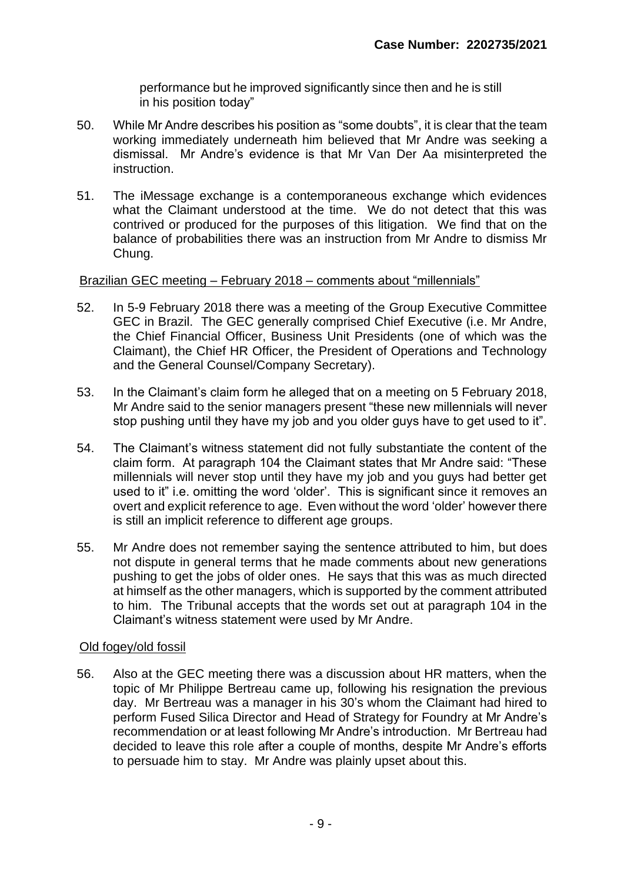performance but he improved significantly since then and he is still in his position today"

50. While Mr Andre describes his position as "some doubts", it is clear that the team working immediately underneath him believed that Mr Andre was seeking a dismissal. Mr Andre's evidence is that Mr Van Der Aa misinterpreted the instruction.

51. The iMessage exchange is a contemporaneous exchange which evidences what the Claimant understood at the time. We do not detect that this was contrived or produced for the purposes of this litigation. We find that on the balance of probabilities there was an instruction from Mr Andre to dismiss Mr Chung.

<u>Brazilian GEC meeting – February 2018 – comments about "millennials"</u>

52. In 5-9 February 2018 there was a meeting of the Group Executive Committee GEC in Brazil. The GEC generally comprised Chief Executive (i.e. Mr Andre, the Chief Financial Officer, Business Unit Presidents (one of which was the Claimant), the Chief HR Officer, the President of Operations and Technology and the General Counsel/Company Secretary).

53. In the Claimant's claim form he alleged that on a meeting on 5 February 2018, Mr Andre said to the senior managers present "these new millennials will never stop pushing until they have my job and you older guys have to get used to it".

54. The Claimant's witness statement did not fully substantiate the content of the claim form. At paragraph 104 the Claimant states that Mr Andre said: "These millennials will never stop until they have my job and you guys had better get used to it" i.e. omitting the word 'older'. This is significant since it removes an overt and explicit reference to age. Even without the word 'older' however there is still an implicit reference to different age groups.

55. Mr Andre does not remember saying the sentence attributed to him, but does not dispute in general terms that he made comments about new generations pushing to get the jobs of older ones. He says that this was as much directed at himself as the other managers, which is supported by the comment attributed to him. The Tribunal accepts that the words set out at paragraph 104 in the Claimant's witness statement were used by Mr Andre.

<u>Old fogey/old fossil</u>

56. Also at the GEC meeting there was a discussion about HR matters, when the topic of Mr Philippe Bertreau came up, following his resignation the previous day. Mr Bertreau was a manager in his 30's whom the Claimant had hired to perform Fused Silica Director and Head of Strategy for Foundry at Mr Andre's recommendation or at least following Mr Andre's introduction. Mr Bertreau had decided to leave this role after a couple of months, despite Mr Andre's efforts to persuade him to stay. Mr Andre was plainly upset about this.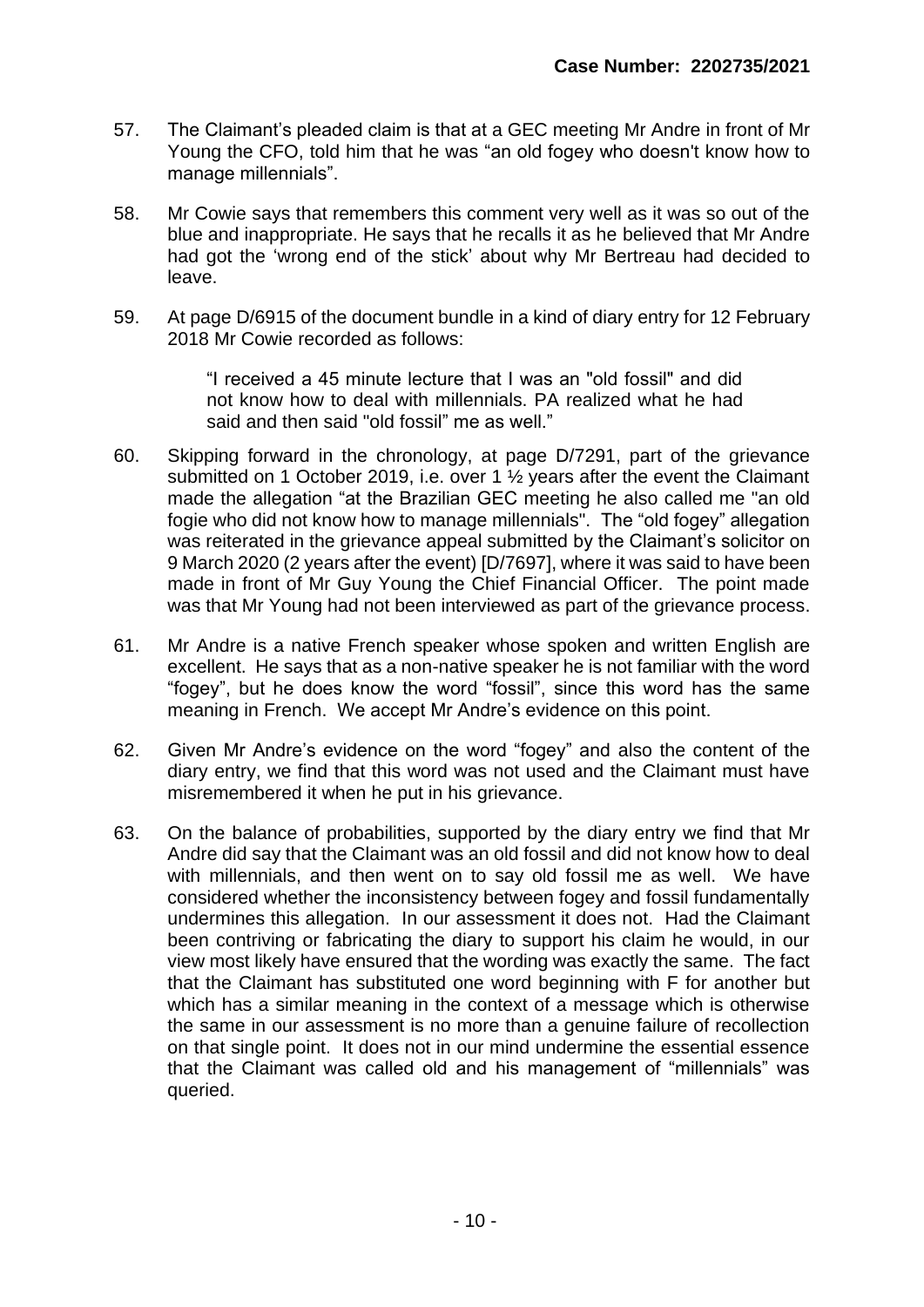57. The Claimant's pleaded claim is that at a GEC meeting Mr Andre in front of Mr Young the CFO, told him that he was "an old fogey who doesn't know how to manage millennials".

58. Mr Cowie says that remembers this comment very well as it was so out of the blue and inappropriate. He says that he recalls it as he believed that Mr Andre had got the 'wrong end of the stick' about why Mr Bertreau had decided to leave.

59. At page D/6915 of the document bundle in a kind of diary entry for 12 February 2018 Mr Cowie recorded as follows:

> "I received a 45 minute lecture that I was an "old fossil" and did not know how to deal with millennials. PA realized what he had said and then said "old fossil" me as well."

60. Skipping forward in the chronology, at page D/7291, part of the grievance submitted on 1 October 2019, i.e. over 1 ½ years after the event the Claimant made the allegation "at the Brazilian GEC meeting he also called me "an old fogie who did not know how to manage millennials". The "old fogey" allegation was reiterated in the grievance appeal submitted by the Claimant's solicitor on 9 March 2020 (2 years after the event) [D/7697], where it was said to have been made in front of Mr Guy Young the Chief Financial Officer. The point made was that Mr Young had not been interviewed as part of the grievance process.

61. Mr Andre is a native French speaker whose spoken and written English are excellent. He says that as a non-native speaker he is not familiar with the word "fogey", but he does know the word "fossil", since this word has the same meaning in French. We accept Mr Andre's evidence on this point.

62. Given Mr Andre's evidence on the word "fogey" and also the content of the diary entry, we find that this word was not used and the Claimant must have misremembered it when he put in his grievance.

63. On the balance of probabilities, supported by the diary entry we find that Mr Andre did say that the Claimant was an old fossil and did not know how to deal with millennials, and then went on to say old fossil me as well. We have considered whether the inconsistency between fogey and fossil fundamentally undermines this allegation. In our assessment it does not. Had the Claimant been contriving or fabricating the diary to support his claim he would, in our view most likely have ensured that the wording was exactly the same. The fact that the Claimant has substituted one word beginning with F for another but which has a similar meaning in the context of a message which is otherwise the same in our assessment is no more than a genuine failure of recollection on that single point. It does not in our mind undermine the essential essence that the Claimant was called old and his management of "millennials" was queried.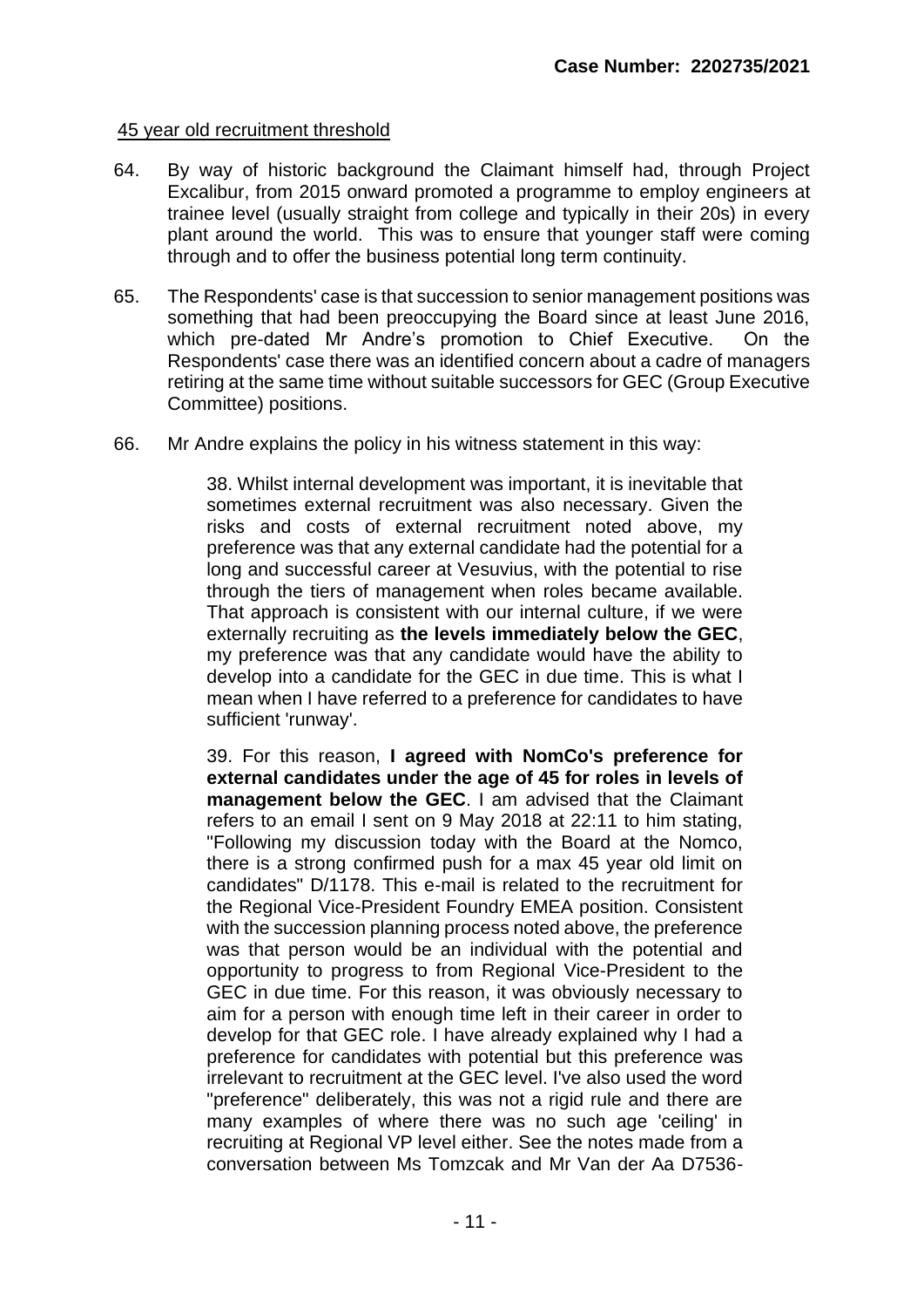45 year old recruitment threshold

64. By way of historic background the Claimant himself had, through Project Excalibur, from 2015 onward promoted a programme to employ engineers at trainee level (usually straight from college and typically in their 20s) in every plant around the world. This was to ensure that younger staff were coming through and to offer the business potential long term continuity.

65. The Respondents' case is that succession to senior management positions was something that had been preoccupying the Board since at least June 2016, which pre-dated Mr Andre's promotion to Chief Executive. On the Respondents' case there was an identified concern about a cadre of managers retiring at the same time without suitable successors for GEC (Group Executive Committee) positions.

66. Mr Andre explains the policy in his witness statement in this way:

> 38. Whilst internal development was important, it is inevitable that sometimes external recruitment was also necessary. Given the risks and costs of external recruitment noted above, my preference was that any external candidate had the potential for a long and successful career at Vesuvius, with the potential to rise through the tiers of management when roles became available. That approach is consistent with our internal culture, if we were externally recruiting as **the levels immediately below the GEC**, my preference was that any candidate would have the ability to develop into a candidate for the GEC in due time. This is what I mean when I have referred to a preference for candidates to have sufficient 'runway'.
>
> 39. For this reason, **I agreed with NomCo's preference for external candidates under the age of 45 for roles in levels of management below the GEC**. I am advised that the Claimant refers to an email I sent on 9 May 2018 at 22:11 to him stating, "Following my discussion today with the Board at the Nomco, there is a strong confirmed push for a max 45 year old limit on candidates" D/1178. This e-mail is related to the recruitment for the Regional Vice-President Foundry EMEA position. Consistent with the succession planning process noted above, the preference was that person would be an individual with the potential and opportunity to progress to from Regional Vice-President to the GEC in due time. For this reason, it was obviously necessary to aim for a person with enough time left in their career in order to develop for that GEC role. I have already explained why I had a preference for candidates with potential but this preference was irrelevant to recruitment at the GEC level. I've also used the word "preference" deliberately, this was not a rigid rule and there are many examples of where there was no such age 'ceiling' in recruiting at Regional VP level either. See the notes made from a conversation between Ms Tomzcak and Mr Van der Aa D7536-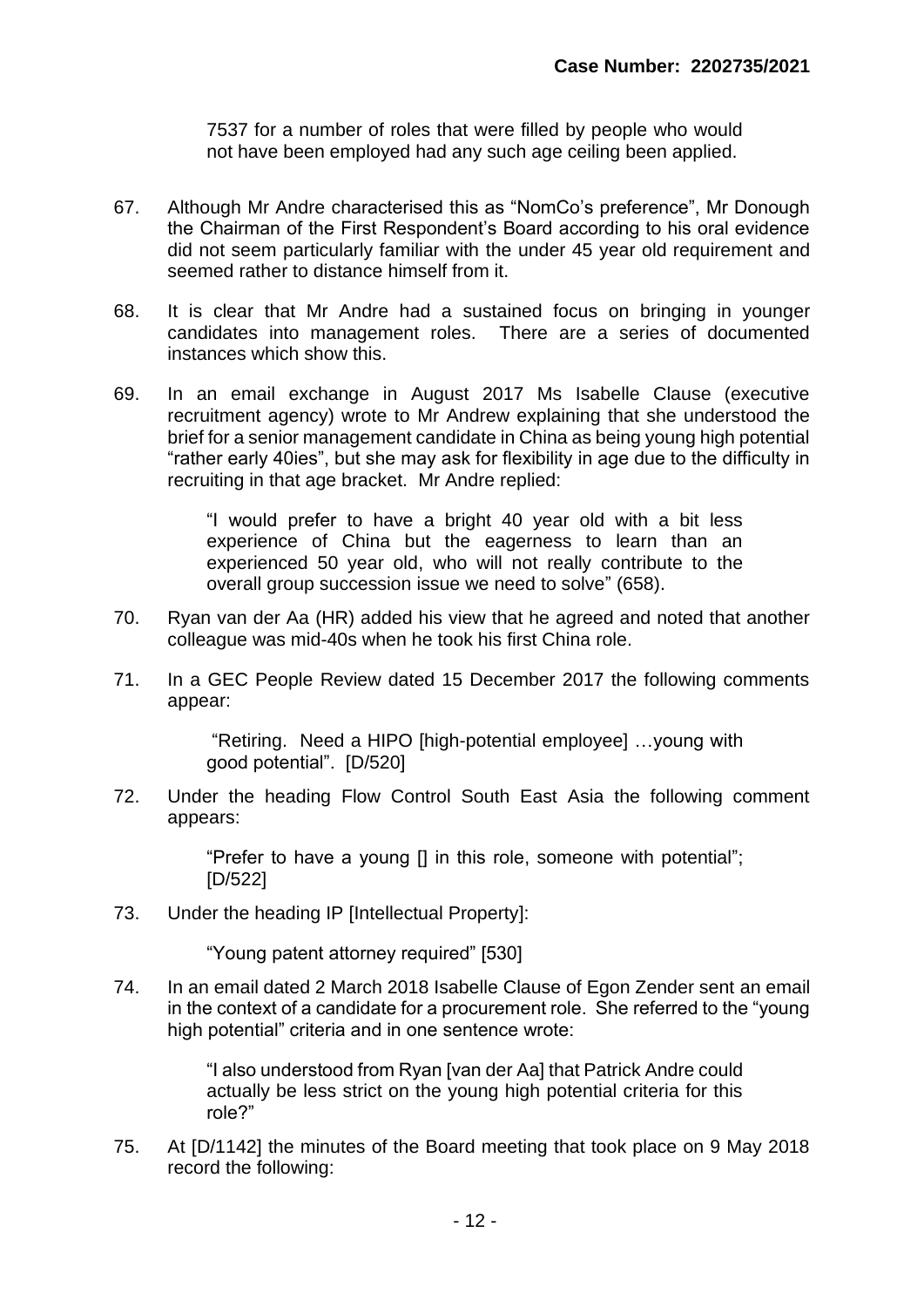7537 for a number of roles that were filled by people who would not have been employed had any such age ceiling been applied.

67. Although Mr Andre characterised this as "NomCo's preference", Mr Donough the Chairman of the First Respondent's Board according to his oral evidence did not seem particularly familiar with the under 45 year old requirement and seemed rather to distance himself from it.

68. It is clear that Mr Andre had a sustained focus on bringing in younger candidates into management roles. There are a series of documented instances which show this.

69. In an email exchange in August 2017 Ms Isabelle Clause (executive recruitment agency) wrote to Mr Andrew explaining that she understood the brief for a senior management candidate in China as being young high potential "rather early 40ies", but she may ask for flexibility in age due to the difficulty in recruiting in that age bracket. Mr Andre replied:

   > "I would prefer to have a bright 40 year old with a bit less experience of China but the eagerness to learn than an experienced 50 year old, who will not really contribute to the overall group succession issue we need to solve" (658).

70. Ryan van der Aa (HR) added his view that he agreed and noted that another colleague was mid-40s when he took his first China role.

71. In a GEC People Review dated 15 December 2017 the following comments appear:

   > "Retiring. Need a HIPO [high-potential employee] …young with good potential". [D/520]

72. Under the heading Flow Control South East Asia the following comment appears:

   > "Prefer to have a young [] in this role, someone with potential"; [D/522]

73. Under the heading IP [Intellectual Property]:

   > "Young patent attorney required" [530]

74. In an email dated 2 March 2018 Isabelle Clause of Egon Zender sent an email in the context of a candidate for a procurement role. She referred to the "young high potential" criteria and in one sentence wrote:

   > "I also understood from Ryan [van der Aa] that Patrick Andre could actually be less strict on the young high potential criteria for this role?"

75. At [D/1142] the minutes of the Board meeting that took place on 9 May 2018 record the following: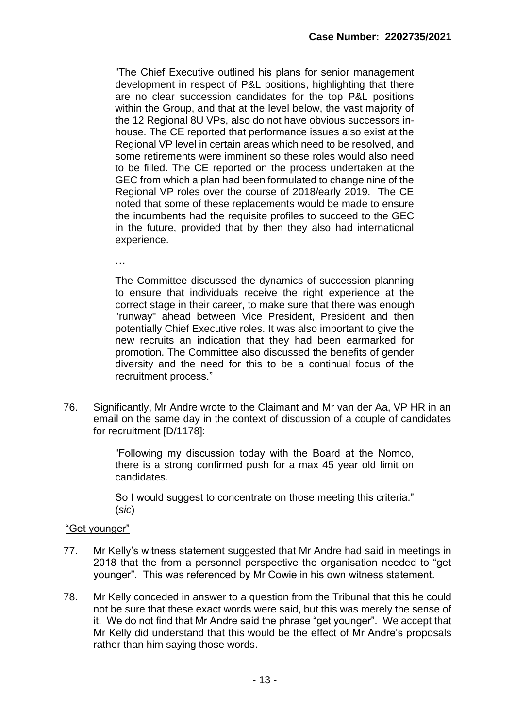> "The Chief Executive outlined his plans for senior management development in respect of P&L positions, highlighting that there are no clear succession candidates for the top P&L positions within the Group, and that at the level below, the vast majority of the 12 Regional 8U VPs, also do not have obvious successors in-house. The CE reported that performance issues also exist at the Regional VP level in certain areas which need to be resolved, and some retirements were imminent so these roles would also need to be filled. The CE reported on the process undertaken at the GEC from which a plan had been formulated to change nine of the Regional VP roles over the course of 2018/early 2019. The CE noted that some of these replacements would be made to ensure the incumbents had the requisite profiles to succeed to the GEC in the future, provided that by then they also had international experience.
>
> …
>
> The Committee discussed the dynamics of succession planning to ensure that individuals receive the right experience at the correct stage in their career, to make sure that there was enough "runway" ahead between Vice President, President and then potentially Chief Executive roles. It was also important to give the new recruits an indication that they had been earmarked for promotion. The Committee also discussed the benefits of gender diversity and the need for this to be a continual focus of the recruitment process."

76. Significantly, Mr Andre wrote to the Claimant and Mr van der Aa, VP HR in an email on the same day in the context of discussion of a couple of candidates for recruitment [D/1178]:

> "Following my discussion today with the Board at the Nomco, there is a strong confirmed push for a max 45 year old limit on candidates.
>
> So I would suggest to concentrate on those meeting this criteria." (*sic*)

<u>"Get younger"</u>

77. Mr Kelly's witness statement suggested that Mr Andre had said in meetings in 2018 that the from a personnel perspective the organisation needed to "get younger". This was referenced by Mr Cowie in his own witness statement.

78. Mr Kelly conceded in answer to a question from the Tribunal that this he could not be sure that these exact words were said, but this was merely the sense of it. We do not find that Mr Andre said the phrase "get younger". We accept that Mr Kelly did understand that this would be the effect of Mr Andre's proposals rather than him saying those words.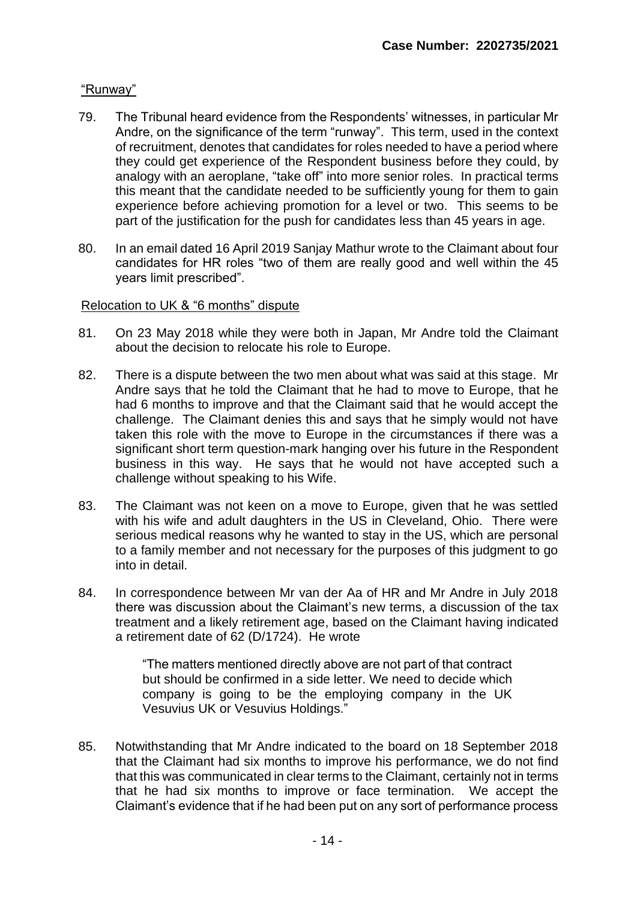"Runway"

79. The Tribunal heard evidence from the Respondents' witnesses, in particular Mr Andre, on the significance of the term "runway". This term, used in the context of recruitment, denotes that candidates for roles needed to have a period where they could get experience of the Respondent business before they could, by analogy with an aeroplane, "take off" into more senior roles. In practical terms this meant that the candidate needed to be sufficiently young for them to gain experience before achieving promotion for a level or two. This seems to be part of the justification for the push for candidates less than 45 years in age.

80. In an email dated 16 April 2019 Sanjay Mathur wrote to the Claimant about four candidates for HR roles "two of them are really good and well within the 45 years limit prescribed".

Relocation to UK & "6 months" dispute

81. On 23 May 2018 while they were both in Japan, Mr Andre told the Claimant about the decision to relocate his role to Europe.

82. There is a dispute between the two men about what was said at this stage. Mr Andre says that he told the Claimant that he had to move to Europe, that he had 6 months to improve and that the Claimant said that he would accept the challenge. The Claimant denies this and says that he simply would not have taken this role with the move to Europe in the circumstances if there was a significant short term question-mark hanging over his future in the Respondent business in this way. He says that he would not have accepted such a challenge without speaking to his Wife.

83. The Claimant was not keen on a move to Europe, given that he was settled with his wife and adult daughters in the US in Cleveland, Ohio. There were serious medical reasons why he wanted to stay in the US, which are personal to a family member and not necessary for the purposes of this judgment to go into in detail.

84. In correspondence between Mr van der Aa of HR and Mr Andre in July 2018 there was discussion about the Claimant's new terms, a discussion of the tax treatment and a likely retirement age, based on the Claimant having indicated a retirement date of 62 (D/1724). He wrote

> "The matters mentioned directly above are not part of that contract but should be confirmed in a side letter. We need to decide which company is going to be the employing company in the UK Vesuvius UK or Vesuvius Holdings."

85. Notwithstanding that Mr Andre indicated to the board on 18 September 2018 that the Claimant had six months to improve his performance, we do not find that this was communicated in clear terms to the Claimant, certainly not in terms that he had six months to improve or face termination. We accept the Claimant's evidence that if he had been put on any sort of performance process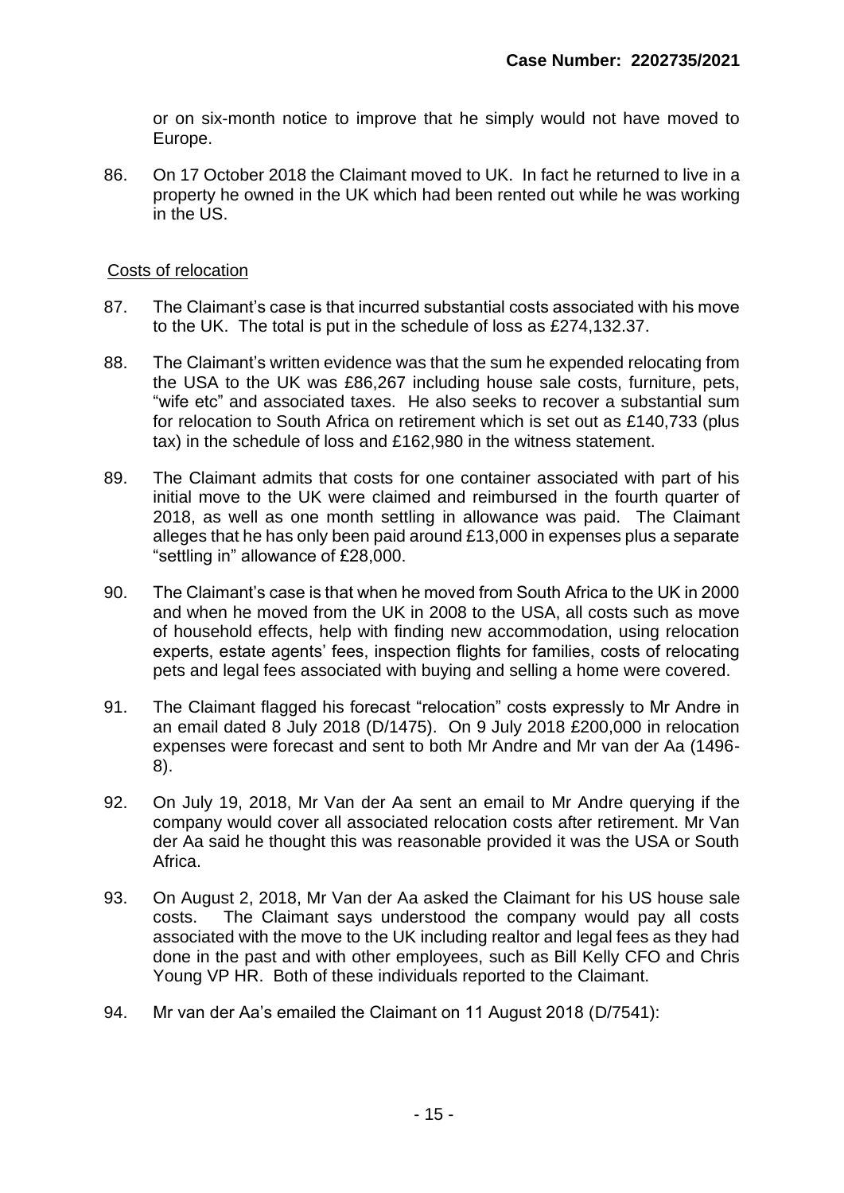or on six-month notice to improve that he simply would not have moved to Europe.

86. On 17 October 2018 the Claimant moved to UK. In fact he returned to live in a property he owned in the UK which had been rented out while he was working in the US.

Costs of relocation

87. The Claimant's case is that incurred substantial costs associated with his move to the UK. The total is put in the schedule of loss as £274,132.37.

88. The Claimant's written evidence was that the sum he expended relocating from the USA to the UK was £86,267 including house sale costs, furniture, pets, "wife etc" and associated taxes. He also seeks to recover a substantial sum for relocation to South Africa on retirement which is set out as £140,733 (plus tax) in the schedule of loss and £162,980 in the witness statement.

89. The Claimant admits that costs for one container associated with part of his initial move to the UK were claimed and reimbursed in the fourth quarter of 2018, as well as one month settling in allowance was paid. The Claimant alleges that he has only been paid around £13,000 in expenses plus a separate "settling in" allowance of £28,000.

90. The Claimant's case is that when he moved from South Africa to the UK in 2000 and when he moved from the UK in 2008 to the USA, all costs such as move of household effects, help with finding new accommodation, using relocation experts, estate agents' fees, inspection flights for families, costs of relocating pets and legal fees associated with buying and selling a home were covered.

91. The Claimant flagged his forecast "relocation" costs expressly to Mr Andre in an email dated 8 July 2018 (D/1475). On 9 July 2018 £200,000 in relocation expenses were forecast and sent to both Mr Andre and Mr van der Aa (1496-8).

92. On July 19, 2018, Mr Van der Aa sent an email to Mr Andre querying if the company would cover all associated relocation costs after retirement. Mr Van der Aa said he thought this was reasonable provided it was the USA or South Africa.

93. On August 2, 2018, Mr Van der Aa asked the Claimant for his US house sale costs. The Claimant says understood the company would pay all costs associated with the move to the UK including realtor and legal fees as they had done in the past and with other employees, such as Bill Kelly CFO and Chris Young VP HR. Both of these individuals reported to the Claimant.

94. Mr van der Aa's emailed the Claimant on 11 August 2018 (D/7541):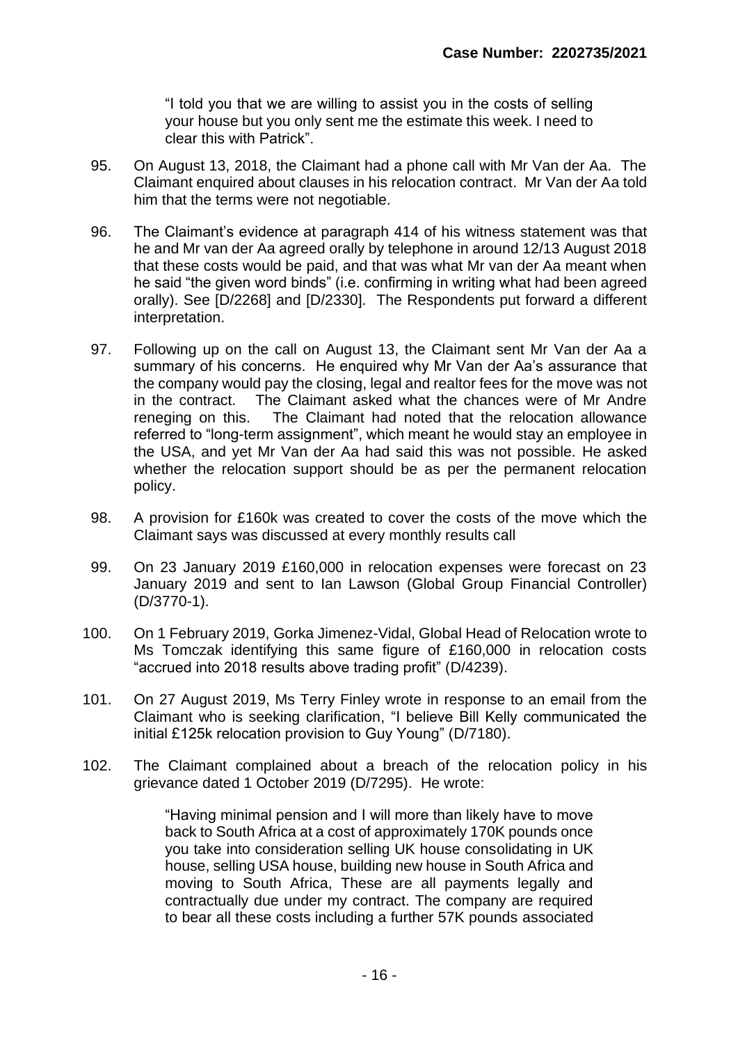"I told you that we are willing to assist you in the costs of selling your house but you only sent me the estimate this week. I need to clear this with Patrick".

95. On August 13, 2018, the Claimant had a phone call with Mr Van der Aa. The Claimant enquired about clauses in his relocation contract. Mr Van der Aa told him that the terms were not negotiable.

96. The Claimant's evidence at paragraph 414 of his witness statement was that he and Mr van der Aa agreed orally by telephone in around 12/13 August 2018 that these costs would be paid, and that was what Mr van der Aa meant when he said "the given word binds" (i.e. confirming in writing what had been agreed orally). See [D/2268] and [D/2330]. The Respondents put forward a different interpretation.

97. Following up on the call on August 13, the Claimant sent Mr Van der Aa a summary of his concerns. He enquired why Mr Van der Aa's assurance that the company would pay the closing, legal and realtor fees for the move was not in the contract. The Claimant asked what the chances were of Mr Andre reneging on this. The Claimant had noted that the relocation allowance referred to "long-term assignment", which meant he would stay an employee in the USA, and yet Mr Van der Aa had said this was not possible. He asked whether the relocation support should be as per the permanent relocation policy.

98. A provision for £160k was created to cover the costs of the move which the Claimant says was discussed at every monthly results call

99. On 23 January 2019 £160,000 in relocation expenses were forecast on 23 January 2019 and sent to Ian Lawson (Global Group Financial Controller) (D/3770-1).

100. On 1 February 2019, Gorka Jimenez-Vidal, Global Head of Relocation wrote to Ms Tomczak identifying this same figure of £160,000 in relocation costs "accrued into 2018 results above trading profit" (D/4239).

101. On 27 August 2019, Ms Terry Finley wrote in response to an email from the Claimant who is seeking clarification, "I believe Bill Kelly communicated the initial £125k relocation provision to Guy Young" (D/7180).

102. The Claimant complained about a breach of the relocation policy in his grievance dated 1 October 2019 (D/7295). He wrote:

> "Having minimal pension and I will more than likely have to move back to South Africa at a cost of approximately 170K pounds once you take into consideration selling UK house consolidating in UK house, selling USA house, building new house in South Africa and moving to South Africa, These are all payments legally and contractually due under my contract. The company are required to bear all these costs including a further 57K pounds associated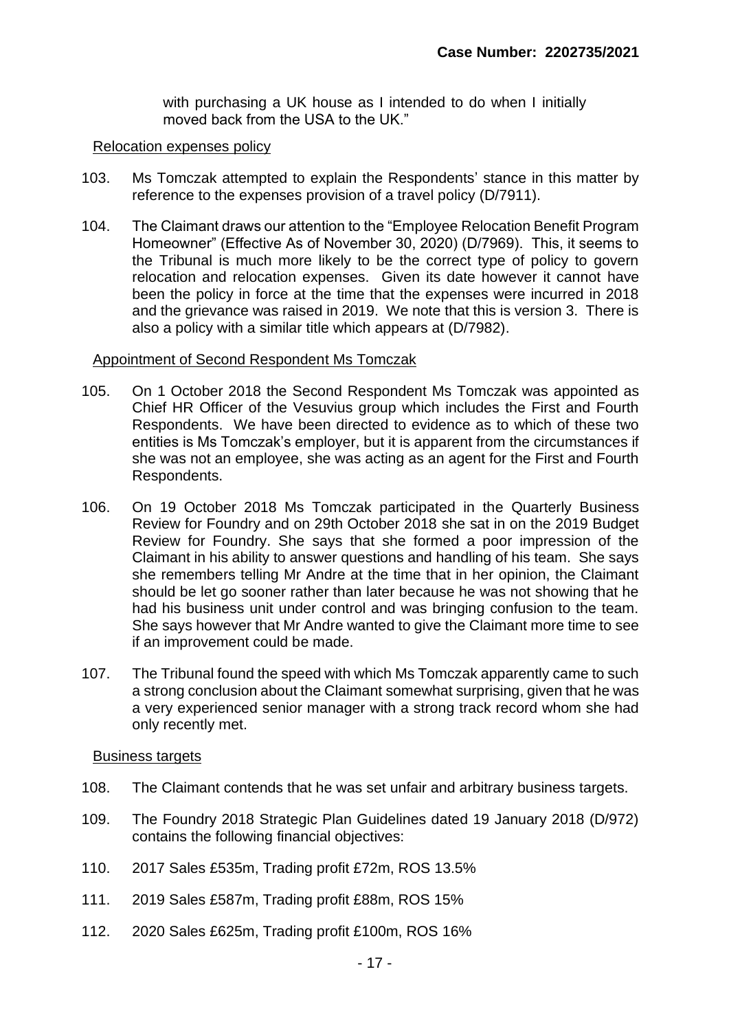with purchasing a UK house as I intended to do when I initially moved back from the USA to the UK."

Relocation expenses policy

103. Ms Tomczak attempted to explain the Respondents' stance in this matter by reference to the expenses provision of a travel policy (D/7911).

104. The Claimant draws our attention to the "Employee Relocation Benefit Program Homeowner" (Effective As of November 30, 2020) (D/7969). This, it seems to the Tribunal is much more likely to be the correct type of policy to govern relocation and relocation expenses. Given its date however it cannot have been the policy in force at the time that the expenses were incurred in 2018 and the grievance was raised in 2019. We note that this is version 3. There is also a policy with a similar title which appears at (D/7982).

Appointment of Second Respondent Ms Tomczak

105. On 1 October 2018 the Second Respondent Ms Tomczak was appointed as Chief HR Officer of the Vesuvius group which includes the First and Fourth Respondents. We have been directed to evidence as to which of these two entities is Ms Tomczak's employer, but it is apparent from the circumstances if she was not an employee, she was acting as an agent for the First and Fourth Respondents.

106. On 19 October 2018 Ms Tomczak participated in the Quarterly Business Review for Foundry and on 29th October 2018 she sat in on the 2019 Budget Review for Foundry. She says that she formed a poor impression of the Claimant in his ability to answer questions and handling of his team. She says she remembers telling Mr Andre at the time that in her opinion, the Claimant should be let go sooner rather than later because he was not showing that he had his business unit under control and was bringing confusion to the team. She says however that Mr Andre wanted to give the Claimant more time to see if an improvement could be made.

107. The Tribunal found the speed with which Ms Tomczak apparently came to such a strong conclusion about the Claimant somewhat surprising, given that he was a very experienced senior manager with a strong track record whom she had only recently met.

Business targets

108. The Claimant contends that he was set unfair and arbitrary business targets.

109. The Foundry 2018 Strategic Plan Guidelines dated 19 January 2018 (D/972) contains the following financial objectives:

110. 2017 Sales £535m, Trading profit £72m, ROS 13.5%

111. 2019 Sales £587m, Trading profit £88m, ROS 15%

112. 2020 Sales £625m, Trading profit £100m, ROS 16%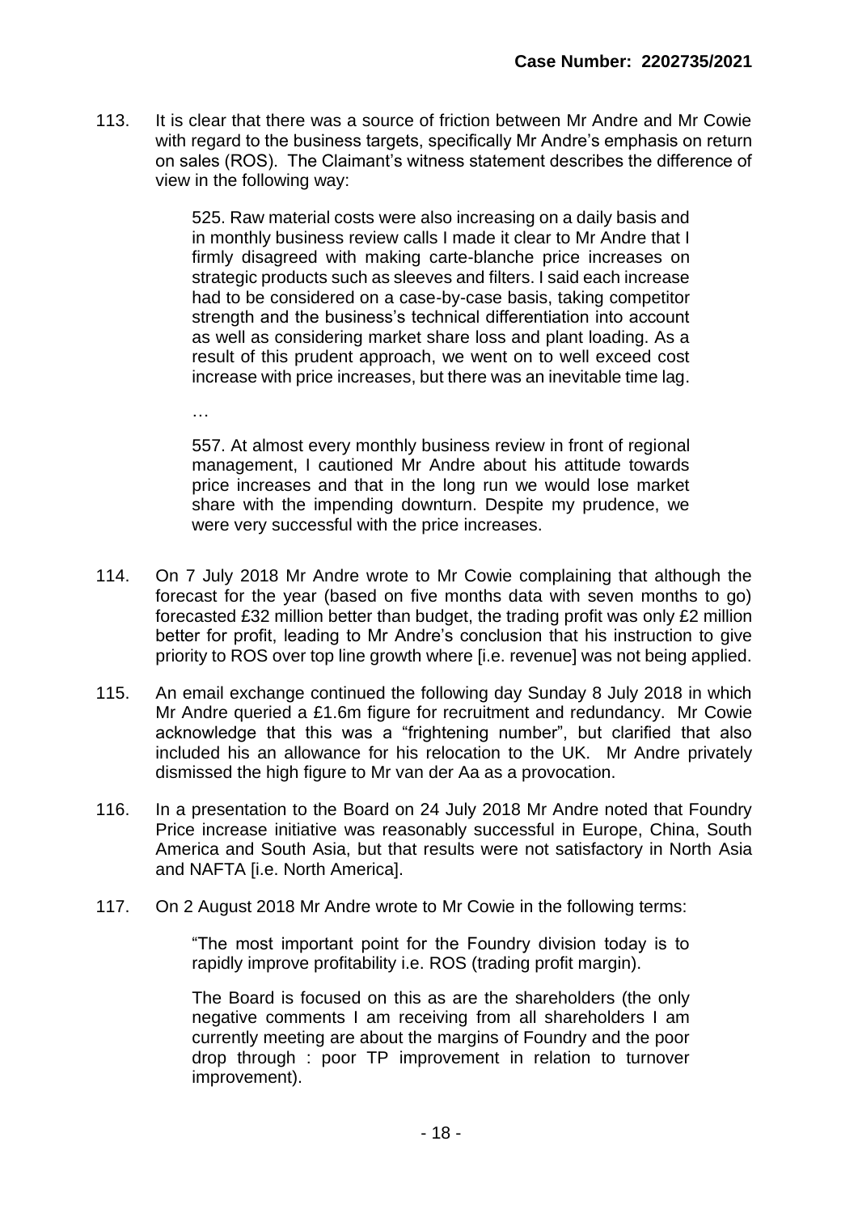113. It is clear that there was a source of friction between Mr Andre and Mr Cowie with regard to the business targets, specifically Mr Andre's emphasis on return on sales (ROS). The Claimant's witness statement describes the difference of view in the following way:

> 525. Raw material costs were also increasing on a daily basis and in monthly business review calls I made it clear to Mr Andre that I firmly disagreed with making carte-blanche price increases on strategic products such as sleeves and filters. I said each increase had to be considered on a case-by-case basis, taking competitor strength and the business's technical differentiation into account as well as considering market share loss and plant loading. As a result of this prudent approach, we went on to well exceed cost increase with price increases, but there was an inevitable time lag.
>
> …
>
> 557. At almost every monthly business review in front of regional management, I cautioned Mr Andre about his attitude towards price increases and that in the long run we would lose market share with the impending downturn. Despite my prudence, we were very successful with the price increases.

114. On 7 July 2018 Mr Andre wrote to Mr Cowie complaining that although the forecast for the year (based on five months data with seven months to go) forecasted £32 million better than budget, the trading profit was only £2 million better for profit, leading to Mr Andre's conclusion that his instruction to give priority to ROS over top line growth where [i.e. revenue] was not being applied.

115. An email exchange continued the following day Sunday 8 July 2018 in which Mr Andre queried a £1.6m figure for recruitment and redundancy. Mr Cowie acknowledge that this was a "frightening number", but clarified that also included his an allowance for his relocation to the UK. Mr Andre privately dismissed the high figure to Mr van der Aa as a provocation.

116. In a presentation to the Board on 24 July 2018 Mr Andre noted that Foundry Price increase initiative was reasonably successful in Europe, China, South America and South Asia, but that results were not satisfactory in North Asia and NAFTA [i.e. North America].

117. On 2 August 2018 Mr Andre wrote to Mr Cowie in the following terms:

> "The most important point for the Foundry division today is to rapidly improve profitability i.e. ROS (trading profit margin).
>
> The Board is focused on this as are the shareholders (the only negative comments I am receiving from all shareholders I am currently meeting are about the margins of Foundry and the poor drop through : poor TP improvement in relation to turnover improvement).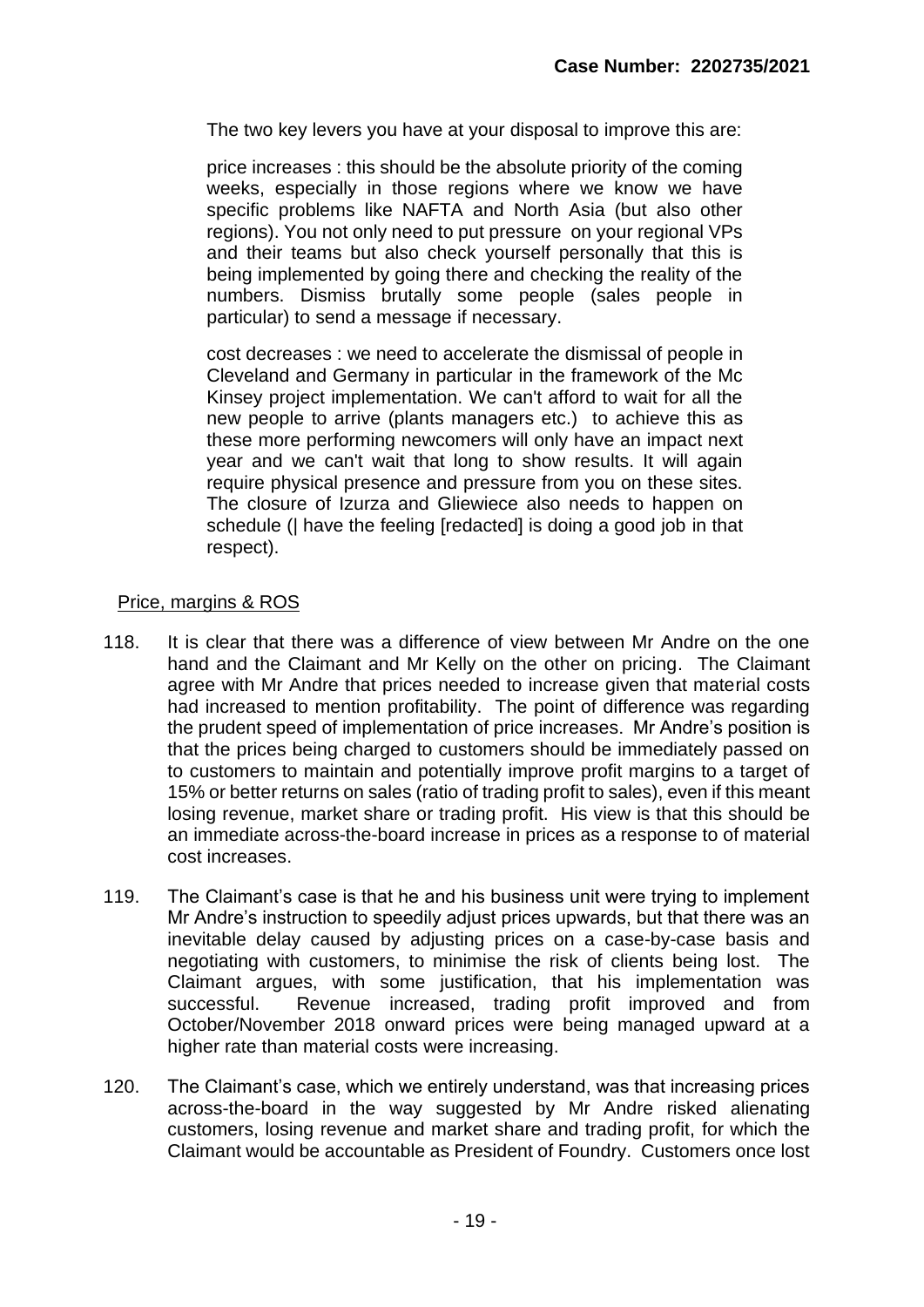The two key levers you have at your disposal to improve this are:

> price increases : this should be the absolute priority of the coming weeks, especially in those regions where we know we have specific problems like NAFTA and North Asia (but also other regions). You not only need to put pressure on your regional VPs and their teams but also check yourself personally that this is being implemented by going there and checking the reality of the numbers. Dismiss brutally some people (sales people in particular) to send a message if necessary.
>
> cost decreases : we need to accelerate the dismissal of people in Cleveland and Germany in particular in the framework of the Mc Kinsey project implementation. We can't afford to wait for all the new people to arrive (plants managers etc.) to achieve this as these more performing newcomers will only have an impact next year and we can't wait that long to show results. It will again require physical presence and pressure from you on these sites. The closure of Izurza and Gliewiece also needs to happen on schedule (| have the feeling [redacted] is doing a good job in that respect).

Price, margins & ROS

118. It is clear that there was a difference of view between Mr Andre on the one hand and the Claimant and Mr Kelly on the other on pricing. The Claimant agree with Mr Andre that prices needed to increase given that material costs had increased to mention profitability. The point of difference was regarding the prudent speed of implementation of price increases. Mr Andre's position is that the prices being charged to customers should be immediately passed on to customers to maintain and potentially improve profit margins to a target of 15% or better returns on sales (ratio of trading profit to sales), even if this meant losing revenue, market share or trading profit. His view is that this should be an immediate across-the-board increase in prices as a response to of material cost increases.

119. The Claimant's case is that he and his business unit were trying to implement Mr Andre's instruction to speedily adjust prices upwards, but that there was an inevitable delay caused by adjusting prices on a case-by-case basis and negotiating with customers, to minimise the risk of clients being lost. The Claimant argues, with some justification, that his implementation was successful. Revenue increased, trading profit improved and from October/November 2018 onward prices were being managed upward at a higher rate than material costs were increasing.

120. The Claimant's case, which we entirely understand, was that increasing prices across-the-board in the way suggested by Mr Andre risked alienating customers, losing revenue and market share and trading profit, for which the Claimant would be accountable as President of Foundry. Customers once lost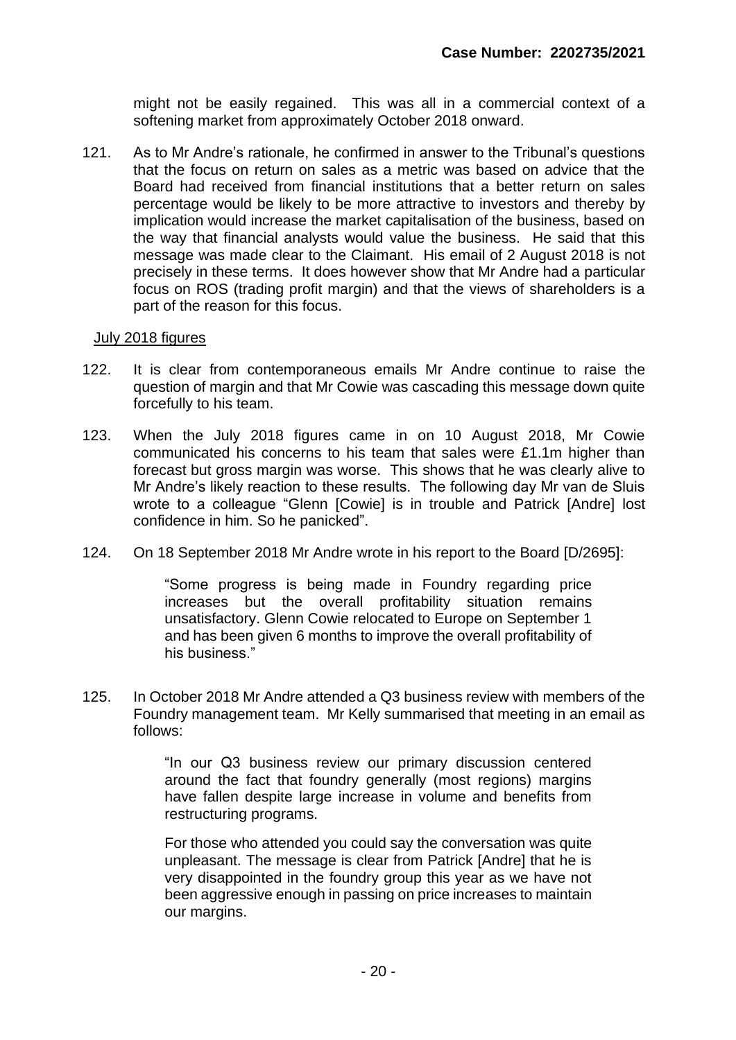might not be easily regained. This was all in a commercial context of a softening market from approximately October 2018 onward.

121. As to Mr Andre's rationale, he confirmed in answer to the Tribunal's questions that the focus on return on sales as a metric was based on advice that the Board had received from financial institutions that a better return on sales percentage would be likely to be more attractive to investors and thereby by implication would increase the market capitalisation of the business, based on the way that financial analysts would value the business. He said that this message was made clear to the Claimant. His email of 2 August 2018 is not precisely in these terms. It does however show that Mr Andre had a particular focus on ROS (trading profit margin) and that the views of shareholders is a part of the reason for this focus.

<u>July 2018 figures</u>

122. It is clear from contemporaneous emails Mr Andre continue to raise the question of margin and that Mr Cowie was cascading this message down quite forcefully to his team.

123. When the July 2018 figures came in on 10 August 2018, Mr Cowie communicated his concerns to his team that sales were £1.1m higher than forecast but gross margin was worse. This shows that he was clearly alive to Mr Andre's likely reaction to these results. The following day Mr van de Sluis wrote to a colleague "Glenn [Cowie] is in trouble and Patrick [Andre] lost confidence in him. So he panicked".

124. On 18 September 2018 Mr Andre wrote in his report to the Board [D/2695]:

> "Some progress is being made in Foundry regarding price increases but the overall profitability situation remains unsatisfactory. Glenn Cowie relocated to Europe on September 1 and has been given 6 months to improve the overall profitability of his business."

125. In October 2018 Mr Andre attended a Q3 business review with members of the Foundry management team. Mr Kelly summarised that meeting in an email as follows:

> "In our Q3 business review our primary discussion centered around the fact that foundry generally (most regions) margins have fallen despite large increase in volume and benefits from restructuring programs.
>
> For those who attended you could say the conversation was quite unpleasant. The message is clear from Patrick [Andre] that he is very disappointed in the foundry group this year as we have not been aggressive enough in passing on price increases to maintain our margins.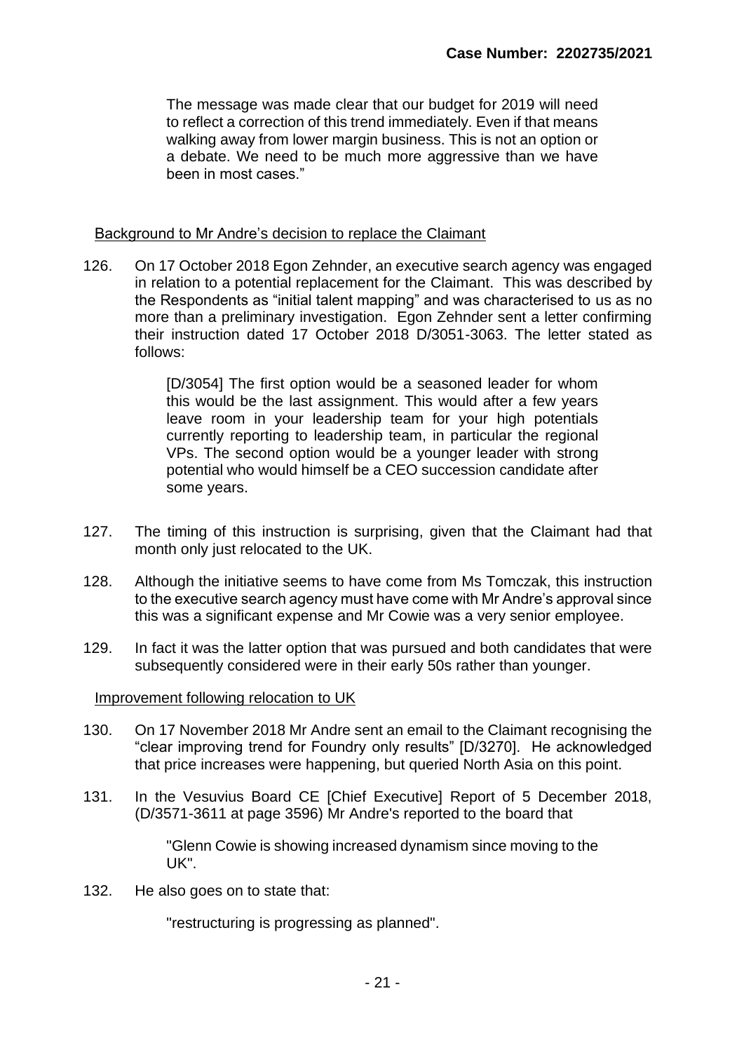> The message was made clear that our budget for 2019 will need to reflect a correction of this trend immediately. Even if that means walking away from lower margin business. This is not an option or a debate. We need to be much more aggressive than we have been in most cases."

Background to Mr Andre's decision to replace the Claimant

126. On 17 October 2018 Egon Zehnder, an executive search agency was engaged in relation to a potential replacement for the Claimant. This was described by the Respondents as "initial talent mapping" and was characterised to us as no more than a preliminary investigation. Egon Zehnder sent a letter confirming their instruction dated 17 October 2018 D/3051-3063. The letter stated as follows:

> [D/3054] The first option would be a seasoned leader for whom this would be the last assignment. This would after a few years leave room in your leadership team for your high potentials currently reporting to leadership team, in particular the regional VPs. The second option would be a younger leader with strong potential who would himself be a CEO succession candidate after some years.

127. The timing of this instruction is surprising, given that the Claimant had that month only just relocated to the UK.

128. Although the initiative seems to have come from Ms Tomczak, this instruction to the executive search agency must have come with Mr Andre's approval since this was a significant expense and Mr Cowie was a very senior employee.

129. In fact it was the latter option that was pursued and both candidates that were subsequently considered were in their early 50s rather than younger.

Improvement following relocation to UK

130. On 17 November 2018 Mr Andre sent an email to the Claimant recognising the "clear improving trend for Foundry only results" [D/3270]. He acknowledged that price increases were happening, but queried North Asia on this point.

131. In the Vesuvius Board CE [Chief Executive] Report of 5 December 2018, (D/3571-3611 at page 3596) Mr Andre's reported to the board that

> "Glenn Cowie is showing increased dynamism since moving to the UK".

132. He also goes on to state that:

> "restructuring is progressing as planned".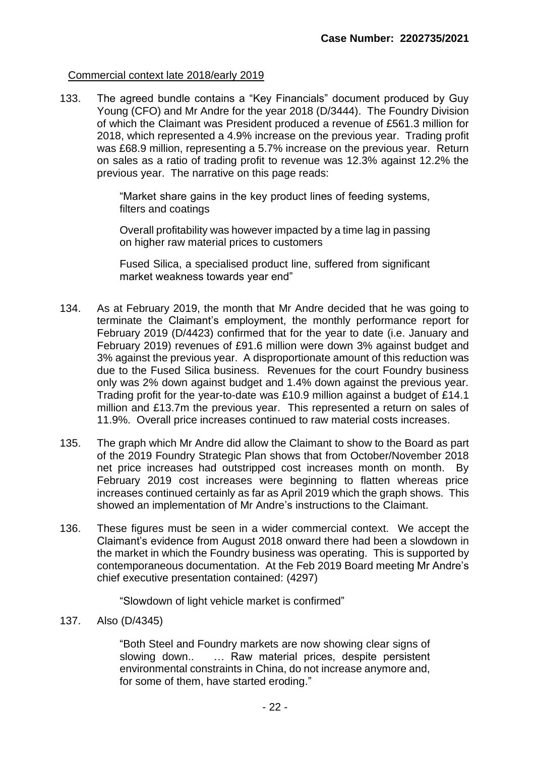Commercial context late 2018/early 2019

133. The agreed bundle contains a "Key Financials" document produced by Guy Young (CFO) and Mr Andre for the year 2018 (D/3444). The Foundry Division of which the Claimant was President produced a revenue of £561.3 million for 2018, which represented a 4.9% increase on the previous year. Trading profit was £68.9 million, representing a 5.7% increase on the previous year. Return on sales as a ratio of trading profit to revenue was 12.3% against 12.2% the previous year. The narrative on this page reads:

   > "Market share gains in the key product lines of feeding systems, filters and coatings
   >
   > Overall profitability was however impacted by a time lag in passing on higher raw material prices to customers
   >
   > Fused Silica, a specialised product line, suffered from significant market weakness towards year end"

134. As at February 2019, the month that Mr Andre decided that he was going to terminate the Claimant's employment, the monthly performance report for February 2019 (D/4423) confirmed that for the year to date (i.e. January and February 2019) revenues of £91.6 million were down 3% against budget and 3% against the previous year. A disproportionate amount of this reduction was due to the Fused Silica business. Revenues for the court Foundry business only was 2% down against budget and 1.4% down against the previous year. Trading profit for the year-to-date was £10.9 million against a budget of £14.1 million and £13.7m the previous year. This represented a return on sales of 11.9%. Overall price increases continued to raw material costs increases.

135. The graph which Mr Andre did allow the Claimant to show to the Board as part of the 2019 Foundry Strategic Plan shows that from October/November 2018 net price increases had outstripped cost increases month on month. By February 2019 cost increases were beginning to flatten whereas price increases continued certainly as far as April 2019 which the graph shows. This showed an implementation of Mr Andre's instructions to the Claimant.

136. These figures must be seen in a wider commercial context. We accept the Claimant's evidence from August 2018 onward there had been a slowdown in the market in which the Foundry business was operating. This is supported by contemporaneous documentation. At the Feb 2019 Board meeting Mr Andre's chief executive presentation contained: (4297)

   > "Slowdown of light vehicle market is confirmed"

137. Also (D/4345)

   > "Both Steel and Foundry markets are now showing clear signs of slowing down.. … Raw material prices, despite persistent environmental constraints in China, do not increase anymore and, for some of them, have started eroding."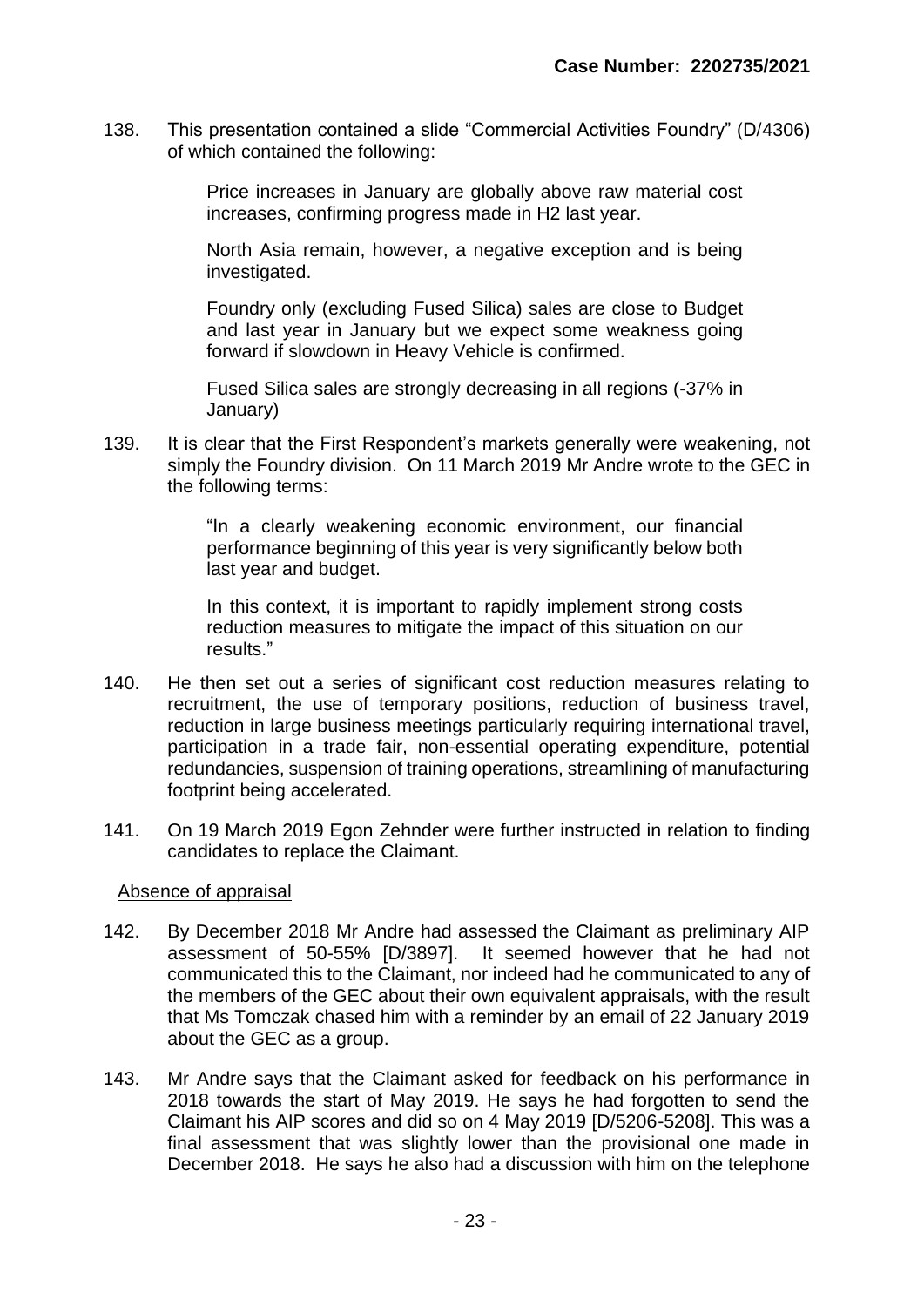138. This presentation contained a slide "Commercial Activities Foundry" (D/4306) of which contained the following:

> Price increases in January are globally above raw material cost increases, confirming progress made in H2 last year.
>
> North Asia remain, however, a negative exception and is being investigated.
>
> Foundry only (excluding Fused Silica) sales are close to Budget and last year in January but we expect some weakness going forward if slowdown in Heavy Vehicle is confirmed.
>
> Fused Silica sales are strongly decreasing in all regions (-37% in January)

139. It is clear that the First Respondent's markets generally were weakening, not simply the Foundry division. On 11 March 2019 Mr Andre wrote to the GEC in the following terms:

> "In a clearly weakening economic environment, our financial performance beginning of this year is very significantly below both last year and budget.
>
> In this context, it is important to rapidly implement strong costs reduction measures to mitigate the impact of this situation on our results."

140. He then set out a series of significant cost reduction measures relating to recruitment, the use of temporary positions, reduction of business travel, reduction in large business meetings particularly requiring international travel, participation in a trade fair, non-essential operating expenditure, potential redundancies, suspension of training operations, streamlining of manufacturing footprint being accelerated.

141. On 19 March 2019 Egon Zehnder were further instructed in relation to finding candidates to replace the Claimant.

<u>Absence of appraisal</u>

142. By December 2018 Mr Andre had assessed the Claimant as preliminary AIP assessment of 50-55% [D/3897]. It seemed however that he had not communicated this to the Claimant, nor indeed had he communicated to any of the members of the GEC about their own equivalent appraisals, with the result that Ms Tomczak chased him with a reminder by an email of 22 January 2019 about the GEC as a group.

143. Mr Andre says that the Claimant asked for feedback on his performance in 2018 towards the start of May 2019. He says he had forgotten to send the Claimant his AIP scores and did so on 4 May 2019 [D/5206-5208]. This was a final assessment that was slightly lower than the provisional one made in December 2018. He says he also had a discussion with him on the telephone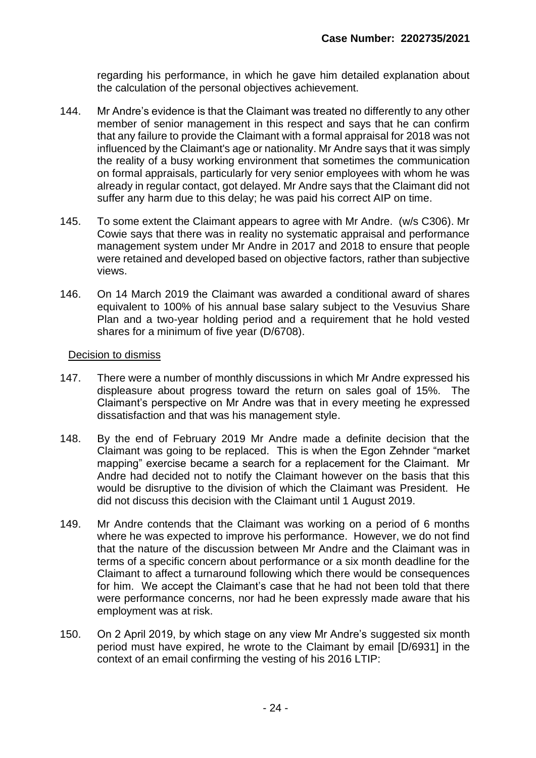regarding his performance, in which he gave him detailed explanation about the calculation of the personal objectives achievement.

144. Mr Andre's evidence is that the Claimant was treated no differently to any other member of senior management in this respect and says that he can confirm that any failure to provide the Claimant with a formal appraisal for 2018 was not influenced by the Claimant's age or nationality. Mr Andre says that it was simply the reality of a busy working environment that sometimes the communication on formal appraisals, particularly for very senior employees with whom he was already in regular contact, got delayed. Mr Andre says that the Claimant did not suffer any harm due to this delay; he was paid his correct AIP on time.

145. To some extent the Claimant appears to agree with Mr Andre. (w/s C306). Mr Cowie says that there was in reality no systematic appraisal and performance management system under Mr Andre in 2017 and 2018 to ensure that people were retained and developed based on objective factors, rather than subjective views.

146. On 14 March 2019 the Claimant was awarded a conditional award of shares equivalent to 100% of his annual base salary subject to the Vesuvius Share Plan and a two-year holding period and a requirement that he hold vested shares for a minimum of five year (D/6708).

Decision to dismiss

147. There were a number of monthly discussions in which Mr Andre expressed his displeasure about progress toward the return on sales goal of 15%. The Claimant's perspective on Mr Andre was that in every meeting he expressed dissatisfaction and that was his management style.

148. By the end of February 2019 Mr Andre made a definite decision that the Claimant was going to be replaced. This is when the Egon Zehnder "market mapping" exercise became a search for a replacement for the Claimant. Mr Andre had decided not to notify the Claimant however on the basis that this would be disruptive to the division of which the Claimant was President. He did not discuss this decision with the Claimant until 1 August 2019.

149. Mr Andre contends that the Claimant was working on a period of 6 months where he was expected to improve his performance. However, we do not find that the nature of the discussion between Mr Andre and the Claimant was in terms of a specific concern about performance or a six month deadline for the Claimant to affect a turnaround following which there would be consequences for him. We accept the Claimant's case that he had not been told that there were performance concerns, nor had he been expressly made aware that his employment was at risk.

150. On 2 April 2019, by which stage on any view Mr Andre's suggested six month period must have expired, he wrote to the Claimant by email [D/6931] in the context of an email confirming the vesting of his 2016 LTIP: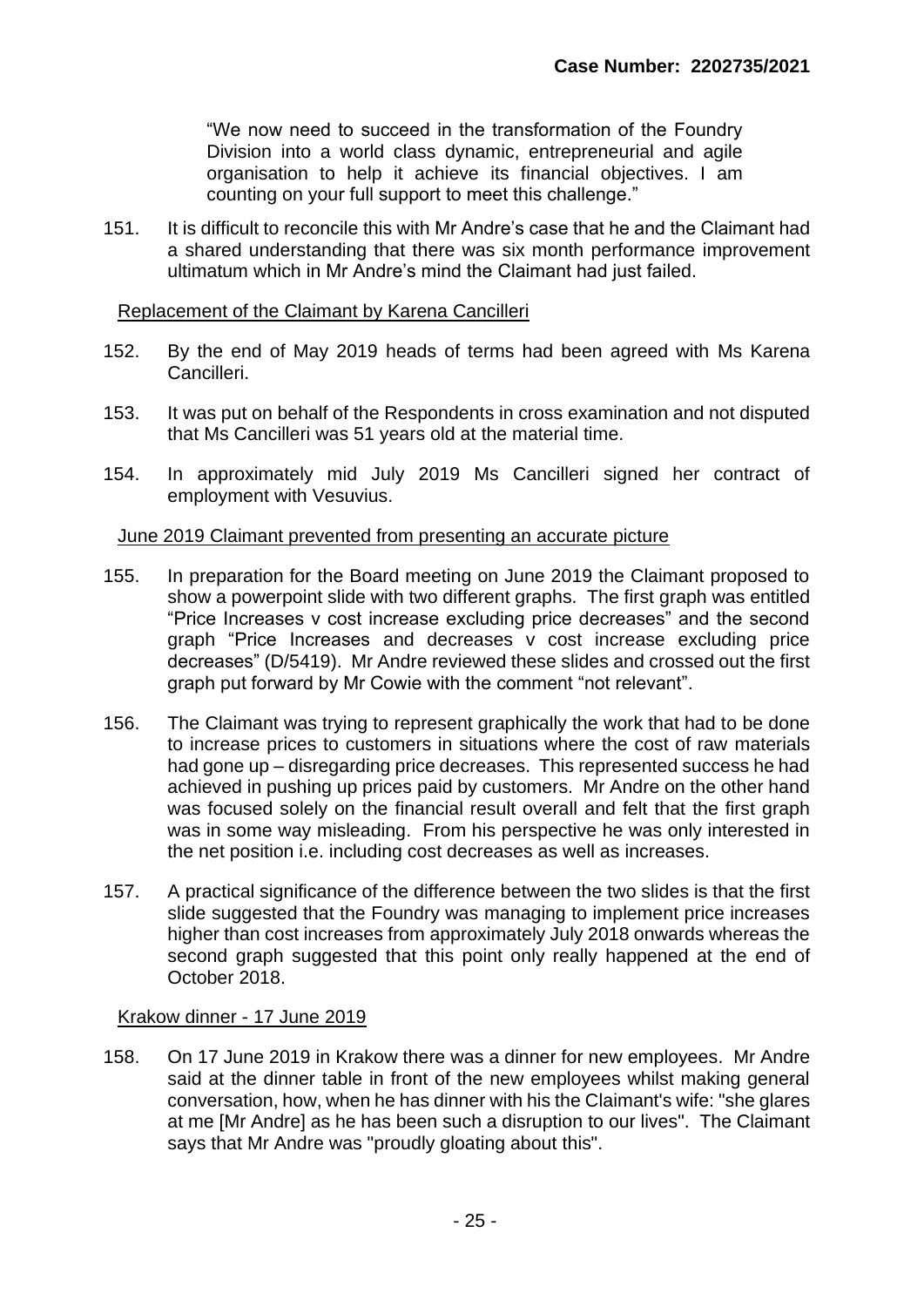"We now need to succeed in the transformation of the Foundry Division into a world class dynamic, entrepreneurial and agile organisation to help it achieve its financial objectives. I am counting on your full support to meet this challenge."

151. It is difficult to reconcile this with Mr Andre's case that he and the Claimant had a shared understanding that there was six month performance improvement ultimatum which in Mr Andre's mind the Claimant had just failed.

Replacement of the Claimant by Karena Cancilleri

152. By the end of May 2019 heads of terms had been agreed with Ms Karena Cancilleri.

153. It was put on behalf of the Respondents in cross examination and not disputed that Ms Cancilleri was 51 years old at the material time.

154. In approximately mid July 2019 Ms Cancilleri signed her contract of employment with Vesuvius.

June 2019 Claimant prevented from presenting an accurate picture

155. In preparation for the Board meeting on June 2019 the Claimant proposed to show a powerpoint slide with two different graphs. The first graph was entitled "Price Increases v cost increase excluding price decreases" and the second graph "Price Increases and decreases v cost increase excluding price decreases" (D/5419). Mr Andre reviewed these slides and crossed out the first graph put forward by Mr Cowie with the comment "not relevant".

156. The Claimant was trying to represent graphically the work that had to be done to increase prices to customers in situations where the cost of raw materials had gone up – disregarding price decreases. This represented success he had achieved in pushing up prices paid by customers. Mr Andre on the other hand was focused solely on the financial result overall and felt that the first graph was in some way misleading. From his perspective he was only interested in the net position i.e. including cost decreases as well as increases.

157. A practical significance of the difference between the two slides is that the first slide suggested that the Foundry was managing to implement price increases higher than cost increases from approximately July 2018 onwards whereas the second graph suggested that this point only really happened at the end of October 2018.

Krakow dinner - 17 June 2019

158. On 17 June 2019 in Krakow there was a dinner for new employees. Mr Andre said at the dinner table in front of the new employees whilst making general conversation, how, when he has dinner with his the Claimant's wife: "she glares at me [Mr Andre] as he has been such a disruption to our lives". The Claimant says that Mr Andre was "proudly gloating about this".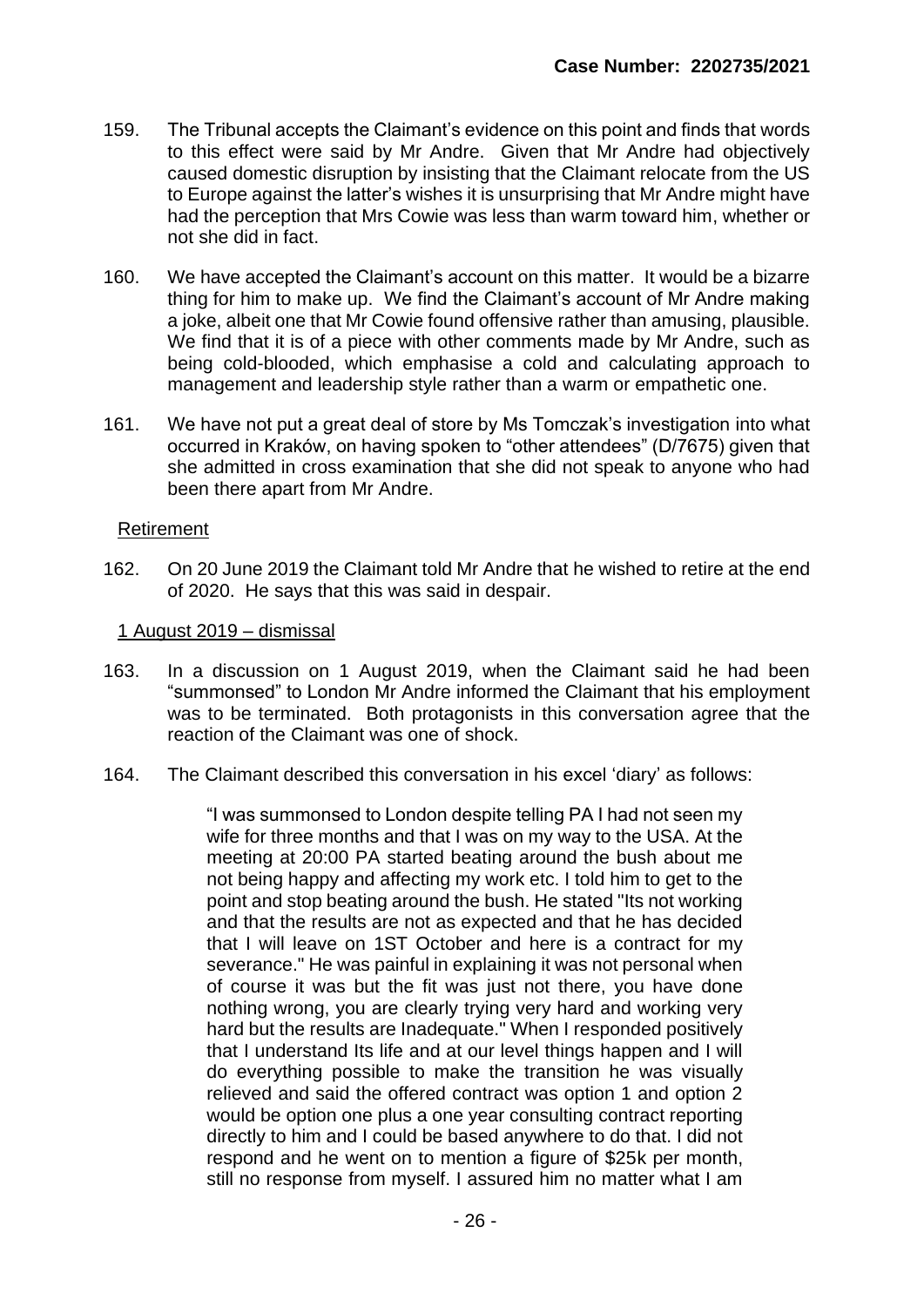159. The Tribunal accepts the Claimant's evidence on this point and finds that words to this effect were said by Mr Andre. Given that Mr Andre had objectively caused domestic disruption by insisting that the Claimant relocate from the US to Europe against the latter's wishes it is unsurprising that Mr Andre might have had the perception that Mrs Cowie was less than warm toward him, whether or not she did in fact.

160. We have accepted the Claimant's account on this matter. It would be a bizarre thing for him to make up. We find the Claimant's account of Mr Andre making a joke, albeit one that Mr Cowie found offensive rather than amusing, plausible. We find that it is of a piece with other comments made by Mr Andre, such as being cold-blooded, which emphasise a cold and calculating approach to management and leadership style rather than a warm or empathetic one.

161. We have not put a great deal of store by Ms Tomczak's investigation into what occurred in Kraków, on having spoken to "other attendees" (D/7675) given that she admitted in cross examination that she did not speak to anyone who had been there apart from Mr Andre.

<u>Retirement</u>

162. On 20 June 2019 the Claimant told Mr Andre that he wished to retire at the end of 2020. He says that this was said in despair.

<u>1 August 2019 – dismissal</u>

163. In a discussion on 1 August 2019, when the Claimant said he had been "summonsed" to London Mr Andre informed the Claimant that his employment was to be terminated. Both protagonists in this conversation agree that the reaction of the Claimant was one of shock.

164. The Claimant described this conversation in his excel 'diary' as follows:

> "I was summonsed to London despite telling PA I had not seen my wife for three months and that I was on my way to the USA. At the meeting at 20:00 PA started beating around the bush about me not being happy and affecting my work etc. I told him to get to the point and stop beating around the bush. He stated "Its not working and that the results are not as expected and that he has decided that I will leave on 1ST October and here is a contract for my severance." He was painful in explaining it was not personal when of course it was but the fit was just not there, you have done nothing wrong, you are clearly trying very hard and working very hard but the results are Inadequate." When I responded positively that I understand Its life and at our level things happen and I will do everything possible to make the transition he was visually relieved and said the offered contract was option 1 and option 2 would be option one plus a one year consulting contract reporting directly to him and I could be based anywhere to do that. I did not respond and he went on to mention a figure of $25k per month, still no response from myself. I assured him no matter what I am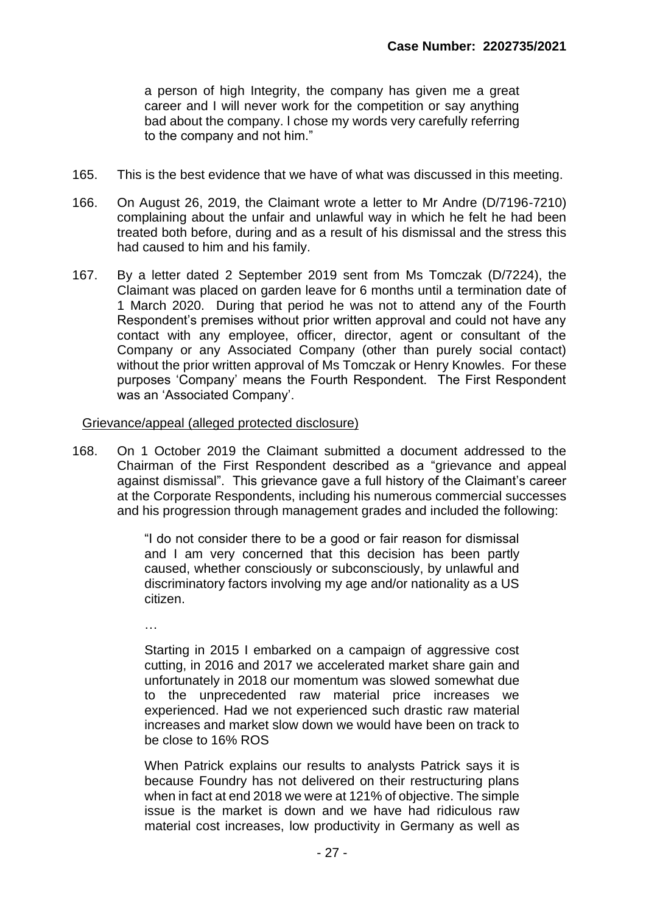> a person of high Integrity, the company has given me a great career and I will never work for the competition or say anything bad about the company. I chose my words very carefully referring to the company and not him."

165. This is the best evidence that we have of what was discussed in this meeting.

166. On August 26, 2019, the Claimant wrote a letter to Mr Andre (D/7196-7210) complaining about the unfair and unlawful way in which he felt he had been treated both before, during and as a result of his dismissal and the stress this had caused to him and his family.

167. By a letter dated 2 September 2019 sent from Ms Tomczak (D/7224), the Claimant was placed on garden leave for 6 months until a termination date of 1 March 2020. During that period he was not to attend any of the Fourth Respondent's premises without prior written approval and could not have any contact with any employee, officer, director, agent or consultant of the Company or any Associated Company (other than purely social contact) without the prior written approval of Ms Tomczak or Henry Knowles. For these purposes 'Company' means the Fourth Respondent. The First Respondent was an 'Associated Company'.

<u>Grievance/appeal (alleged protected disclosure)</u>

168. On 1 October 2019 the Claimant submitted a document addressed to the Chairman of the First Respondent described as a "grievance and appeal against dismissal". This grievance gave a full history of the Claimant's career at the Corporate Respondents, including his numerous commercial successes and his progression through management grades and included the following:

> "I do not consider there to be a good or fair reason for dismissal and I am very concerned that this decision has been partly caused, whether consciously or subconsciously, by unlawful and discriminatory factors involving my age and/or nationality as a US citizen.
>
> …
>
> Starting in 2015 I embarked on a campaign of aggressive cost cutting, in 2016 and 2017 we accelerated market share gain and unfortunately in 2018 our momentum was slowed somewhat due to the unprecedented raw material price increases we experienced. Had we not experienced such drastic raw material increases and market slow down we would have been on track to be close to 16% ROS
>
> When Patrick explains our results to analysts Patrick says it is because Foundry has not delivered on their restructuring plans when in fact at end 2018 we were at 121% of objective. The simple issue is the market is down and we have had ridiculous raw material cost increases, low productivity in Germany as well as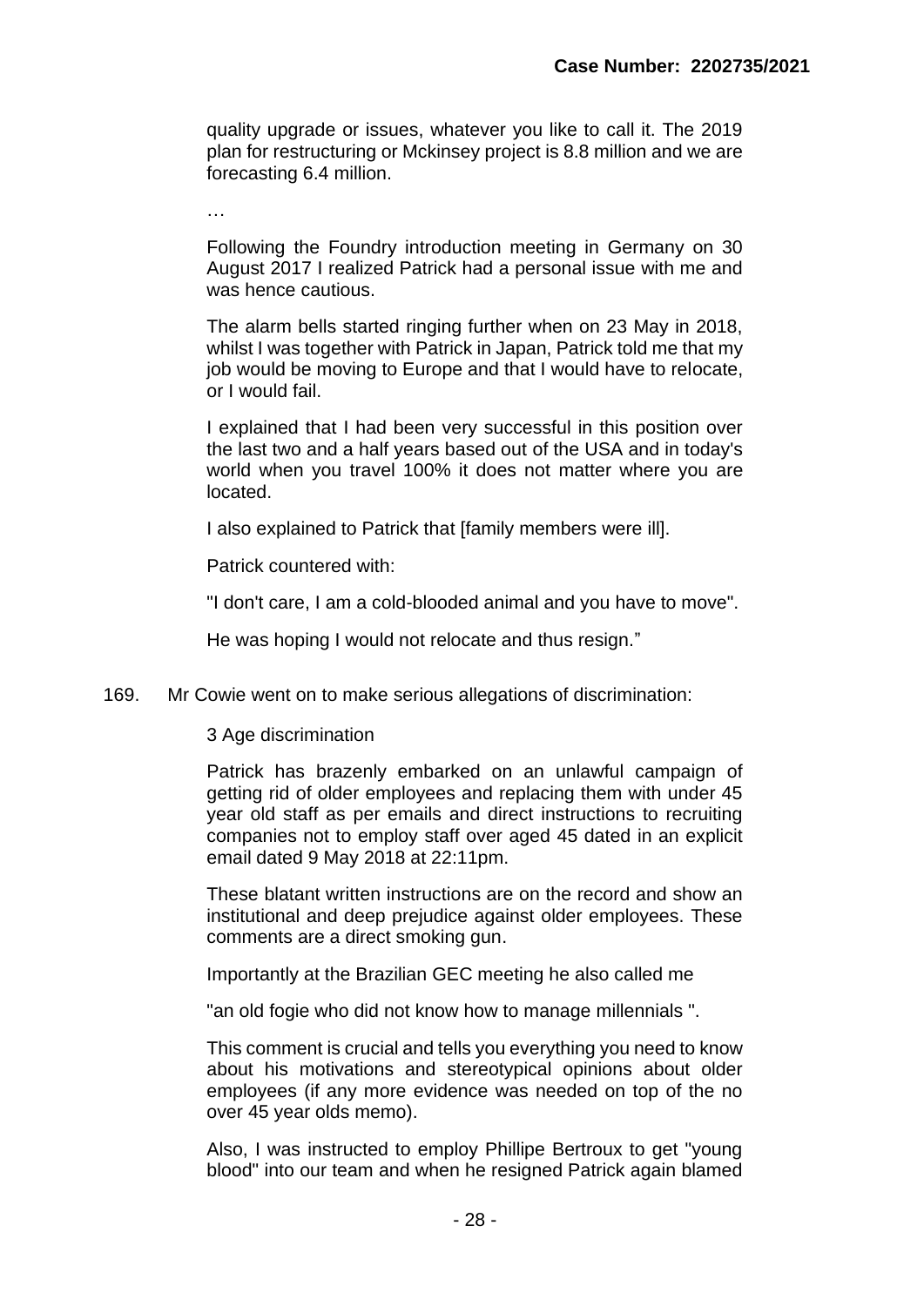> quality upgrade or issues, whatever you like to call it. The 2019 plan for restructuring or Mckinsey project is 8.8 million and we are forecasting 6.4 million.
>
> …
>
> Following the Foundry introduction meeting in Germany on 30 August 2017 I realized Patrick had a personal issue with me and was hence cautious.
>
> The alarm bells started ringing further when on 23 May in 2018, whilst I was together with Patrick in Japan, Patrick told me that my job would be moving to Europe and that I would have to relocate, or I would fail.
>
> I explained that I had been very successful in this position over the last two and a half years based out of the USA and in today's world when you travel 100% it does not matter where you are located.
>
> I also explained to Patrick that [family members were ill].
>
> Patrick countered with:
>
> "I don't care, I am a cold-blooded animal and you have to move".
>
> He was hoping I would not relocate and thus resign."

169. Mr Cowie went on to make serious allegations of discrimination:

> 3 Age discrimination
>
> Patrick has brazenly embarked on an unlawful campaign of getting rid of older employees and replacing them with under 45 year old staff as per emails and direct instructions to recruiting companies not to employ staff over aged 45 dated in an explicit email dated 9 May 2018 at 22:11pm.
>
> These blatant written instructions are on the record and show an institutional and deep prejudice against older employees. These comments are a direct smoking gun.
>
> Importantly at the Brazilian GEC meeting he also called me
>
> "an old fogie who did not know how to manage millennials ".
>
> This comment is crucial and tells you everything you need to know about his motivations and stereotypical opinions about older employees (if any more evidence was needed on top of the no over 45 year olds memo).
>
> Also, I was instructed to employ Phillipe Bertroux to get "young blood" into our team and when he resigned Patrick again blamed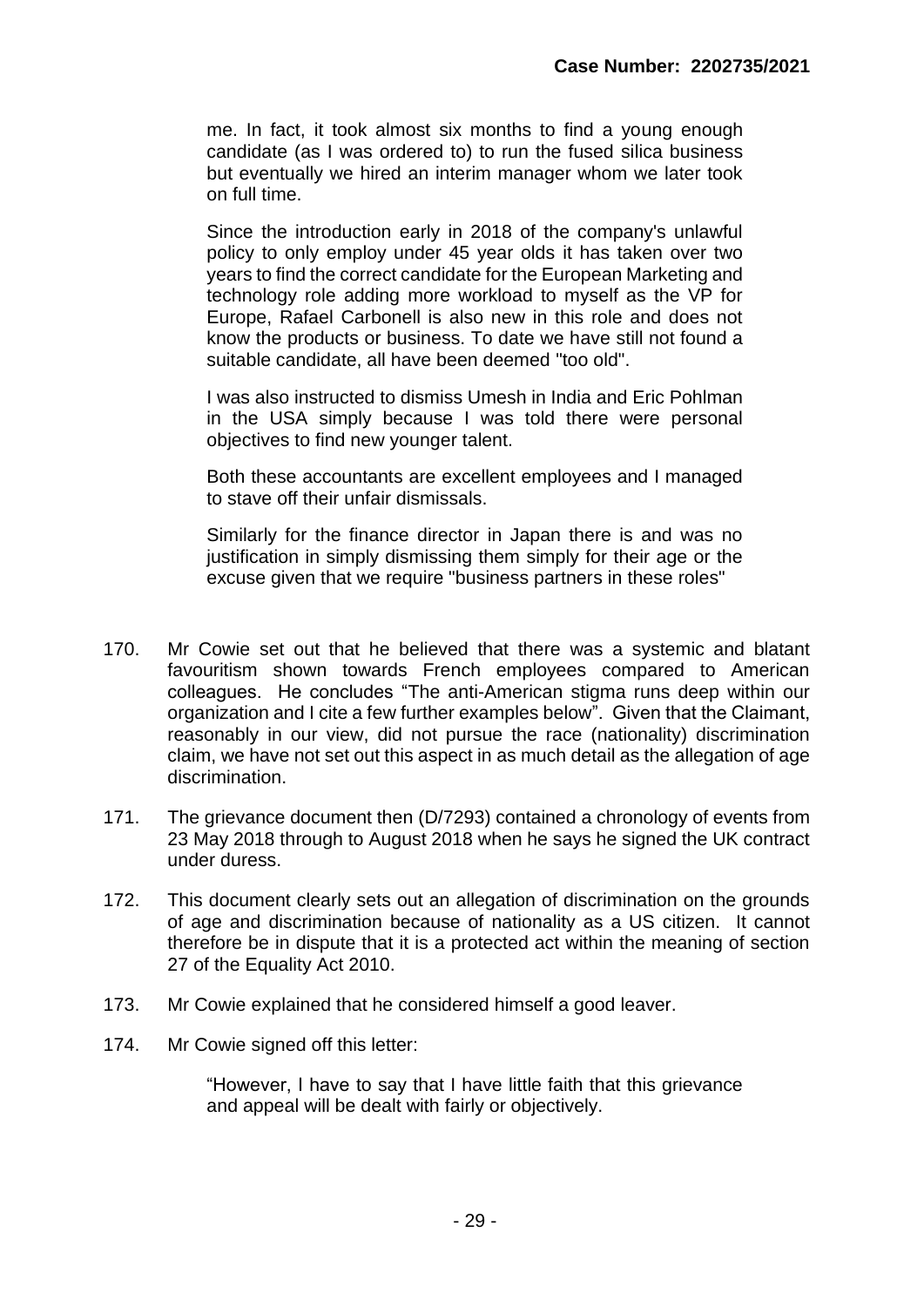> me. In fact, it took almost six months to find a young enough candidate (as I was ordered to) to run the fused silica business but eventually we hired an interim manager whom we later took on full time.
>
> Since the introduction early in 2018 of the company's unlawful policy to only employ under 45 year olds it has taken over two years to find the correct candidate for the European Marketing and technology role adding more workload to myself as the VP for Europe, Rafael Carbonell is also new in this role and does not know the products or business. To date we have still not found a suitable candidate, all have been deemed "too old".
>
> I was also instructed to dismiss Umesh in India and Eric Pohlman in the USA simply because I was told there were personal objectives to find new younger talent.
>
> Both these accountants are excellent employees and I managed to stave off their unfair dismissals.
>
> Similarly for the finance director in Japan there is and was no justification in simply dismissing them simply for their age or the excuse given that we require "business partners in these roles"

170. Mr Cowie set out that he believed that there was a systemic and blatant favouritism shown towards French employees compared to American colleagues. He concludes "The anti-American stigma runs deep within our organization and I cite a few further examples below". Given that the Claimant, reasonably in our view, did not pursue the race (nationality) discrimination claim, we have not set out this aspect in as much detail as the allegation of age discrimination.

171. The grievance document then (D/7293) contained a chronology of events from 23 May 2018 through to August 2018 when he says he signed the UK contract under duress.

172. This document clearly sets out an allegation of discrimination on the grounds of age and discrimination because of nationality as a US citizen. It cannot therefore be in dispute that it is a protected act within the meaning of section 27 of the Equality Act 2010.

173. Mr Cowie explained that he considered himself a good leaver.

174. Mr Cowie signed off this letter:

> "However, I have to say that I have little faith that this grievance and appeal will be dealt with fairly or objectively.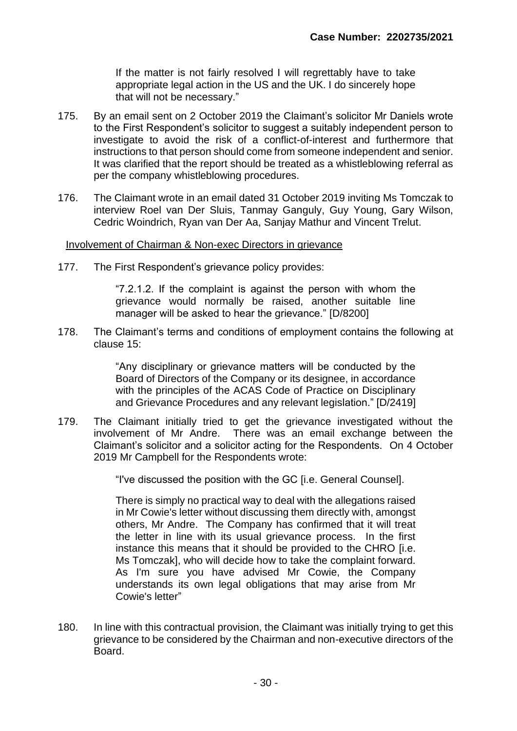If the matter is not fairly resolved I will regrettably have to take appropriate legal action in the US and the UK. I do sincerely hope that will not be necessary."

175. By an email sent on 2 October 2019 the Claimant's solicitor Mr Daniels wrote to the First Respondent's solicitor to suggest a suitably independent person to investigate to avoid the risk of a conflict-of-interest and furthermore that instructions to that person should come from someone independent and senior. It was clarified that the report should be treated as a whistleblowing referral as per the company whistleblowing procedures.

176. The Claimant wrote in an email dated 31 October 2019 inviting Ms Tomczak to interview Roel van Der Sluis, Tanmay Ganguly, Guy Young, Gary Wilson, Cedric Woindrich, Ryan van Der Aa, Sanjay Mathur and Vincent Trelut.

Involvement of Chairman & Non-exec Directors in grievance

177. The First Respondent's grievance policy provides:

> "7.2.1.2. If the complaint is against the person with whom the grievance would normally be raised, another suitable line manager will be asked to hear the grievance." [D/8200]

178. The Claimant's terms and conditions of employment contains the following at clause 15:

> "Any disciplinary or grievance matters will be conducted by the Board of Directors of the Company or its designee, in accordance with the principles of the ACAS Code of Practice on Disciplinary and Grievance Procedures and any relevant legislation." [D/2419]

179. The Claimant initially tried to get the grievance investigated without the involvement of Mr Andre. There was an email exchange between the Claimant's solicitor and a solicitor acting for the Respondents. On 4 October 2019 Mr Campbell for the Respondents wrote:

> "I've discussed the position with the GC [i.e. General Counsel].
>
> There is simply no practical way to deal with the allegations raised in Mr Cowie's letter without discussing them directly with, amongst others, Mr Andre. The Company has confirmed that it will treat the letter in line with its usual grievance process. In the first instance this means that it should be provided to the CHRO [i.e. Ms Tomczak], who will decide how to take the complaint forward. As I'm sure you have advised Mr Cowie, the Company understands its own legal obligations that may arise from Mr Cowie's letter"

180. In line with this contractual provision, the Claimant was initially trying to get this grievance to be considered by the Chairman and non-executive directors of the Board.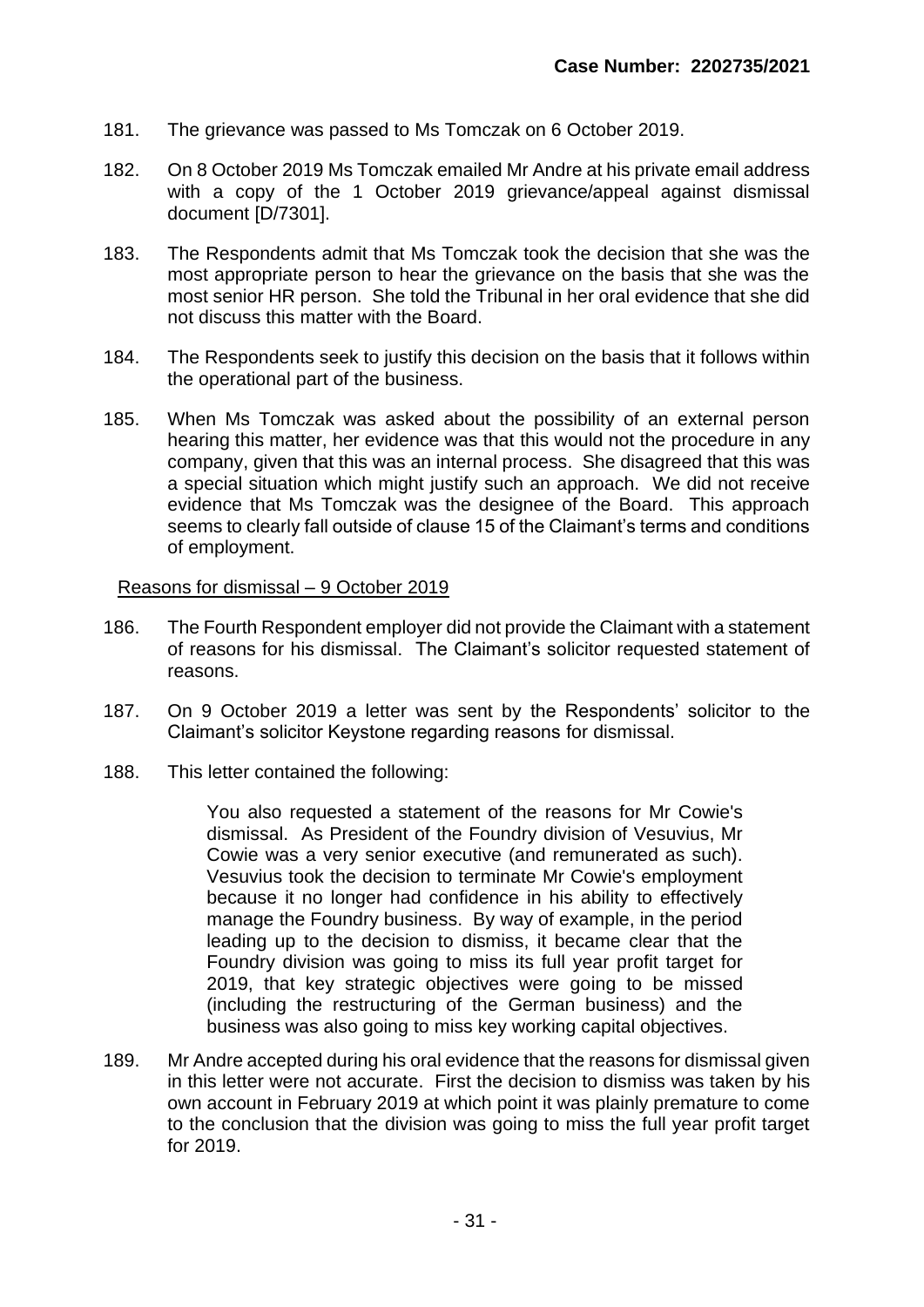181. The grievance was passed to Ms Tomczak on 6 October 2019.

182. On 8 October 2019 Ms Tomczak emailed Mr Andre at his private email address with a copy of the 1 October 2019 grievance/appeal against dismissal document [D/7301].

183. The Respondents admit that Ms Tomczak took the decision that she was the most appropriate person to hear the grievance on the basis that she was the most senior HR person. She told the Tribunal in her oral evidence that she did not discuss this matter with the Board.

184. The Respondents seek to justify this decision on the basis that it follows within the operational part of the business.

185. When Ms Tomczak was asked about the possibility of an external person hearing this matter, her evidence was that this would not the procedure in any company, given that this was an internal process. She disagreed that this was a special situation which might justify such an approach. We did not receive evidence that Ms Tomczak was the designee of the Board. This approach seems to clearly fall outside of clause 15 of the Claimant's terms and conditions of employment.

Reasons for dismissal – 9 October 2019

186. The Fourth Respondent employer did not provide the Claimant with a statement of reasons for his dismissal. The Claimant's solicitor requested statement of reasons.

187. On 9 October 2019 a letter was sent by the Respondents' solicitor to the Claimant's solicitor Keystone regarding reasons for dismissal.

188. This letter contained the following:

> You also requested a statement of the reasons for Mr Cowie's dismissal. As President of the Foundry division of Vesuvius, Mr Cowie was a very senior executive (and remunerated as such). Vesuvius took the decision to terminate Mr Cowie's employment because it no longer had confidence in his ability to effectively manage the Foundry business. By way of example, in the period leading up to the decision to dismiss, it became clear that the Foundry division was going to miss its full year profit target for 2019, that key strategic objectives were going to be missed (including the restructuring of the German business) and the business was also going to miss key working capital objectives.

189. Mr Andre accepted during his oral evidence that the reasons for dismissal given in this letter were not accurate. First the decision to dismiss was taken by his own account in February 2019 at which point it was plainly premature to come to the conclusion that the division was going to miss the full year profit target for 2019.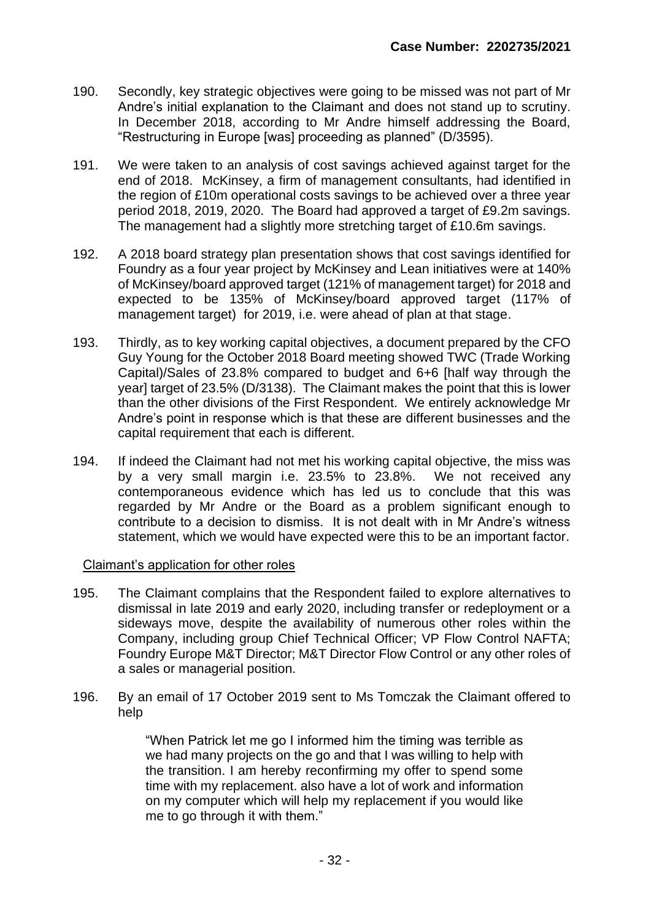190. Secondly, key strategic objectives were going to be missed was not part of Mr Andre's initial explanation to the Claimant and does not stand up to scrutiny. In December 2018, according to Mr Andre himself addressing the Board, "Restructuring in Europe [was] proceeding as planned" (D/3595).

191. We were taken to an analysis of cost savings achieved against target for the end of 2018. McKinsey, a firm of management consultants, had identified in the region of £10m operational costs savings to be achieved over a three year period 2018, 2019, 2020. The Board had approved a target of £9.2m savings. The management had a slightly more stretching target of £10.6m savings.

192. A 2018 board strategy plan presentation shows that cost savings identified for Foundry as a four year project by McKinsey and Lean initiatives were at 140% of McKinsey/board approved target (121% of management target) for 2018 and expected to be 135% of McKinsey/board approved target (117% of management target) for 2019, i.e. were ahead of plan at that stage.

193. Thirdly, as to key working capital objectives, a document prepared by the CFO Guy Young for the October 2018 Board meeting showed TWC (Trade Working Capital)/Sales of 23.8% compared to budget and 6+6 [half way through the year] target of 23.5% (D/3138). The Claimant makes the point that this is lower than the other divisions of the First Respondent. We entirely acknowledge Mr Andre's point in response which is that these are different businesses and the capital requirement that each is different.

194. If indeed the Claimant had not met his working capital objective, the miss was by a very small margin i.e. 23.5% to 23.8%. We not received any contemporaneous evidence which has led us to conclude that this was regarded by Mr Andre or the Board as a problem significant enough to contribute to a decision to dismiss. It is not dealt with in Mr Andre's witness statement, which we would have expected were this to be an important factor.

Claimant's application for other roles

195. The Claimant complains that the Respondent failed to explore alternatives to dismissal in late 2019 and early 2020, including transfer or redeployment or a sideways move, despite the availability of numerous other roles within the Company, including group Chief Technical Officer; VP Flow Control NAFTA; Foundry Europe M&T Director; M&T Director Flow Control or any other roles of a sales or managerial position.

196. By an email of 17 October 2019 sent to Ms Tomczak the Claimant offered to help

> "When Patrick let me go I informed him the timing was terrible as we had many projects on the go and that I was willing to help with the transition. I am hereby reconfirming my offer to spend some time with my replacement. also have a lot of work and information on my computer which will help my replacement if you would like me to go through it with them."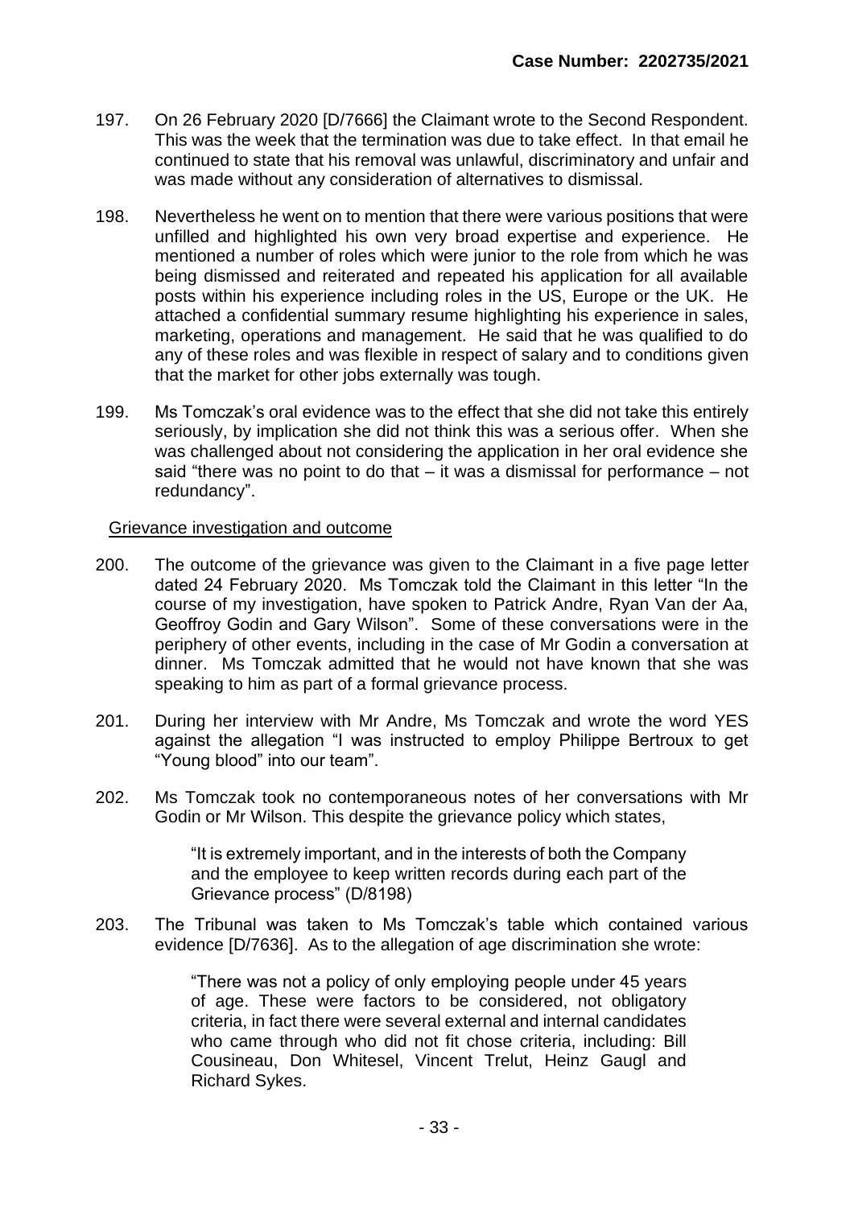197. On 26 February 2020 [D/7666] the Claimant wrote to the Second Respondent. This was the week that the termination was due to take effect. In that email he continued to state that his removal was unlawful, discriminatory and unfair and was made without any consideration of alternatives to dismissal.

198. Nevertheless he went on to mention that there were various positions that were unfilled and highlighted his own very broad expertise and experience. He mentioned a number of roles which were junior to the role from which he was being dismissed and reiterated and repeated his application for all available posts within his experience including roles in the US, Europe or the UK. He attached a confidential summary resume highlighting his experience in sales, marketing, operations and management. He said that he was qualified to do any of these roles and was flexible in respect of salary and to conditions given that the market for other jobs externally was tough.

199. Ms Tomczak's oral evidence was to the effect that she did not take this entirely seriously, by implication she did not think this was a serious offer. When she was challenged about not considering the application in her oral evidence she said "there was no point to do that – it was a dismissal for performance – not redundancy".

<u>Grievance investigation and outcome</u>

200. The outcome of the grievance was given to the Claimant in a five page letter dated 24 February 2020. Ms Tomczak told the Claimant in this letter "In the course of my investigation, have spoken to Patrick Andre, Ryan Van der Aa, Geoffroy Godin and Gary Wilson". Some of these conversations were in the periphery of other events, including in the case of Mr Godin a conversation at dinner. Ms Tomczak admitted that he would not have known that she was speaking to him as part of a formal grievance process.

201. During her interview with Mr Andre, Ms Tomczak and wrote the word YES against the allegation "I was instructed to employ Philippe Bertroux to get "Young blood" into our team".

202. Ms Tomczak took no contemporaneous notes of her conversations with Mr Godin or Mr Wilson. This despite the grievance policy which states,

> "It is extremely important, and in the interests of both the Company and the employee to keep written records during each part of the Grievance process" (D/8198)

203. The Tribunal was taken to Ms Tomczak's table which contained various evidence [D/7636]. As to the allegation of age discrimination she wrote:

> "There was not a policy of only employing people under 45 years of age. These were factors to be considered, not obligatory criteria, in fact there were several external and internal candidates who came through who did not fit chose criteria, including: Bill Cousineau, Don Whitesel, Vincent Trelut, Heinz Gaugl and Richard Sykes.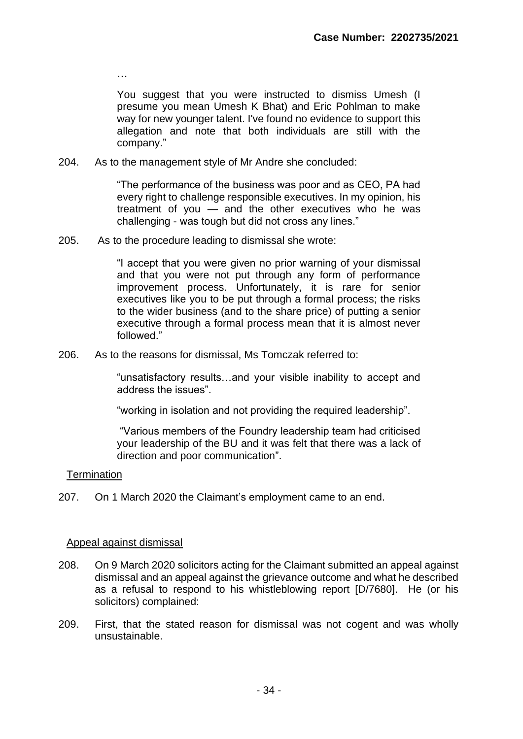…

> You suggest that you were instructed to dismiss Umesh (I presume you mean Umesh K Bhat) and Eric Pohlman to make way for new younger talent. I've found no evidence to support this allegation and note that both individuals are still with the company."

204. As to the management style of Mr Andre she concluded:

> "The performance of the business was poor and as CEO, PA had every right to challenge responsible executives. In my opinion, his treatment of you — and the other executives who he was challenging - was tough but did not cross any lines."

205. As to the procedure leading to dismissal she wrote:

> "I accept that you were given no prior warning of your dismissal and that you were not put through any form of performance improvement process. Unfortunately, it is rare for senior executives like you to be put through a formal process; the risks to the wider business (and to the share price) of putting a senior executive through a formal process mean that it is almost never followed."

206. As to the reasons for dismissal, Ms Tomczak referred to:

> "unsatisfactory results…and your visible inability to accept and address the issues".
>
> "working in isolation and not providing the required leadership".
>
> "Various members of the Foundry leadership team had criticised your leadership of the BU and it was felt that there was a lack of direction and poor communication".

<u>Termination</u>

207. On 1 March 2020 the Claimant's employment came to an end.

<u>Appeal against dismissal</u>

208. On 9 March 2020 solicitors acting for the Claimant submitted an appeal against dismissal and an appeal against the grievance outcome and what he described as a refusal to respond to his whistleblowing report [D/7680]. He (or his solicitors) complained:

209. First, that the stated reason for dismissal was not cogent and was wholly unsustainable.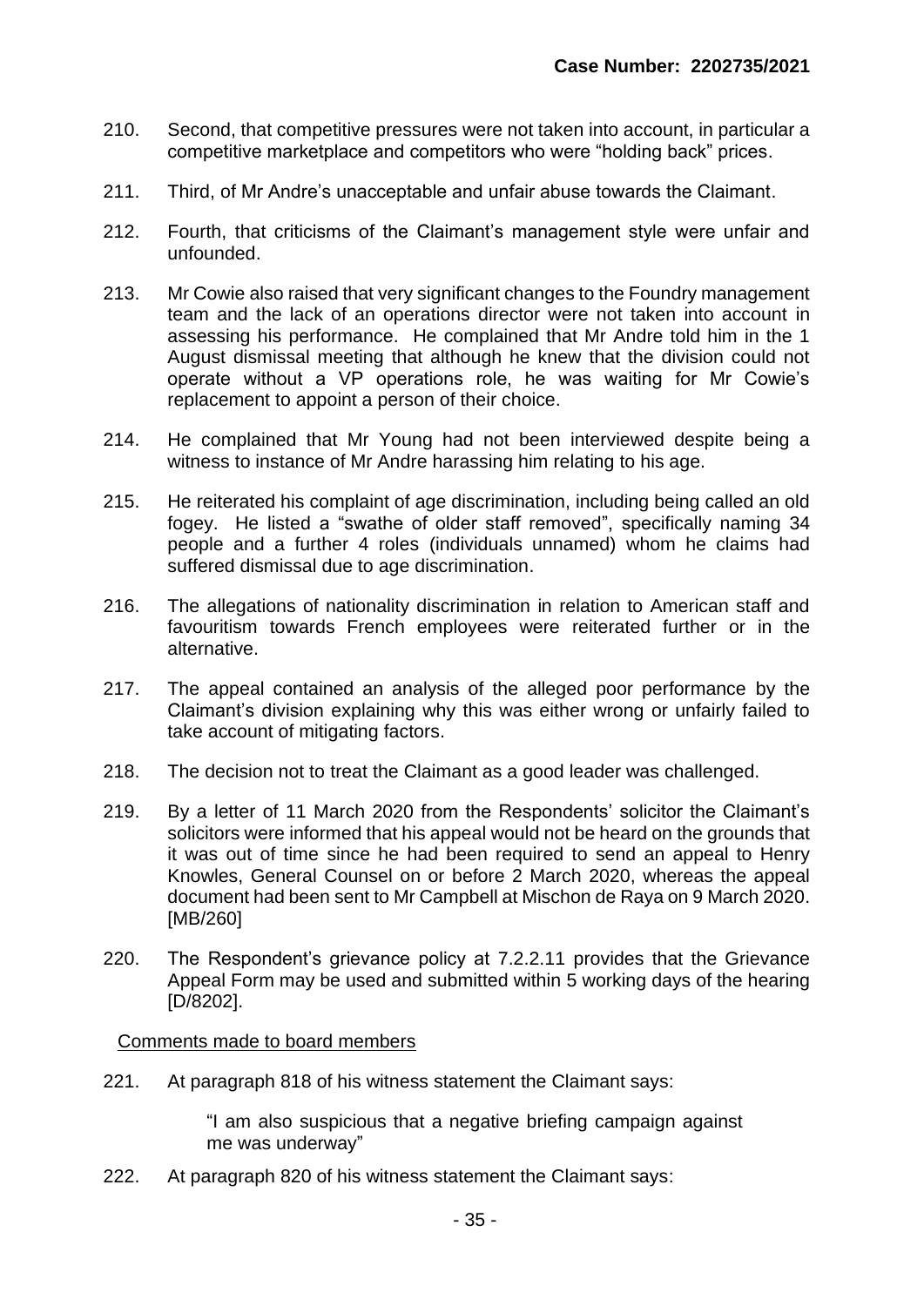210. Second, that competitive pressures were not taken into account, in particular a competitive marketplace and competitors who were "holding back" prices.

211. Third, of Mr Andre's unacceptable and unfair abuse towards the Claimant.

212. Fourth, that criticisms of the Claimant's management style were unfair and unfounded.

213. Mr Cowie also raised that very significant changes to the Foundry management team and the lack of an operations director were not taken into account in assessing his performance. He complained that Mr Andre told him in the 1 August dismissal meeting that although he knew that the division could not operate without a VP operations role, he was waiting for Mr Cowie's replacement to appoint a person of their choice.

214. He complained that Mr Young had not been interviewed despite being a witness to instance of Mr Andre harassing him relating to his age.

215. He reiterated his complaint of age discrimination, including being called an old fogey. He listed a "swathe of older staff removed", specifically naming 34 people and a further 4 roles (individuals unnamed) whom he claims had suffered dismissal due to age discrimination.

216. The allegations of nationality discrimination in relation to American staff and favouritism towards French employees were reiterated further or in the alternative.

217. The appeal contained an analysis of the alleged poor performance by the Claimant's division explaining why this was either wrong or unfairly failed to take account of mitigating factors.

218. The decision not to treat the Claimant as a good leader was challenged.

219. By a letter of 11 March 2020 from the Respondents' solicitor the Claimant's solicitors were informed that his appeal would not be heard on the grounds that it was out of time since he had been required to send an appeal to Henry Knowles, General Counsel on or before 2 March 2020, whereas the appeal document had been sent to Mr Campbell at Mischon de Raya on 9 March 2020. [MB/260]

220. The Respondent's grievance policy at 7.2.2.11 provides that the Grievance Appeal Form may be used and submitted within 5 working days of the hearing [D/8202].

Comments made to board members

221. At paragraph 818 of his witness statement the Claimant says:

> "I am also suspicious that a negative briefing campaign against me was underway"

222. At paragraph 820 of his witness statement the Claimant says: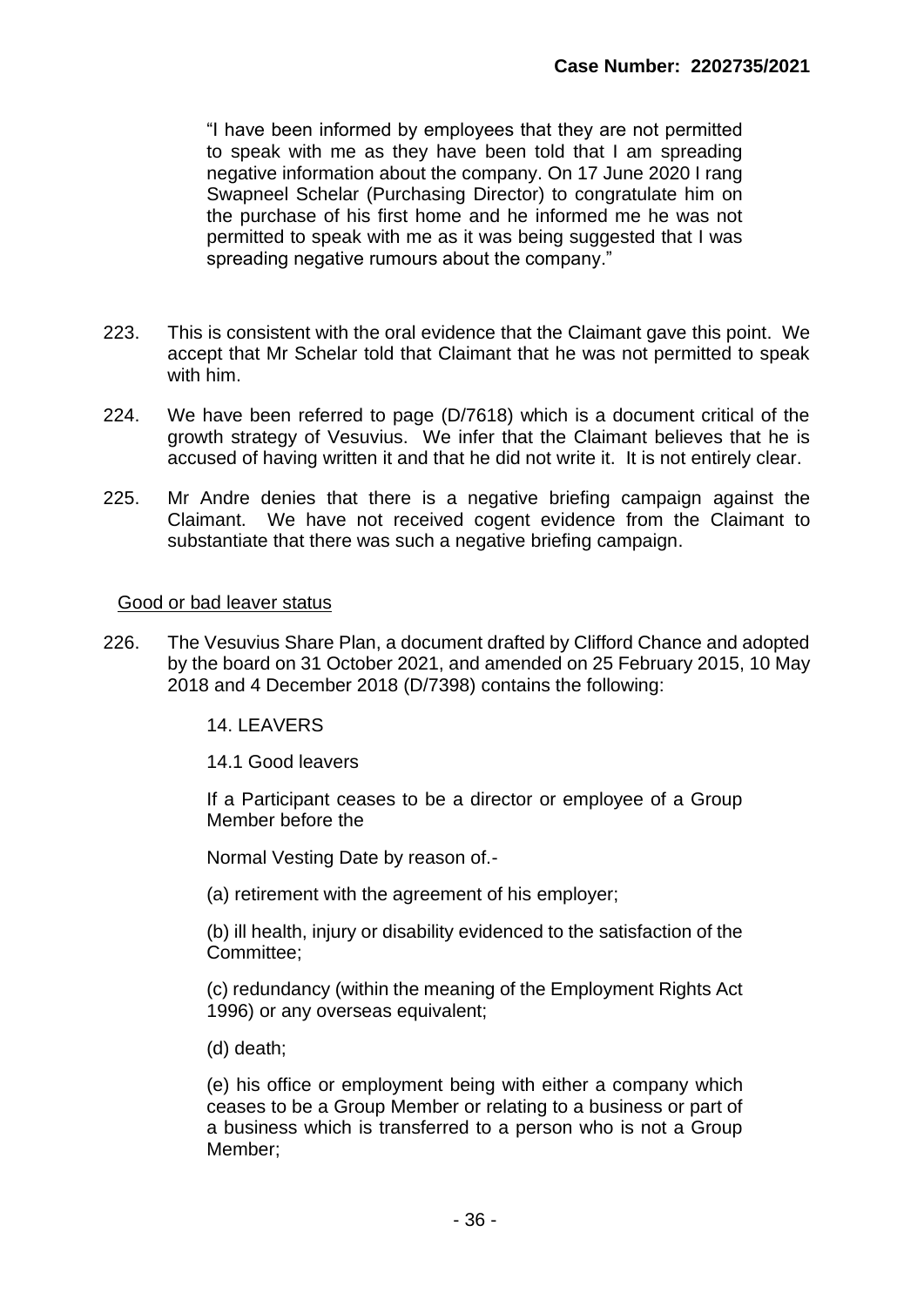"I have been informed by employees that they are not permitted to speak with me as they have been told that I am spreading negative information about the company. On 17 June 2020 I rang Swapneel Schelar (Purchasing Director) to congratulate him on the purchase of his first home and he informed me he was not permitted to speak with me as it was being suggested that I was spreading negative rumours about the company."

223. This is consistent with the oral evidence that the Claimant gave this point. We accept that Mr Schelar told that Claimant that he was not permitted to speak with him.

224. We have been referred to page (D/7618) which is a document critical of the growth strategy of Vesuvius. We infer that the Claimant believes that he is accused of having written it and that he did not write it. It is not entirely clear.

225. Mr Andre denies that there is a negative briefing campaign against the Claimant. We have not received cogent evidence from the Claimant to substantiate that there was such a negative briefing campaign.

Good or bad leaver status

226. The Vesuvius Share Plan, a document drafted by Clifford Chance and adopted by the board on 31 October 2021, and amended on 25 February 2015, 10 May 2018 and 4 December 2018 (D/7398) contains the following:

> 14. LEAVERS
>
> 14.1 Good leavers
>
> If a Participant ceases to be a director or employee of a Group Member before the
>
> Normal Vesting Date by reason of.-
>
> (a) retirement with the agreement of his employer;
>
> (b) ill health, injury or disability evidenced to the satisfaction of the Committee;
>
> (c) redundancy (within the meaning of the Employment Rights Act 1996) or any overseas equivalent;
>
> (d) death;
>
> (e) his office or employment being with either a company which ceases to be a Group Member or relating to a business or part of a business which is transferred to a person who is not a Group Member;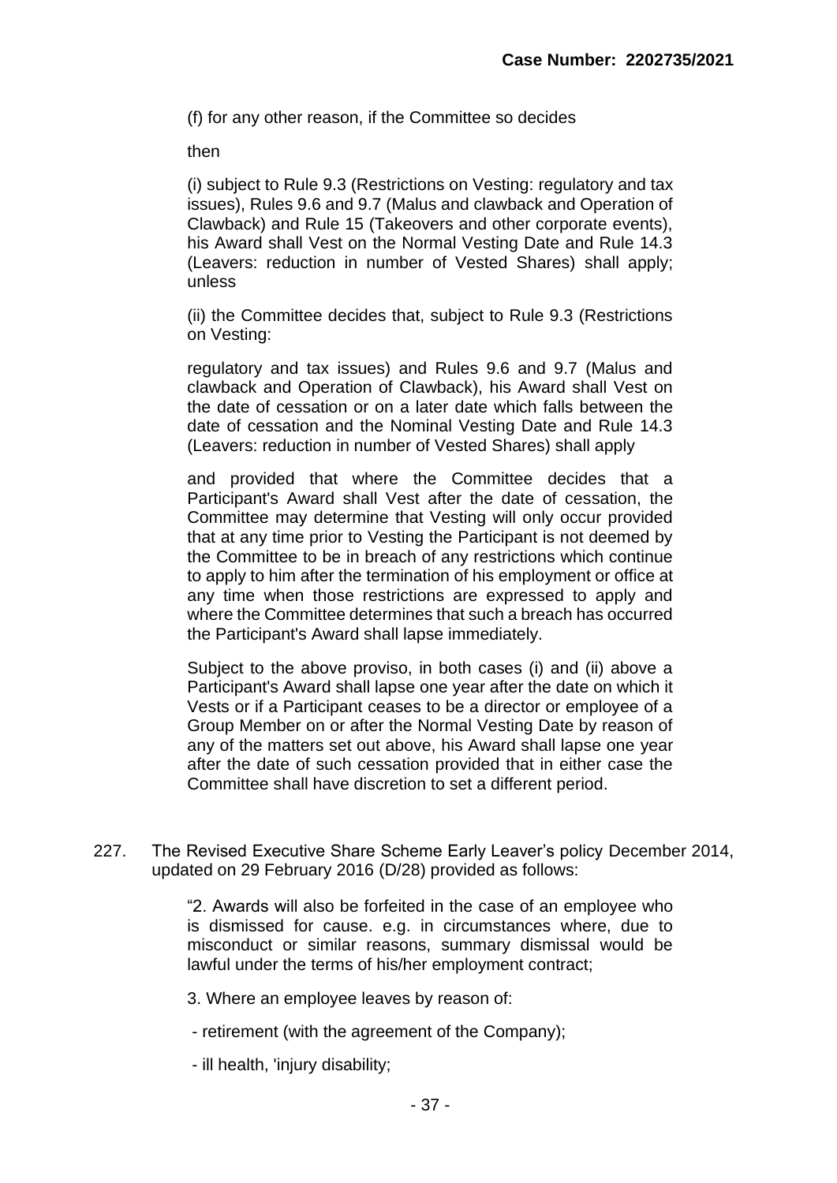(f) for any other reason, if the Committee so decides

then

(i) subject to Rule 9.3 (Restrictions on Vesting: regulatory and tax issues), Rules 9.6 and 9.7 (Malus and clawback and Operation of Clawback) and Rule 15 (Takeovers and other corporate events), his Award shall Vest on the Normal Vesting Date and Rule 14.3 (Leavers: reduction in number of Vested Shares) shall apply; unless

(ii) the Committee decides that, subject to Rule 9.3 (Restrictions on Vesting:

regulatory and tax issues) and Rules 9.6 and 9.7 (Malus and clawback and Operation of Clawback), his Award shall Vest on the date of cessation or on a later date which falls between the date of cessation and the Nominal Vesting Date and Rule 14.3 (Leavers: reduction in number of Vested Shares) shall apply

and provided that where the Committee decides that a Participant's Award shall Vest after the date of cessation, the Committee may determine that Vesting will only occur provided that at any time prior to Vesting the Participant is not deemed by the Committee to be in breach of any restrictions which continue to apply to him after the termination of his employment or office at any time when those restrictions are expressed to apply and where the Committee determines that such a breach has occurred the Participant's Award shall lapse immediately.

Subject to the above proviso, in both cases (i) and (ii) above a Participant's Award shall lapse one year after the date on which it Vests or if a Participant ceases to be a director or employee of a Group Member on or after the Normal Vesting Date by reason of any of the matters set out above, his Award shall lapse one year after the date of such cessation provided that in either case the Committee shall have discretion to set a different period.

227. The Revised Executive Share Scheme Early Leaver's policy December 2014, updated on 29 February 2016 (D/28) provided as follows:

"2. Awards will also be forfeited in the case of an employee who is dismissed for cause. e.g. in circumstances where, due to misconduct or similar reasons, summary dismissal would be lawful under the terms of his/her employment contract;

3. Where an employee leaves by reason of:

- retirement (with the agreement of the Company);

- ill health, 'injury disability;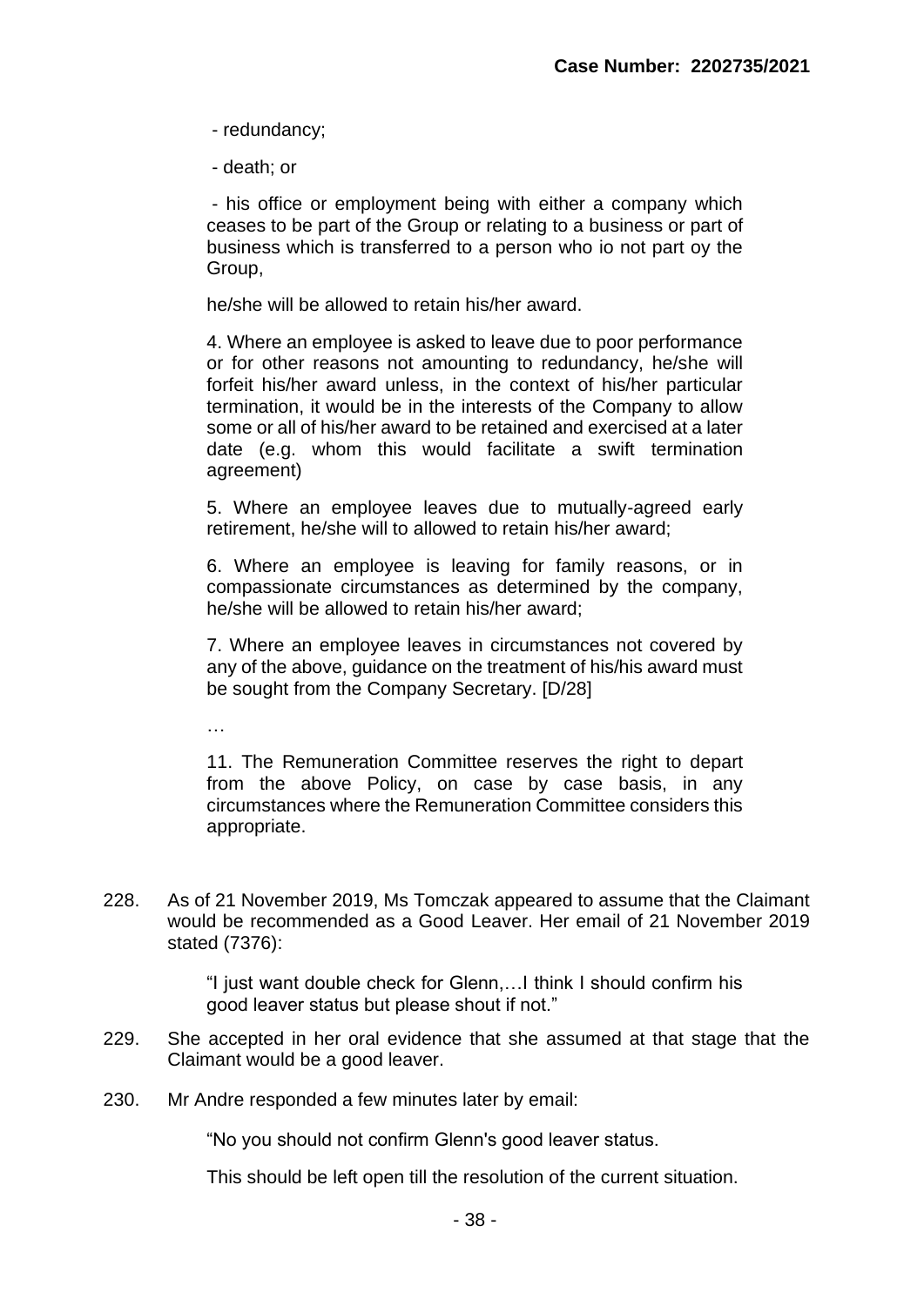- redundancy;

- death; or

- his office or employment being with either a company which ceases to be part of the Group or relating to a business or part of business which is transferred to a person who io not part oy the Group,

he/she will be allowed to retain his/her award.

4. Where an employee is asked to leave due to poor performance or for other reasons not amounting to redundancy, he/she will forfeit his/her award unless, in the context of his/her particular termination, it would be in the interests of the Company to allow some or all of his/her award to be retained and exercised at a later date (e.g. whom this would facilitate a swift termination agreement)

5. Where an employee leaves due to mutually-agreed early retirement, he/she will to allowed to retain his/her award;

6. Where an employee is leaving for family reasons, or in compassionate circumstances as determined by the company, he/she will be allowed to retain his/her award;

7. Where an employee leaves in circumstances not covered by any of the above, guidance on the treatment of his/his award must be sought from the Company Secretary. [D/28]

…

11. The Remuneration Committee reserves the right to depart from the above Policy, on case by case basis, in any circumstances where the Remuneration Committee considers this appropriate.

228. As of 21 November 2019, Ms Tomczak appeared to assume that the Claimant would be recommended as a Good Leaver. Her email of 21 November 2019 stated (7376):

> "I just want double check for Glenn,…I think I should confirm his good leaver status but please shout if not."

229. She accepted in her oral evidence that she assumed at that stage that the Claimant would be a good leaver.

230. Mr Andre responded a few minutes later by email:

> "No you should not confirm Glenn's good leaver status.
>
> This should be left open till the resolution of the current situation.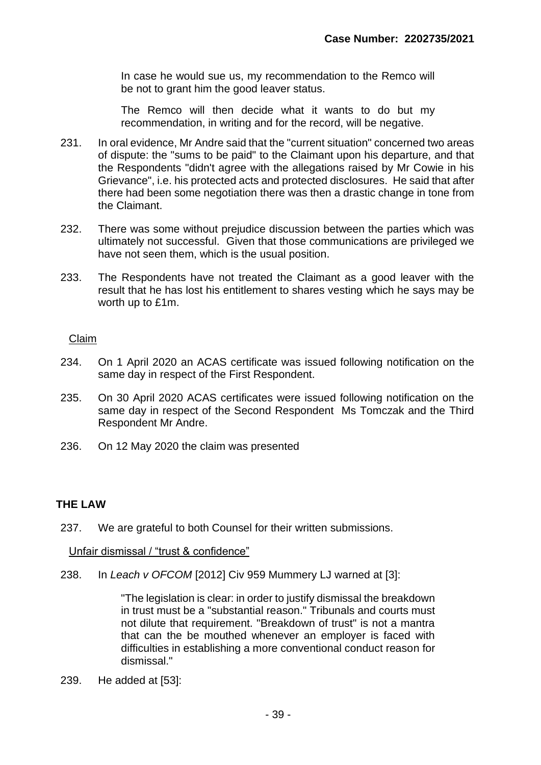> In case he would sue us, my recommendation to the Remco will be not to grant him the good leaver status.
>
> The Remco will then decide what it wants to do but my recommendation, in writing and for the record, will be negative.

231. In oral evidence, Mr Andre said that the "current situation" concerned two areas of dispute: the "sums to be paid" to the Claimant upon his departure, and that the Respondents "didn't agree with the allegations raised by Mr Cowie in his Grievance", i.e. his protected acts and protected disclosures. He said that after there had been some negotiation there was then a drastic change in tone from the Claimant.

232. There was some without prejudice discussion between the parties which was ultimately not successful. Given that those communications are privileged we have not seen them, which is the usual position.

233. The Respondents have not treated the Claimant as a good leaver with the result that he has lost his entitlement to shares vesting which he says may be worth up to £1m.

Claim

234. On 1 April 2020 an ACAS certificate was issued following notification on the same day in respect of the First Respondent.

235. On 30 April 2020 ACAS certificates were issued following notification on the same day in respect of the Second Respondent Ms Tomczak and the Third Respondent Mr Andre.

236. On 12 May 2020 the claim was presented

## THE LAW

237. We are grateful to both Counsel for their written submissions.

Unfair dismissal / "trust & confidence"

238. In *Leach v OFCOM* [2012] Civ 959 Mummery LJ warned at [3]:

> "The legislation is clear: in order to justify dismissal the breakdown in trust must be a "substantial reason." Tribunals and courts must not dilute that requirement. "Breakdown of trust" is not a mantra that can the be mouthed whenever an employer is faced with difficulties in establishing a more conventional conduct reason for dismissal."

239. He added at [53]: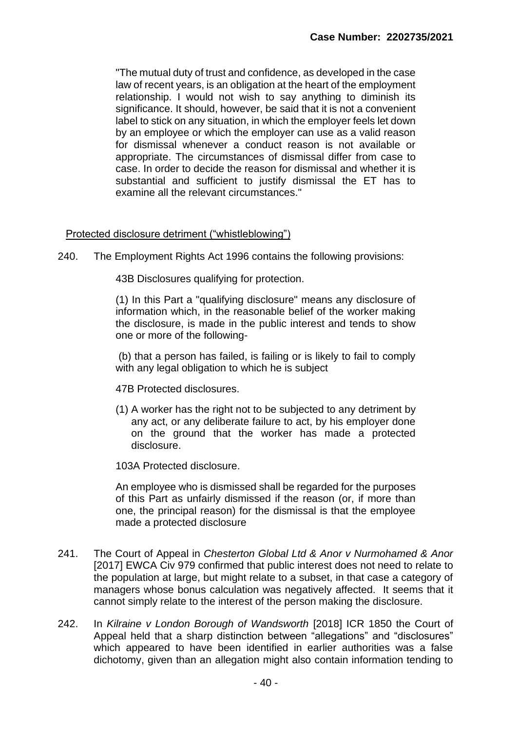"The mutual duty of trust and confidence, as developed in the case law of recent years, is an obligation at the heart of the employment relationship. I would not wish to say anything to diminish its significance. It should, however, be said that it is not a convenient label to stick on any situation, in which the employer feels let down by an employee or which the employer can use as a valid reason for dismissal whenever a conduct reason is not available or appropriate. The circumstances of dismissal differ from case to case. In order to decide the reason for dismissal and whether it is substantial and sufficient to justify dismissal the ET has to examine all the relevant circumstances."

Protected disclosure detriment ("whistleblowing")

240. The Employment Rights Act 1996 contains the following provisions:

> 43B Disclosures qualifying for protection.
>
> (1) In this Part a "qualifying disclosure" means any disclosure of information which, in the reasonable belief of the worker making the disclosure, is made in the public interest and tends to show one or more of the following-
>
> (b) that a person has failed, is failing or is likely to fail to comply with any legal obligation to which he is subject
>
> 47B Protected disclosures.
>
> (1) A worker has the right not to be subjected to any detriment by any act, or any deliberate failure to act, by his employer done on the ground that the worker has made a protected disclosure.
>
> 103A Protected disclosure.
>
> An employee who is dismissed shall be regarded for the purposes of this Part as unfairly dismissed if the reason (or, if more than one, the principal reason) for the dismissal is that the employee made a protected disclosure

241. The Court of Appeal in *Chesterton Global Ltd & Anor v Nurmohamed & Anor* [2017] EWCA Civ 979 confirmed that public interest does not need to relate to the population at large, but might relate to a subset, in that case a category of managers whose bonus calculation was negatively affected. It seems that it cannot simply relate to the interest of the person making the disclosure.

242. In *Kilraine v London Borough of Wandsworth* [2018] ICR 1850 the Court of Appeal held that a sharp distinction between "allegations" and "disclosures" which appeared to have been identified in earlier authorities was a false dichotomy, given than an allegation might also contain information tending to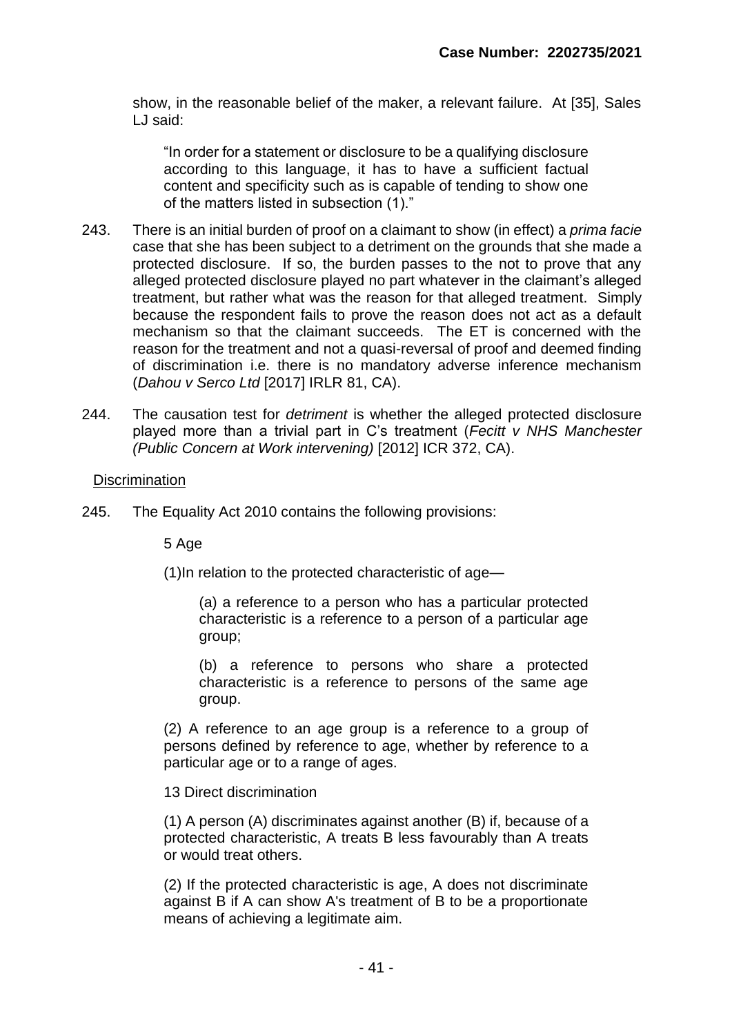show, in the reasonable belief of the maker, a relevant failure. At [35], Sales LJ said:

> "In order for a statement or disclosure to be a qualifying disclosure according to this language, it has to have a sufficient factual content and specificity such as is capable of tending to show one of the matters listed in subsection (1)."

243. There is an initial burden of proof on a claimant to show (in effect) a *prima facie* case that she has been subject to a detriment on the grounds that she made a protected disclosure. If so, the burden passes to the not to prove that any alleged protected disclosure played no part whatever in the claimant's alleged treatment, but rather what was the reason for that alleged treatment. Simply because the respondent fails to prove the reason does not act as a default mechanism so that the claimant succeeds. The ET is concerned with the reason for the treatment and not a quasi-reversal of proof and deemed finding of discrimination i.e. there is no mandatory adverse inference mechanism (*Dahou v Serco Ltd* [2017] IRLR 81, CA).

244. The causation test for *detriment* is whether the alleged protected disclosure played more than a trivial part in C's treatment (*Fecitt v NHS Manchester (Public Concern at Work intervening)* [2012] ICR 372, CA).

Discrimination

245. The Equality Act 2010 contains the following provisions:

> 5 Age
>
> (1)In relation to the protected characteristic of age—
>
> > (a) a reference to a person who has a particular protected characteristic is a reference to a person of a particular age group;
> >
> > (b) a reference to persons who share a protected characteristic is a reference to persons of the same age group.
>
> (2) A reference to an age group is a reference to a group of persons defined by reference to age, whether by reference to a particular age or to a range of ages.
>
> 13 Direct discrimination
>
> (1) A person (A) discriminates against another (B) if, because of a protected characteristic, A treats B less favourably than A treats or would treat others.
>
> (2) If the protected characteristic is age, A does not discriminate against B if A can show A's treatment of B to be a proportionate means of achieving a legitimate aim.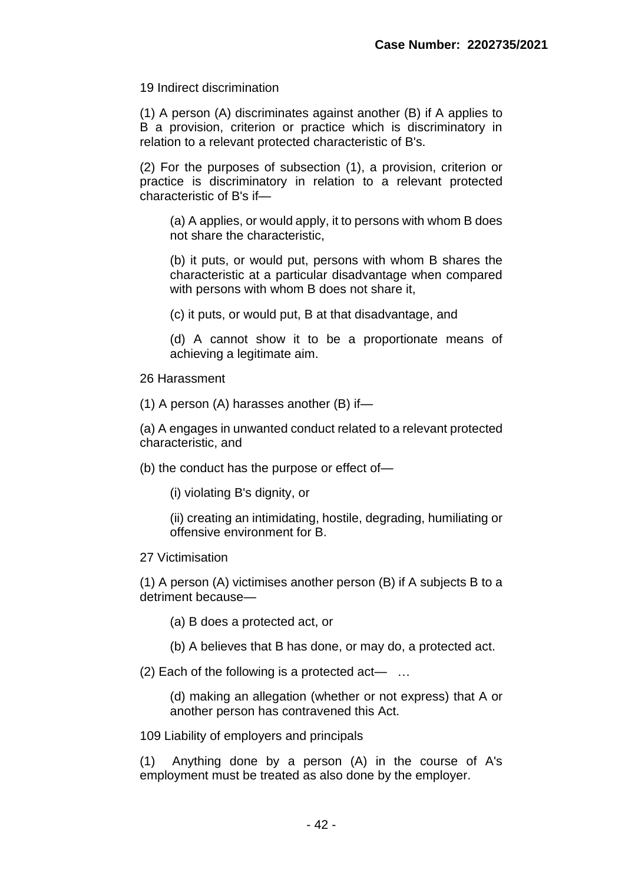19 Indirect discrimination

(1) A person (A) discriminates against another (B) if A applies to B a provision, criterion or practice which is discriminatory in relation to a relevant protected characteristic of B's.

(2) For the purposes of subsection (1), a provision, criterion or practice is discriminatory in relation to a relevant protected characteristic of B's if—

> (a) A applies, or would apply, it to persons with whom B does not share the characteristic,
>
> (b) it puts, or would put, persons with whom B shares the characteristic at a particular disadvantage when compared with persons with whom B does not share it,
>
> (c) it puts, or would put, B at that disadvantage, and
>
> (d) A cannot show it to be a proportionate means of achieving a legitimate aim.

26 Harassment

(1) A person (A) harasses another (B) if—

(a) A engages in unwanted conduct related to a relevant protected characteristic, and

(b) the conduct has the purpose or effect of—

> (i) violating B's dignity, or
>
> (ii) creating an intimidating, hostile, degrading, humiliating or offensive environment for B.

27 Victimisation

(1) A person (A) victimises another person (B) if A subjects B to a detriment because—

> (a) B does a protected act, or
>
> (b) A believes that B has done, or may do, a protected act.

(2) Each of the following is a protected act— …

> (d) making an allegation (whether or not express) that A or another person has contravened this Act.

109 Liability of employers and principals

(1) Anything done by a person (A) in the course of A's employment must be treated as also done by the employer.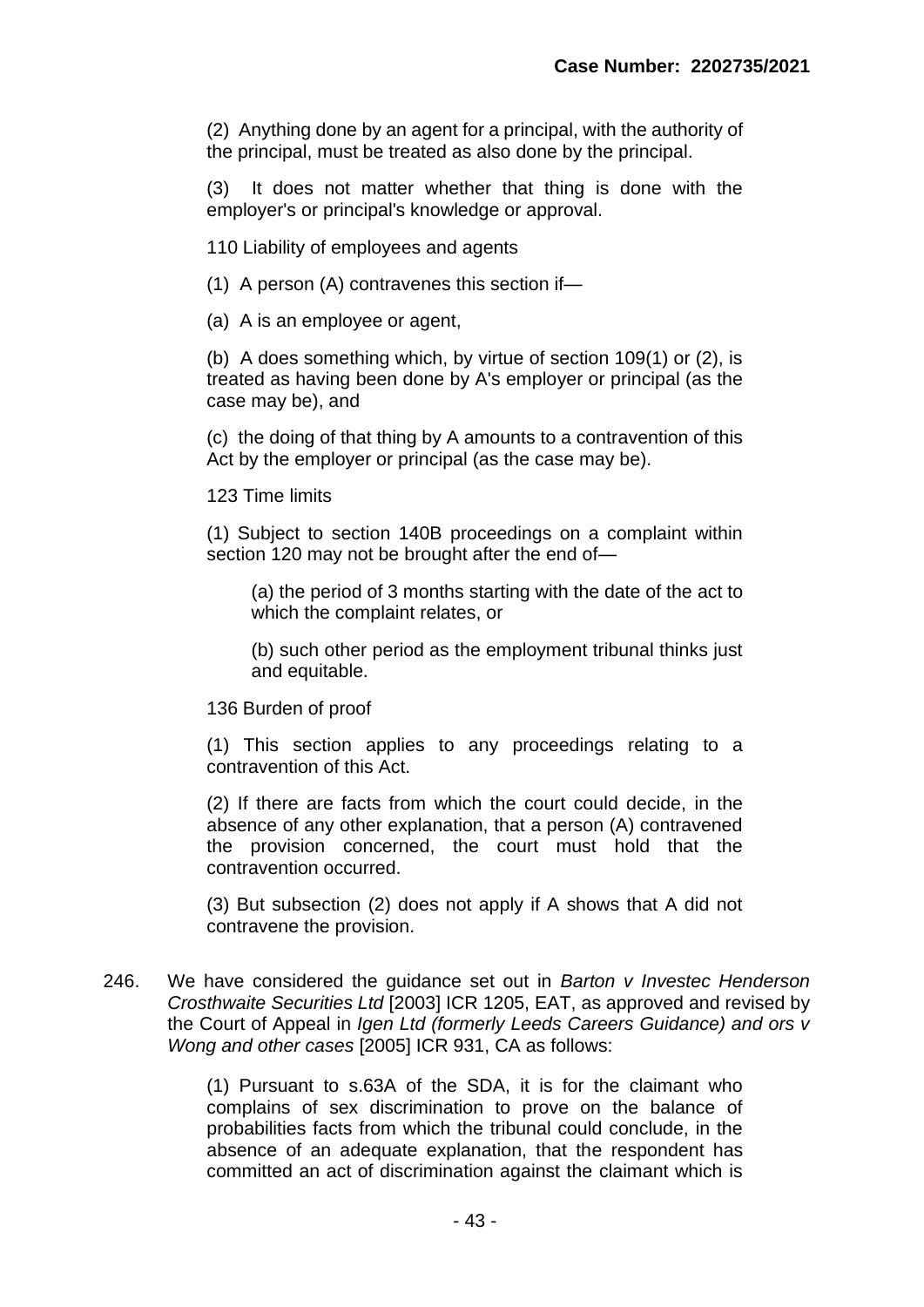(2) Anything done by an agent for a principal, with the authority of the principal, must be treated as also done by the principal.

(3) It does not matter whether that thing is done with the employer's or principal's knowledge or approval.

110 Liability of employees and agents

(1) A person (A) contravenes this section if—

(a) A is an employee or agent,

(b) A does something which, by virtue of section 109(1) or (2), is treated as having been done by A's employer or principal (as the case may be), and

(c) the doing of that thing by A amounts to a contravention of this Act by the employer or principal (as the case may be).

123 Time limits

(1) Subject to section 140B proceedings on a complaint within section 120 may not be brought after the end of—

> (a) the period of 3 months starting with the date of the act to which the complaint relates, or
>
> (b) such other period as the employment tribunal thinks just and equitable.

136 Burden of proof

(1) This section applies to any proceedings relating to a contravention of this Act.

(2) If there are facts from which the court could decide, in the absence of any other explanation, that a person (A) contravened the provision concerned, the court must hold that the contravention occurred.

(3) But subsection (2) does not apply if A shows that A did not contravene the provision.

246. We have considered the guidance set out in *Barton v Investec Henderson Crosthwaite Securities Ltd* [2003] ICR 1205, EAT, as approved and revised by the Court of Appeal in *Igen Ltd (formerly Leeds Careers Guidance) and ors v Wong and other cases* [2005] ICR 931, CA as follows:

> (1) Pursuant to s.63A of the SDA, it is for the claimant who complains of sex discrimination to prove on the balance of probabilities facts from which the tribunal could conclude, in the absence of an adequate explanation, that the respondent has committed an act of discrimination against the claimant which is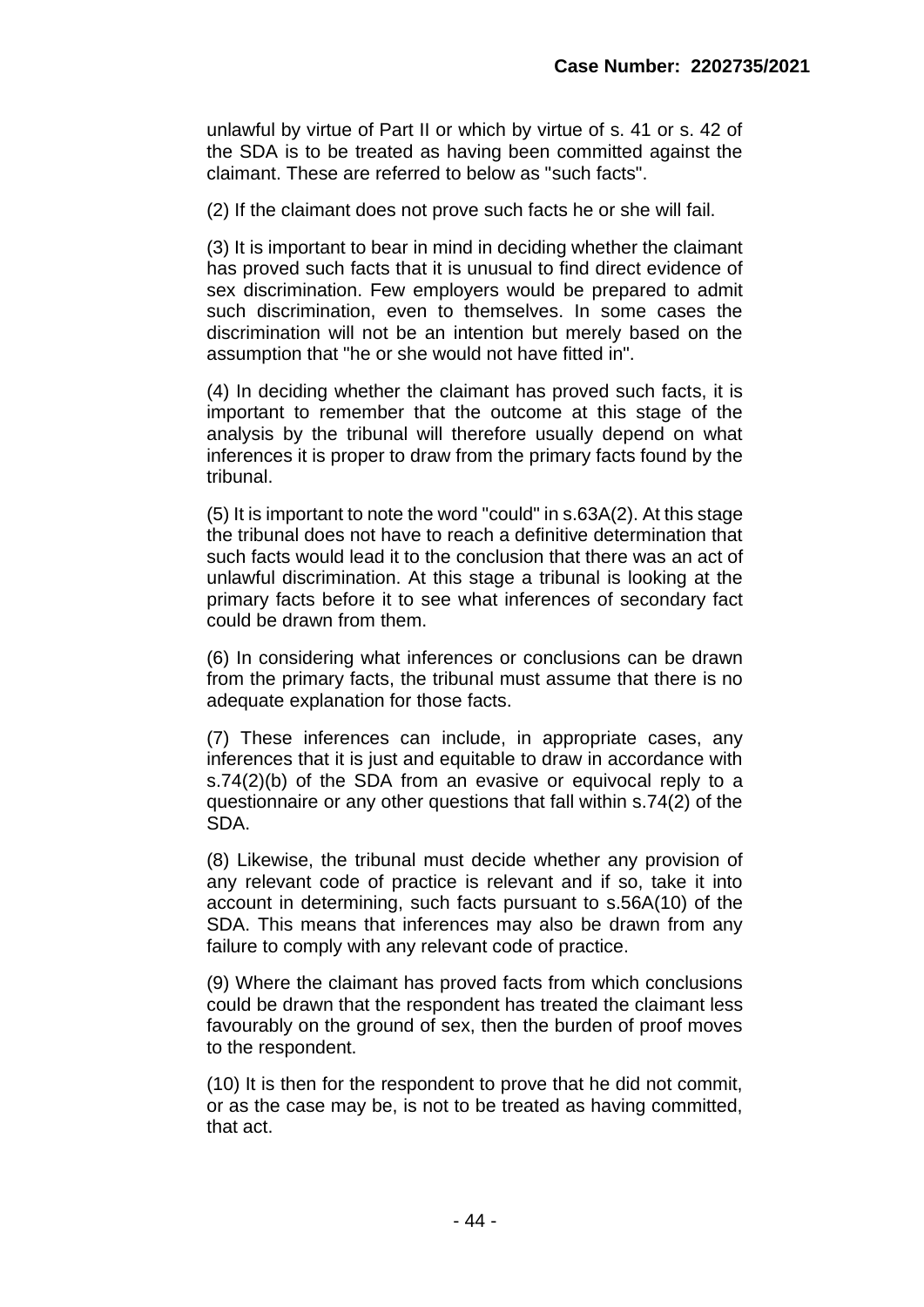unlawful by virtue of Part II or which by virtue of s. 41 or s. 42 of the SDA is to be treated as having been committed against the claimant. These are referred to below as "such facts".

(2) If the claimant does not prove such facts he or she will fail.

(3) It is important to bear in mind in deciding whether the claimant has proved such facts that it is unusual to find direct evidence of sex discrimination. Few employers would be prepared to admit such discrimination, even to themselves. In some cases the discrimination will not be an intention but merely based on the assumption that "he or she would not have fitted in".

(4) In deciding whether the claimant has proved such facts, it is important to remember that the outcome at this stage of the analysis by the tribunal will therefore usually depend on what inferences it is proper to draw from the primary facts found by the tribunal.

(5) It is important to note the word "could" in s.63A(2). At this stage the tribunal does not have to reach a definitive determination that such facts would lead it to the conclusion that there was an act of unlawful discrimination. At this stage a tribunal is looking at the primary facts before it to see what inferences of secondary fact could be drawn from them.

(6) In considering what inferences or conclusions can be drawn from the primary facts, the tribunal must assume that there is no adequate explanation for those facts.

(7) These inferences can include, in appropriate cases, any inferences that it is just and equitable to draw in accordance with s.74(2)(b) of the SDA from an evasive or equivocal reply to a questionnaire or any other questions that fall within s.74(2) of the SDA.

(8) Likewise, the tribunal must decide whether any provision of any relevant code of practice is relevant and if so, take it into account in determining, such facts pursuant to s.56A(10) of the SDA. This means that inferences may also be drawn from any failure to comply with any relevant code of practice.

(9) Where the claimant has proved facts from which conclusions could be drawn that the respondent has treated the claimant less favourably on the ground of sex, then the burden of proof moves to the respondent.

(10) It is then for the respondent to prove that he did not commit, or as the case may be, is not to be treated as having committed, that act.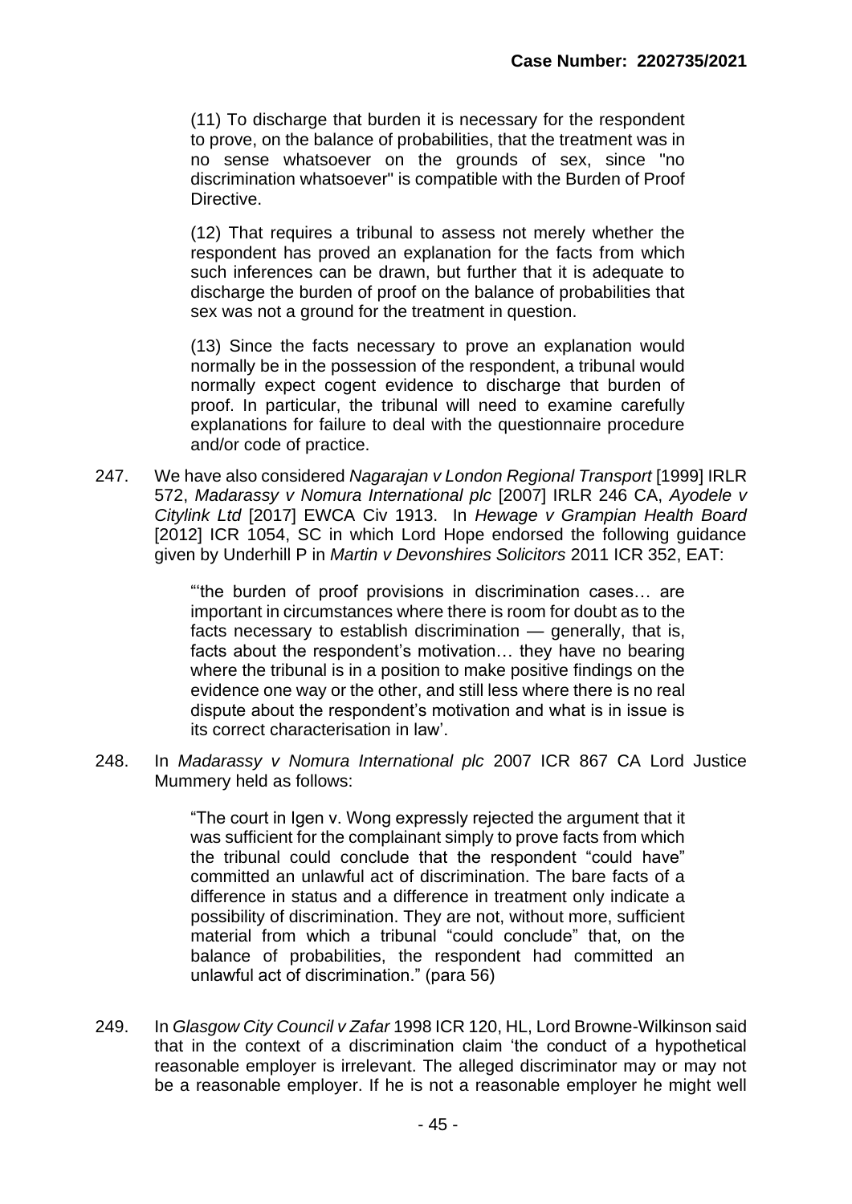> (11) To discharge that burden it is necessary for the respondent to prove, on the balance of probabilities, that the treatment was in no sense whatsoever on the grounds of sex, since "no discrimination whatsoever" is compatible with the Burden of Proof Directive.
>
> (12) That requires a tribunal to assess not merely whether the respondent has proved an explanation for the facts from which such inferences can be drawn, but further that it is adequate to discharge the burden of proof on the balance of probabilities that sex was not a ground for the treatment in question.
>
> (13) Since the facts necessary to prove an explanation would normally be in the possession of the respondent, a tribunal would normally expect cogent evidence to discharge that burden of proof. In particular, the tribunal will need to examine carefully explanations for failure to deal with the questionnaire procedure and/or code of practice.

247. We have also considered *Nagarajan v London Regional Transport* [1999] IRLR 572, *Madarassy v Nomura International plc* [2007] IRLR 246 CA, *Ayodele v Citylink Ltd* [2017] EWCA Civ 1913. In *Hewage v Grampian Health Board* [2012] ICR 1054, SC in which Lord Hope endorsed the following guidance given by Underhill P in *Martin v Devonshires Solicitors* 2011 ICR 352, EAT:

> "'the burden of proof provisions in discrimination cases… are important in circumstances where there is room for doubt as to the facts necessary to establish discrimination — generally, that is, facts about the respondent's motivation… they have no bearing where the tribunal is in a position to make positive findings on the evidence one way or the other, and still less where there is no real dispute about the respondent's motivation and what is in issue is its correct characterisation in law'.

248. In *Madarassy v Nomura International plc* 2007 ICR 867 CA Lord Justice Mummery held as follows:

> "The court in Igen v. Wong expressly rejected the argument that it was sufficient for the complainant simply to prove facts from which the tribunal could conclude that the respondent "could have" committed an unlawful act of discrimination. The bare facts of a difference in status and a difference in treatment only indicate a possibility of discrimination. They are not, without more, sufficient material from which a tribunal "could conclude" that, on the balance of probabilities, the respondent had committed an unlawful act of discrimination." (para 56)

249. In *Glasgow City Council v Zafar* 1998 ICR 120, HL, Lord Browne-Wilkinson said that in the context of a discrimination claim 'the conduct of a hypothetical reasonable employer is irrelevant. The alleged discriminator may or may not be a reasonable employer. If he is not a reasonable employer he might well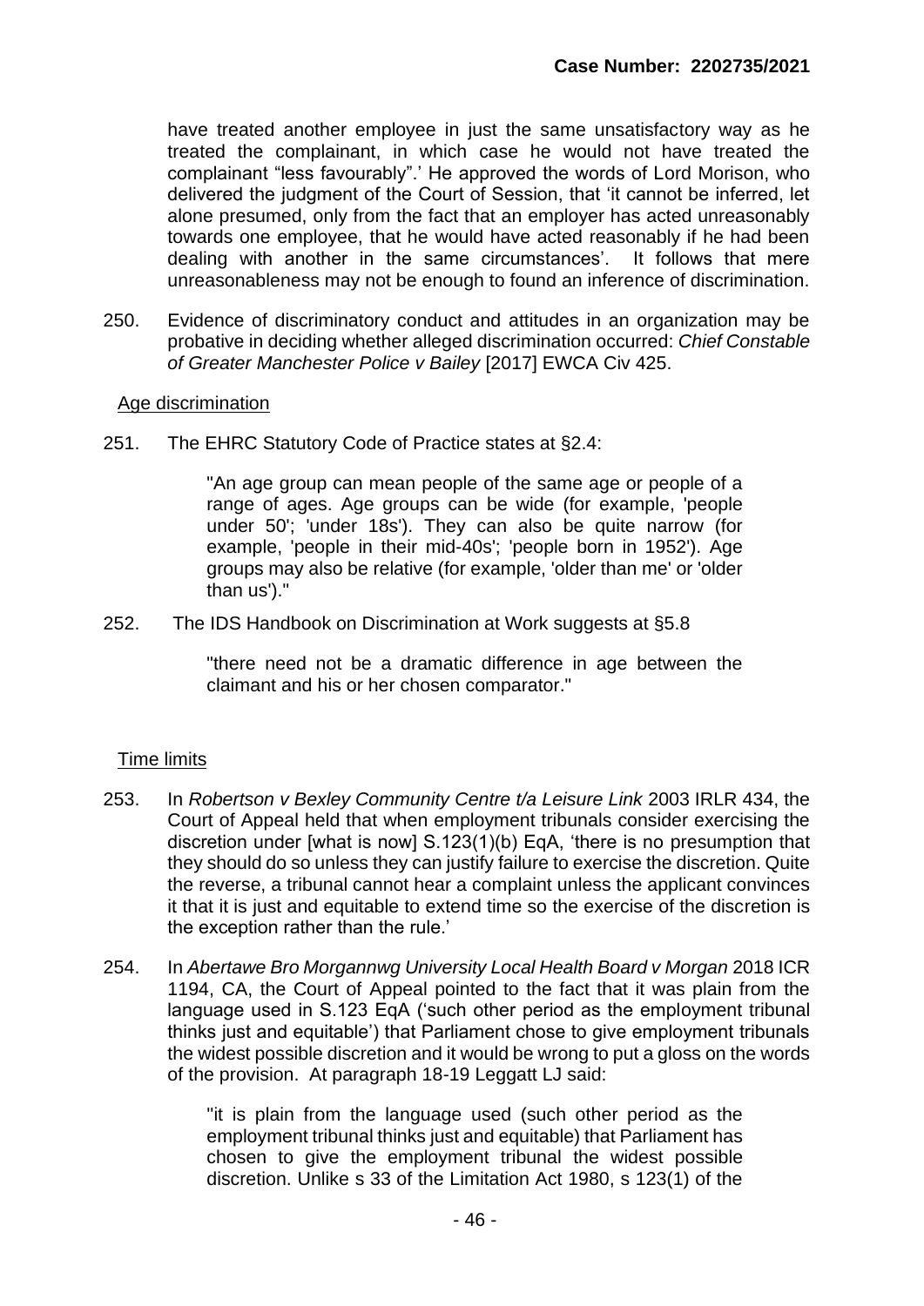have treated another employee in just the same unsatisfactory way as he treated the complainant, in which case he would not have treated the complainant "less favourably".' He approved the words of Lord Morison, who delivered the judgment of the Court of Session, that 'it cannot be inferred, let alone presumed, only from the fact that an employer has acted unreasonably towards one employee, that he would have acted reasonably if he had been dealing with another in the same circumstances'. It follows that mere unreasonableness may not be enough to found an inference of discrimination.

250. Evidence of discriminatory conduct and attitudes in an organization may be probative in deciding whether alleged discrimination occurred: *Chief Constable of Greater Manchester Police v Bailey* [2017] EWCA Civ 425.

<u>Age discrimination</u>

251. The EHRC Statutory Code of Practice states at §2.4:

> "An age group can mean people of the same age or people of a range of ages. Age groups can be wide (for example, 'people under 50'; 'under 18s'). They can also be quite narrow (for example, 'people in their mid-40s'; 'people born in 1952'). Age groups may also be relative (for example, 'older than me' or 'older than us')."

252. The IDS Handbook on Discrimination at Work suggests at §5.8

> "there need not be a dramatic difference in age between the claimant and his or her chosen comparator."

<u>Time limits</u>

253. In *Robertson v Bexley Community Centre t/a Leisure Link* 2003 IRLR 434, the Court of Appeal held that when employment tribunals consider exercising the discretion under [what is now] S.123(1)(b) EqA, 'there is no presumption that they should do so unless they can justify failure to exercise the discretion. Quite the reverse, a tribunal cannot hear a complaint unless the applicant convinces it that it is just and equitable to extend time so the exercise of the discretion is the exception rather than the rule.'

254. In *Abertawe Bro Morgannwg University Local Health Board v Morgan* 2018 ICR 1194, CA, the Court of Appeal pointed to the fact that it was plain from the language used in S.123 EqA ('such other period as the employment tribunal thinks just and equitable') that Parliament chose to give employment tribunals the widest possible discretion and it would be wrong to put a gloss on the words of the provision. At paragraph 18-19 Leggatt LJ said:

> "it is plain from the language used (such other period as the employment tribunal thinks just and equitable) that Parliament has chosen to give the employment tribunal the widest possible discretion. Unlike s 33 of the Limitation Act 1980, s 123(1) of the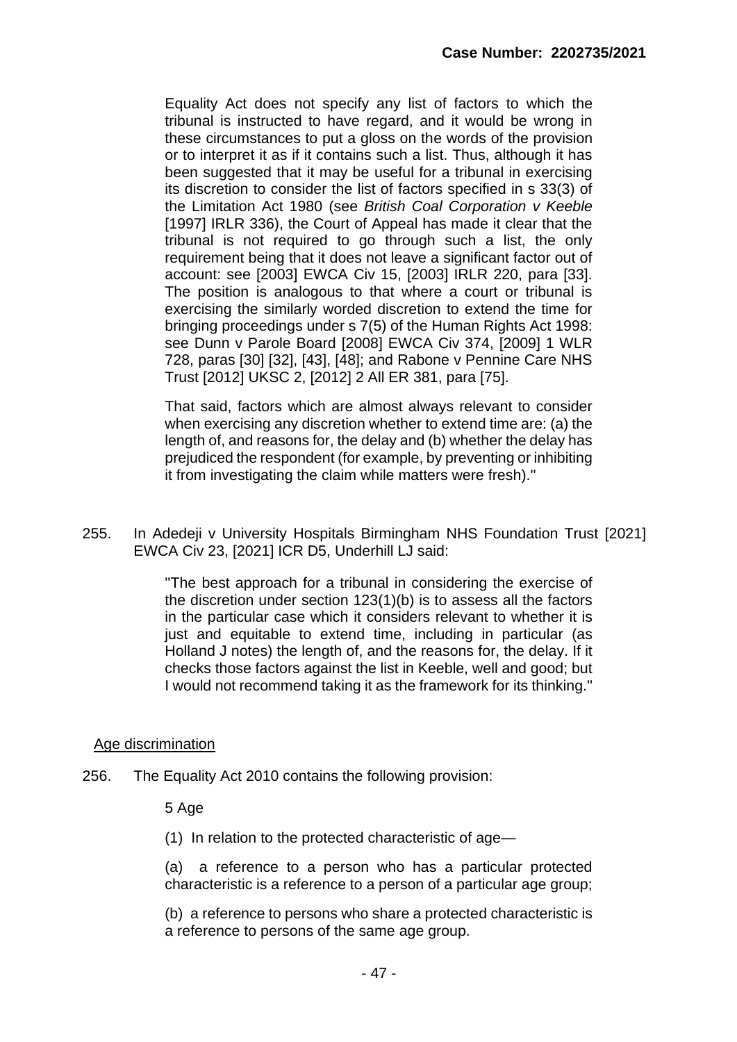Equality Act does not specify any list of factors to which the tribunal is instructed to have regard, and it would be wrong in these circumstances to put a gloss on the words of the provision or to interpret it as if it contains such a list. Thus, although it has been suggested that it may be useful for a tribunal in exercising its discretion to consider the list of factors specified in s 33(3) of the Limitation Act 1980 (see *British Coal Corporation v Keeble* [1997] IRLR 336), the Court of Appeal has made it clear that the tribunal is not required to go through such a list, the only requirement being that it does not leave a significant factor out of account: see [2003] EWCA Civ 15, [2003] IRLR 220, para [33]. The position is analogous to that where a court or tribunal is exercising the similarly worded discretion to extend the time for bringing proceedings under s 7(5) of the Human Rights Act 1998: see Dunn v Parole Board [2008] EWCA Civ 374, [2009] 1 WLR 728, paras [30] [32], [43], [48]; and Rabone v Pennine Care NHS Trust [2012] UKSC 2, [2012] 2 All ER 381, para [75].

> That said, factors which are almost always relevant to consider when exercising any discretion whether to extend time are: (a) the length of, and reasons for, the delay and (b) whether the delay has prejudiced the respondent (for example, by preventing or inhibiting it from investigating the claim while matters were fresh)."

255. In Adedeji v University Hospitals Birmingham NHS Foundation Trust [2021] EWCA Civ 23, [2021] ICR D5, Underhill LJ said:

> "The best approach for a tribunal in considering the exercise of the discretion under section 123(1)(b) is to assess all the factors in the particular case which it considers relevant to whether it is just and equitable to extend time, including in particular (as Holland J notes) the length of, and the reasons for, the delay. If it checks those factors against the list in Keeble, well and good; but I would not recommend taking it as the framework for its thinking."

Age discrimination

256. The Equality Act 2010 contains the following provision:

> 5 Age
>
> (1) In relation to the protected characteristic of age—
>
> (a) a reference to a person who has a particular protected characteristic is a reference to a person of a particular age group;
>
> (b) a reference to persons who share a protected characteristic is a reference to persons of the same age group.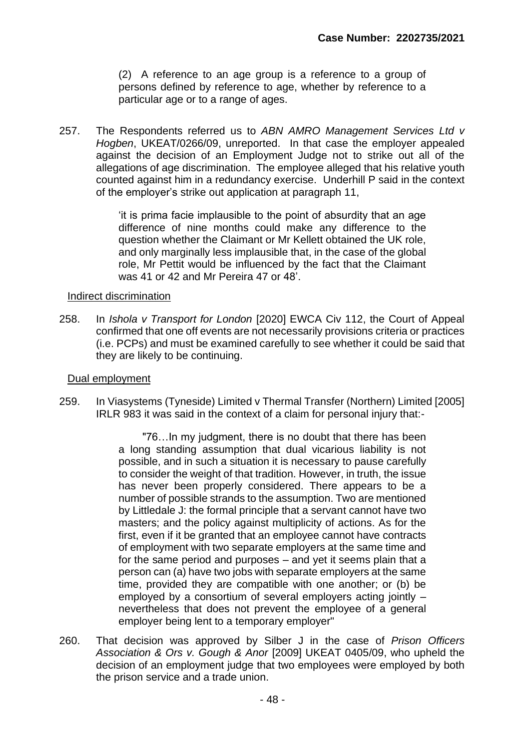(2) A reference to an age group is a reference to a group of persons defined by reference to age, whether by reference to a particular age or to a range of ages.

257. The Respondents referred us to *ABN AMRO Management Services Ltd v Hogben*, UKEAT/0266/09, unreported. In that case the employer appealed against the decision of an Employment Judge not to strike out all of the allegations of age discrimination. The employee alleged that his relative youth counted against him in a redundancy exercise. Underhill P said in the context of the employer's strike out application at paragraph 11,

> 'it is prima facie implausible to the point of absurdity that an age difference of nine months could make any difference to the question whether the Claimant or Mr Kellett obtained the UK role, and only marginally less implausible that, in the case of the global role, Mr Pettit would be influenced by the fact that the Claimant was 41 or 42 and Mr Pereira 47 or 48'.

<u>Indirect discrimination</u>

258. In *Ishola v Transport for London* [2020] EWCA Civ 112, the Court of Appeal confirmed that one off events are not necessarily provisions criteria or practices (i.e. PCPs) and must be examined carefully to see whether it could be said that they are likely to be continuing.

<u>Dual employment</u>

259. In Viasystems (Tyneside) Limited v Thermal Transfer (Northern) Limited [2005] IRLR 983 it was said in the context of a claim for personal injury that:-

> "76…In my judgment, there is no doubt that there has been a long standing assumption that dual vicarious liability is not possible, and in such a situation it is necessary to pause carefully to consider the weight of that tradition. However, in truth, the issue has never been properly considered. There appears to be a number of possible strands to the assumption. Two are mentioned by Littledale J: the formal principle that a servant cannot have two masters; and the policy against multiplicity of actions. As for the first, even if it be granted that an employee cannot have contracts of employment with two separate employers at the same time and for the same period and purposes – and yet it seems plain that a person can (a) have two jobs with separate employers at the same time, provided they are compatible with one another; or (b) be employed by a consortium of several employers acting jointly – nevertheless that does not prevent the employee of a general employer being lent to a temporary employer"

260. That decision was approved by Silber J in the case of *Prison Officers Association & Ors v. Gough & Anor* [2009] UKEAT 0405/09, who upheld the decision of an employment judge that two employees were employed by both the prison service and a trade union.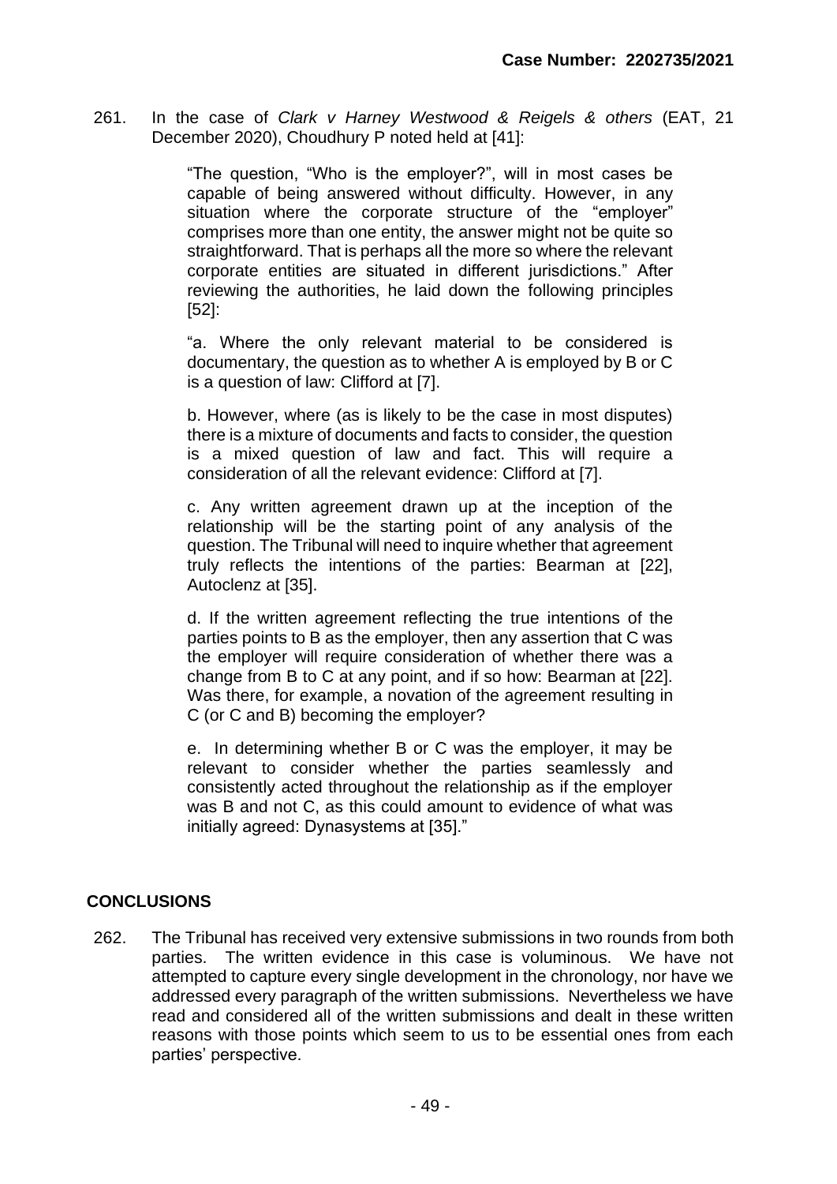261. In the case of *Clark v Harney Westwood & Reigels & others* (EAT, 21 December 2020), Choudhury P noted held at [41]:

> "The question, "Who is the employer?", will in most cases be capable of being answered without difficulty. However, in any situation where the corporate structure of the "employer" comprises more than one entity, the answer might not be quite so straightforward. That is perhaps all the more so where the relevant corporate entities are situated in different jurisdictions." After reviewing the authorities, he laid down the following principles [52]:
>
> "a. Where the only relevant material to be considered is documentary, the question as to whether A is employed by B or C is a question of law: Clifford at [7].
>
> b. However, where (as is likely to be the case in most disputes) there is a mixture of documents and facts to consider, the question is a mixed question of law and fact. This will require a consideration of all the relevant evidence: Clifford at [7].
>
> c. Any written agreement drawn up at the inception of the relationship will be the starting point of any analysis of the question. The Tribunal will need to inquire whether that agreement truly reflects the intentions of the parties: Bearman at [22], Autoclenz at [35].
>
> d. If the written agreement reflecting the true intentions of the parties points to B as the employer, then any assertion that C was the employer will require consideration of whether there was a change from B to C at any point, and if so how: Bearman at [22]. Was there, for example, a novation of the agreement resulting in C (or C and B) becoming the employer?
>
> e. In determining whether B or C was the employer, it may be relevant to consider whether the parties seamlessly and consistently acted throughout the relationship as if the employer was B and not C, as this could amount to evidence of what was initially agreed: Dynasystems at [35]."

## CONCLUSIONS

262. The Tribunal has received very extensive submissions in two rounds from both parties. The written evidence in this case is voluminous. We have not attempted to capture every single development in the chronology, nor have we addressed every paragraph of the written submissions. Nevertheless we have read and considered all of the written submissions and dealt in these written reasons with those points which seem to us to be essential ones from each parties' perspective.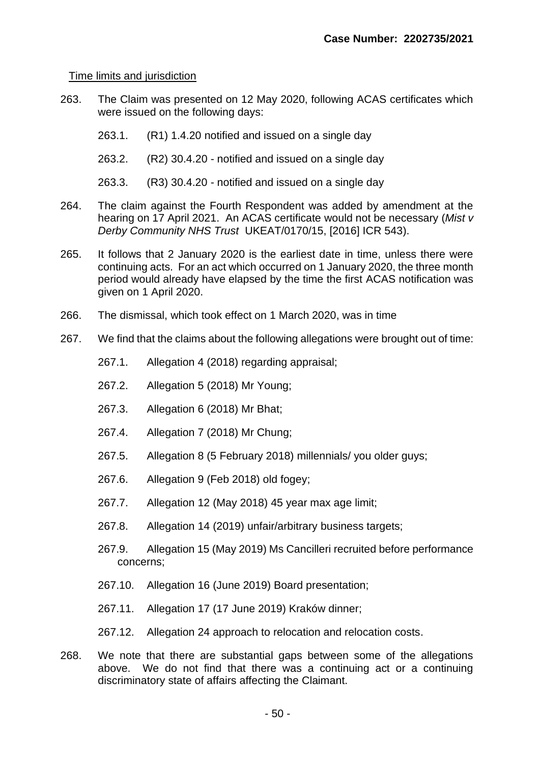Time limits and jurisdiction

263. The Claim was presented on 12 May 2020, following ACAS certificates which were issued on the following days:

    263.1. (R1) 1.4.20 notified and issued on a single day

    263.2. (R2) 30.4.20 - notified and issued on a single day

    263.3. (R3) 30.4.20 - notified and issued on a single day

264. The claim against the Fourth Respondent was added by amendment at the hearing on 17 April 2021. An ACAS certificate would not be necessary (*Mist v Derby Community NHS Trust* UKEAT/0170/15, [2016] ICR 543).

265. It follows that 2 January 2020 is the earliest date in time, unless there were continuing acts. For an act which occurred on 1 January 2020, the three month period would already have elapsed by the time the first ACAS notification was given on 1 April 2020.

266. The dismissal, which took effect on 1 March 2020, was in time

267. We find that the claims about the following allegations were brought out of time:

    267.1. Allegation 4 (2018) regarding appraisal;

    267.2. Allegation 5 (2018) Mr Young;

    267.3. Allegation 6 (2018) Mr Bhat;

    267.4. Allegation 7 (2018) Mr Chung;

    267.5. Allegation 8 (5 February 2018) millennials/ you older guys;

    267.6. Allegation 9 (Feb 2018) old fogey;

    267.7. Allegation 12 (May 2018) 45 year max age limit;

    267.8. Allegation 14 (2019) unfair/arbitrary business targets;

    267.9. Allegation 15 (May 2019) Ms Cancilleri recruited before performance concerns;

    267.10. Allegation 16 (June 2019) Board presentation;

    267.11. Allegation 17 (17 June 2019) Kraków dinner;

    267.12. Allegation 24 approach to relocation and relocation costs.

268. We note that there are substantial gaps between some of the allegations above. We do not find that there was a continuing act or a continuing discriminatory state of affairs affecting the Claimant.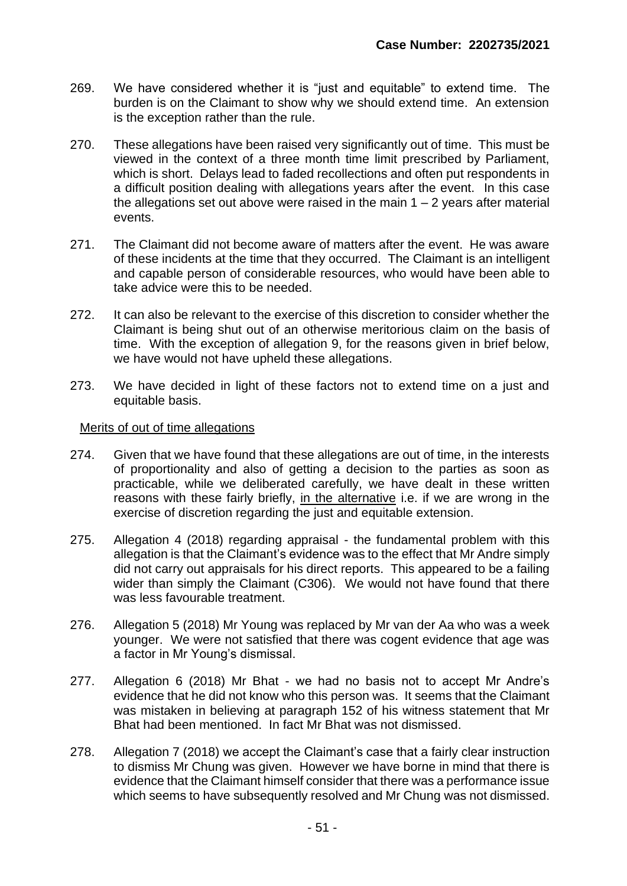269. We have considered whether it is "just and equitable" to extend time. The burden is on the Claimant to show why we should extend time. An extension is the exception rather than the rule.

270. These allegations have been raised very significantly out of time. This must be viewed in the context of a three month time limit prescribed by Parliament, which is short. Delays lead to faded recollections and often put respondents in a difficult position dealing with allegations years after the event. In this case the allegations set out above were raised in the main 1 – 2 years after material events.

271. The Claimant did not become aware of matters after the event. He was aware of these incidents at the time that they occurred. The Claimant is an intelligent and capable person of considerable resources, who would have been able to take advice were this to be needed.

272. It can also be relevant to the exercise of this discretion to consider whether the Claimant is being shut out of an otherwise meritorious claim on the basis of time. With the exception of allegation 9, for the reasons given in brief below, we have would not have upheld these allegations.

273. We have decided in light of these factors not to extend time on a just and equitable basis.

<u>Merits of out of time allegations</u>

274. Given that we have found that these allegations are out of time, in the interests of proportionality and also of getting a decision to the parties as soon as practicable, while we deliberated carefully, we have dealt in these written reasons with these fairly briefly, <u>in the alternative</u> i.e. if we are wrong in the exercise of discretion regarding the just and equitable extension.

275. Allegation 4 (2018) regarding appraisal - the fundamental problem with this allegation is that the Claimant's evidence was to the effect that Mr Andre simply did not carry out appraisals for his direct reports. This appeared to be a failing wider than simply the Claimant (C306). We would not have found that there was less favourable treatment.

276. Allegation 5 (2018) Mr Young was replaced by Mr van der Aa who was a week younger. We were not satisfied that there was cogent evidence that age was a factor in Mr Young's dismissal.

277. Allegation 6 (2018) Mr Bhat - we had no basis not to accept Mr Andre's evidence that he did not know who this person was. It seems that the Claimant was mistaken in believing at paragraph 152 of his witness statement that Mr Bhat had been mentioned. In fact Mr Bhat was not dismissed.

278. Allegation 7 (2018) we accept the Claimant's case that a fairly clear instruction to dismiss Mr Chung was given. However we have borne in mind that there is evidence that the Claimant himself consider that there was a performance issue which seems to have subsequently resolved and Mr Chung was not dismissed.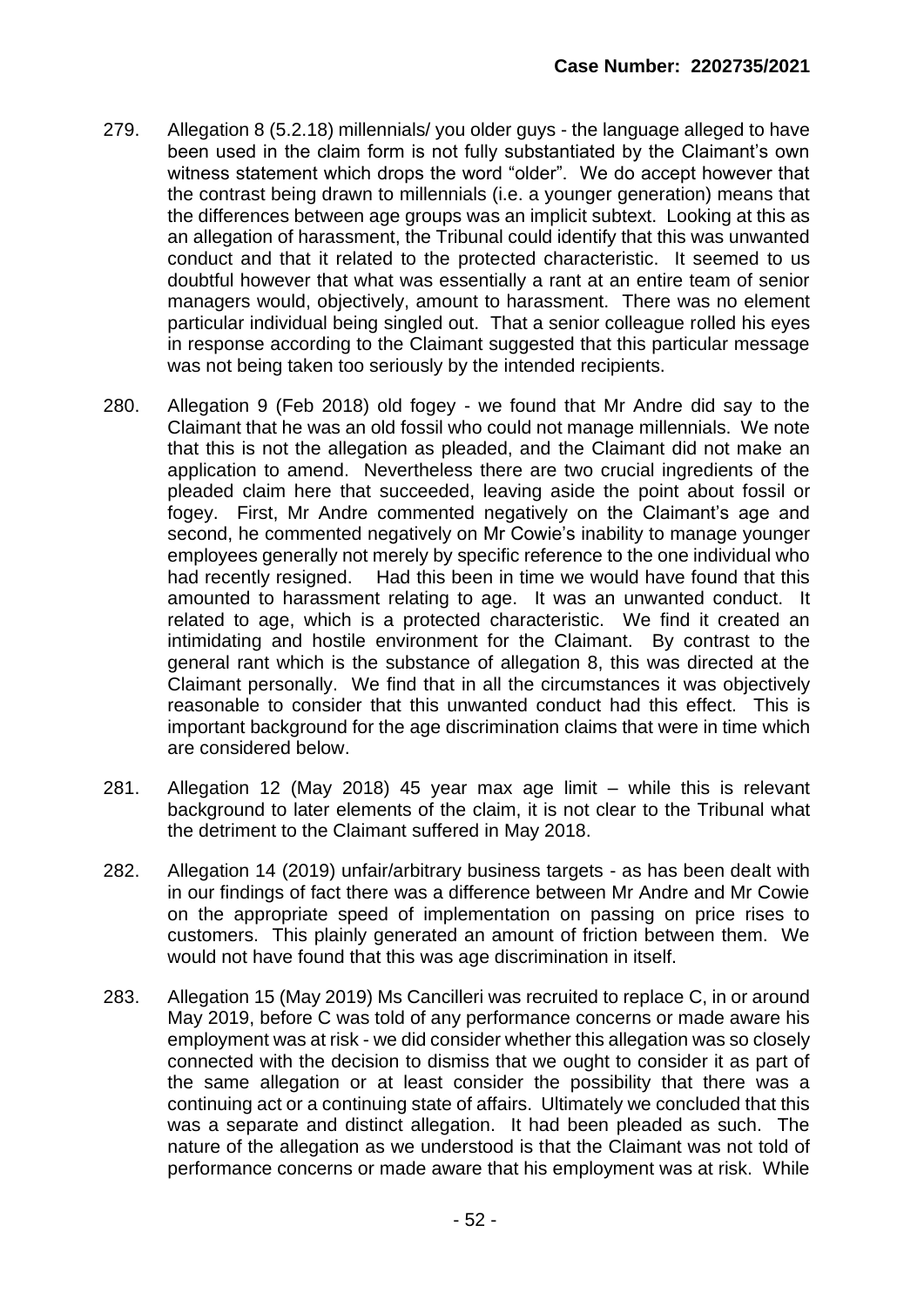279. Allegation 8 (5.2.18) millennials/ you older guys - the language alleged to have been used in the claim form is not fully substantiated by the Claimant's own witness statement which drops the word "older". We do accept however that the contrast being drawn to millennials (i.e. a younger generation) means that the differences between age groups was an implicit subtext. Looking at this as an allegation of harassment, the Tribunal could identify that this was unwanted conduct and that it related to the protected characteristic. It seemed to us doubtful however that what was essentially a rant at an entire team of senior managers would, objectively, amount to harassment. There was no element particular individual being singled out. That a senior colleague rolled his eyes in response according to the Claimant suggested that this particular message was not being taken too seriously by the intended recipients.

280. Allegation 9 (Feb 2018) old fogey - we found that Mr Andre did say to the Claimant that he was an old fossil who could not manage millennials. We note that this is not the allegation as pleaded, and the Claimant did not make an application to amend. Nevertheless there are two crucial ingredients of the pleaded claim here that succeeded, leaving aside the point about fossil or fogey. First, Mr Andre commented negatively on the Claimant's age and second, he commented negatively on Mr Cowie's inability to manage younger employees generally not merely by specific reference to the one individual who had recently resigned. Had this been in time we would have found that this amounted to harassment relating to age. It was an unwanted conduct. It related to age, which is a protected characteristic. We find it created an intimidating and hostile environment for the Claimant. By contrast to the general rant which is the substance of allegation 8, this was directed at the Claimant personally. We find that in all the circumstances it was objectively reasonable to consider that this unwanted conduct had this effect. This is important background for the age discrimination claims that were in time which are considered below.

281. Allegation 12 (May 2018) 45 year max age limit – while this is relevant background to later elements of the claim, it is not clear to the Tribunal what the detriment to the Claimant suffered in May 2018.

282. Allegation 14 (2019) unfair/arbitrary business targets - as has been dealt with in our findings of fact there was a difference between Mr Andre and Mr Cowie on the appropriate speed of implementation on passing on price rises to customers. This plainly generated an amount of friction between them. We would not have found that this was age discrimination in itself.

283. Allegation 15 (May 2019) Ms Cancilleri was recruited to replace C, in or around May 2019, before C was told of any performance concerns or made aware his employment was at risk - we did consider whether this allegation was so closely connected with the decision to dismiss that we ought to consider it as part of the same allegation or at least consider the possibility that there was a continuing act or a continuing state of affairs. Ultimately we concluded that this was a separate and distinct allegation. It had been pleaded as such. The nature of the allegation as we understood is that the Claimant was not told of performance concerns or made aware that his employment was at risk. While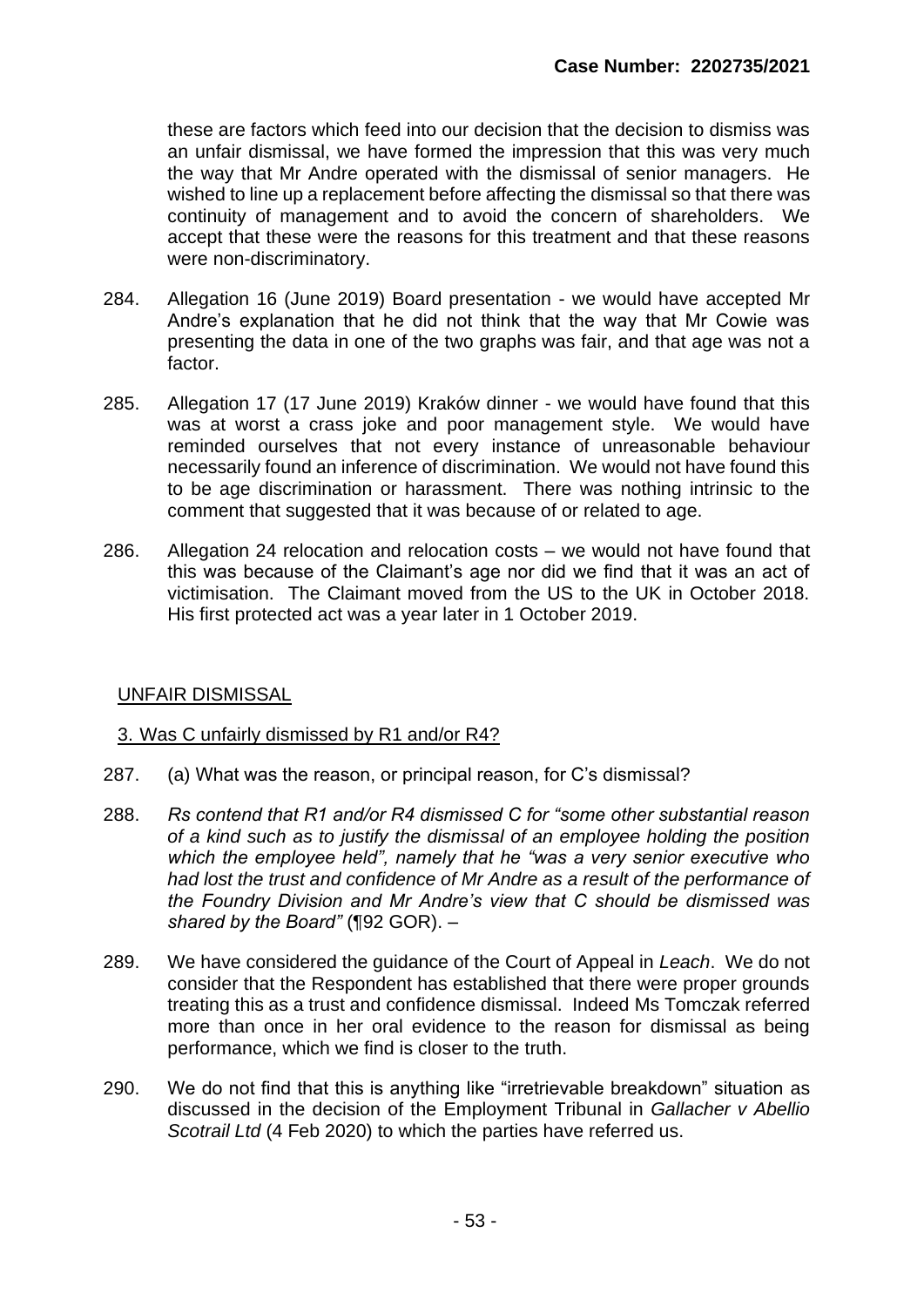these are factors which feed into our decision that the decision to dismiss was an unfair dismissal, we have formed the impression that this was very much the way that Mr Andre operated with the dismissal of senior managers. He wished to line up a replacement before affecting the dismissal so that there was continuity of management and to avoid the concern of shareholders. We accept that these were the reasons for this treatment and that these reasons were non-discriminatory.

284. Allegation 16 (June 2019) Board presentation - we would have accepted Mr Andre's explanation that he did not think that the way that Mr Cowie was presenting the data in one of the two graphs was fair, and that age was not a factor.

285. Allegation 17 (17 June 2019) Kraków dinner - we would have found that this was at worst a crass joke and poor management style. We would have reminded ourselves that not every instance of unreasonable behaviour necessarily found an inference of discrimination. We would not have found this to be age discrimination or harassment. There was nothing intrinsic to the comment that suggested that it was because of or related to age.

286. Allegation 24 relocation and relocation costs – we would not have found that this was because of the Claimant's age nor did we find that it was an act of victimisation. The Claimant moved from the US to the UK in October 2018. His first protected act was a year later in 1 October 2019.

<u>UNFAIR DISMISSAL</u>

<u>3. Was C unfairly dismissed by R1 and/or R4?</u>

287. (a) What was the reason, or principal reason, for C's dismissal?

288. *Rs contend that R1 and/or R4 dismissed C for "some other substantial reason of a kind such as to justify the dismissal of an employee holding the position which the employee held", namely that he "was a very senior executive who had lost the trust and confidence of Mr Andre as a result of the performance of the Foundry Division and Mr Andre's view that C should be dismissed was shared by the Board"* (¶92 GOR). –

289. We have considered the guidance of the Court of Appeal in *Leach*. We do not consider that the Respondent has established that there were proper grounds treating this as a trust and confidence dismissal. Indeed Ms Tomczak referred more than once in her oral evidence to the reason for dismissal as being performance, which we find is closer to the truth.

290. We do not find that this is anything like "irretrievable breakdown" situation as discussed in the decision of the Employment Tribunal in *Gallacher v Abellio Scotrail Ltd* (4 Feb 2020) to which the parties have referred us.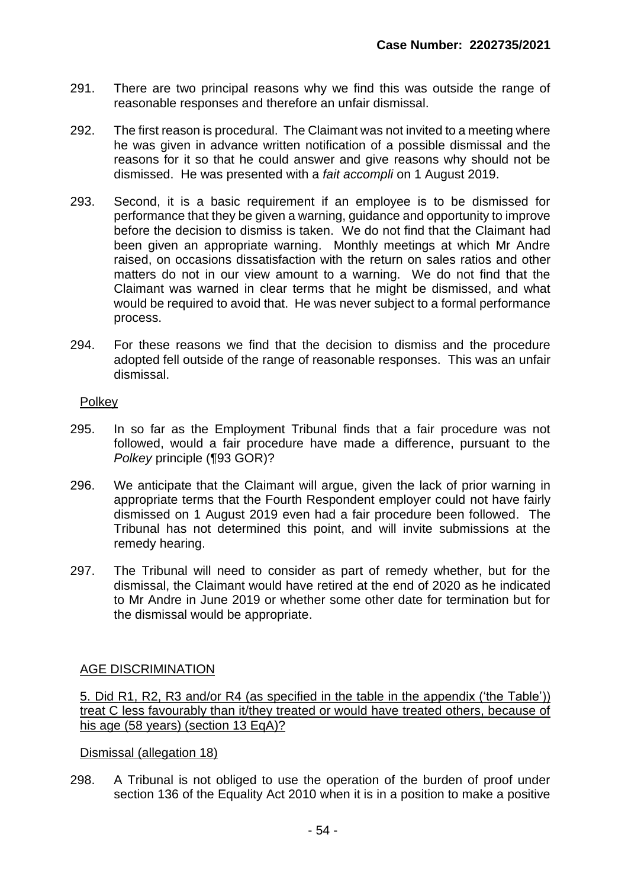291. There are two principal reasons why we find this was outside the range of reasonable responses and therefore an unfair dismissal.

292. The first reason is procedural. The Claimant was not invited to a meeting where he was given in advance written notification of a possible dismissal and the reasons for it so that he could answer and give reasons why should not be dismissed. He was presented with a *fait accompli* on 1 August 2019.

293. Second, it is a basic requirement if an employee is to be dismissed for performance that they be given a warning, guidance and opportunity to improve before the decision to dismiss is taken. We do not find that the Claimant had been given an appropriate warning. Monthly meetings at which Mr Andre raised, on occasions dissatisfaction with the return on sales ratios and other matters do not in our view amount to a warning. We do not find that the Claimant was warned in clear terms that he might be dismissed, and what would be required to avoid that. He was never subject to a formal performance process.

294. For these reasons we find that the decision to dismiss and the procedure adopted fell outside of the range of reasonable responses. This was an unfair dismissal.

Polkey

295. In so far as the Employment Tribunal finds that a fair procedure was not followed, would a fair procedure have made a difference, pursuant to the *Polkey* principle (¶93 GOR)?

296. We anticipate that the Claimant will argue, given the lack of prior warning in appropriate terms that the Fourth Respondent employer could not have fairly dismissed on 1 August 2019 even had a fair procedure been followed. The Tribunal has not determined this point, and will invite submissions at the remedy hearing.

297. The Tribunal will need to consider as part of remedy whether, but for the dismissal, the Claimant would have retired at the end of 2020 as he indicated to Mr Andre in June 2019 or whether some other date for termination but for the dismissal would be appropriate.

AGE DISCRIMINATION

5. Did R1, R2, R3 and/or R4 (as specified in the table in the appendix ('the Table')) treat C less favourably than it/they treated or would have treated others, because of his age (58 years) (section 13 EqA)?

Dismissal (allegation 18)

298. A Tribunal is not obliged to use the operation of the burden of proof under section 136 of the Equality Act 2010 when it is in a position to make a positive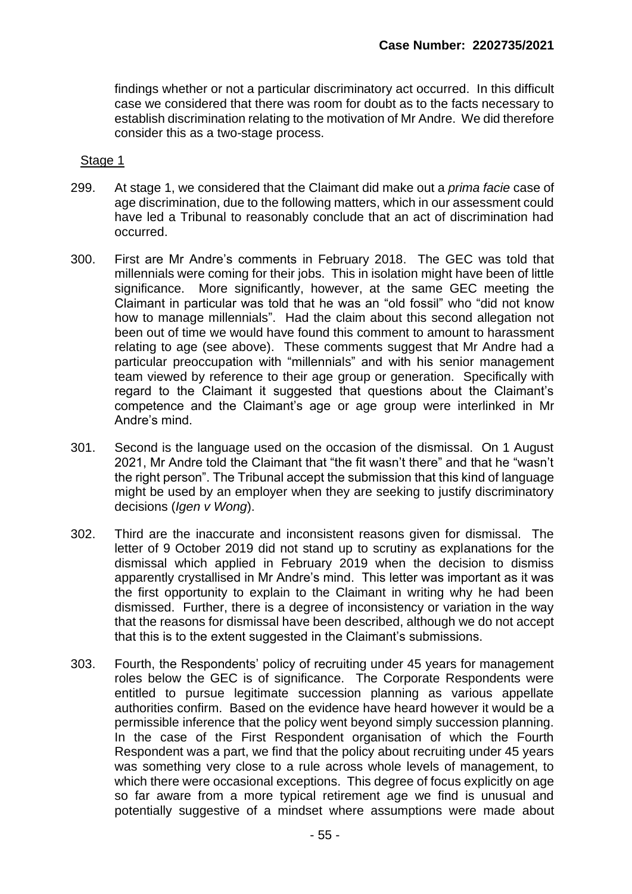findings whether or not a particular discriminatory act occurred. In this difficult case we considered that there was room for doubt as to the facts necessary to establish discrimination relating to the motivation of Mr Andre. We did therefore consider this as a two-stage process.

Stage 1

299. At stage 1, we considered that the Claimant did make out a *prima facie* case of age discrimination, due to the following matters, which in our assessment could have led a Tribunal to reasonably conclude that an act of discrimination had occurred.

300. First are Mr Andre's comments in February 2018. The GEC was told that millennials were coming for their jobs. This in isolation might have been of little significance. More significantly, however, at the same GEC meeting the Claimant in particular was told that he was an "old fossil" who "did not know how to manage millennials". Had the claim about this second allegation not been out of time we would have found this comment to amount to harassment relating to age (see above). These comments suggest that Mr Andre had a particular preoccupation with "millennials" and with his senior management team viewed by reference to their age group or generation. Specifically with regard to the Claimant it suggested that questions about the Claimant's competence and the Claimant's age or age group were interlinked in Mr Andre's mind.

301. Second is the language used on the occasion of the dismissal. On 1 August 2021, Mr Andre told the Claimant that "the fit wasn't there" and that he "wasn't the right person". The Tribunal accept the submission that this kind of language might be used by an employer when they are seeking to justify discriminatory decisions (*Igen v Wong*).

302. Third are the inaccurate and inconsistent reasons given for dismissal. The letter of 9 October 2019 did not stand up to scrutiny as explanations for the dismissal which applied in February 2019 when the decision to dismiss apparently crystallised in Mr Andre's mind. This letter was important as it was the first opportunity to explain to the Claimant in writing why he had been dismissed. Further, there is a degree of inconsistency or variation in the way that the reasons for dismissal have been described, although we do not accept that this is to the extent suggested in the Claimant's submissions.

303. Fourth, the Respondents' policy of recruiting under 45 years for management roles below the GEC is of significance. The Corporate Respondents were entitled to pursue legitimate succession planning as various appellate authorities confirm. Based on the evidence have heard however it would be a permissible inference that the policy went beyond simply succession planning. In the case of the First Respondent organisation of which the Fourth Respondent was a part, we find that the policy about recruiting under 45 years was something very close to a rule across whole levels of management, to which there were occasional exceptions. This degree of focus explicitly on age so far aware from a more typical retirement age we find is unusual and potentially suggestive of a mindset where assumptions were made about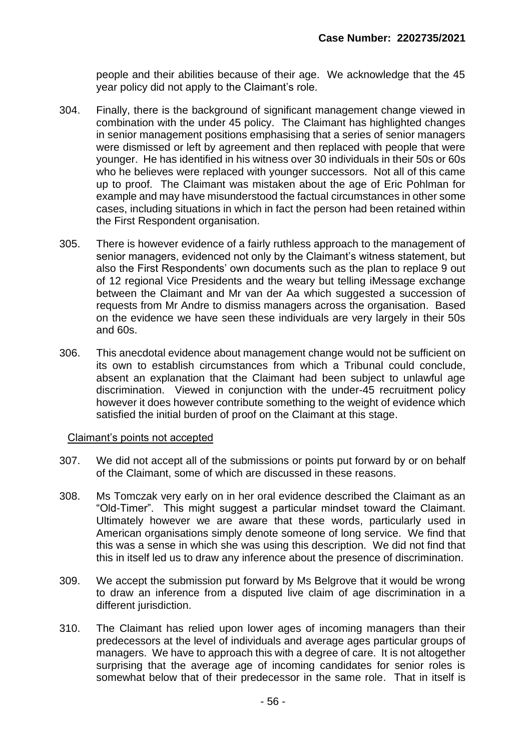people and their abilities because of their age. We acknowledge that the 45 year policy did not apply to the Claimant's role.

304. Finally, there is the background of significant management change viewed in combination with the under 45 policy. The Claimant has highlighted changes in senior management positions emphasising that a series of senior managers were dismissed or left by agreement and then replaced with people that were younger. He has identified in his witness over 30 individuals in their 50s or 60s who he believes were replaced with younger successors. Not all of this came up to proof. The Claimant was mistaken about the age of Eric Pohlman for example and may have misunderstood the factual circumstances in other some cases, including situations in which in fact the person had been retained within the First Respondent organisation.

305. There is however evidence of a fairly ruthless approach to the management of senior managers, evidenced not only by the Claimant's witness statement, but also the First Respondents' own documents such as the plan to replace 9 out of 12 regional Vice Presidents and the weary but telling iMessage exchange between the Claimant and Mr van der Aa which suggested a succession of requests from Mr Andre to dismiss managers across the organisation. Based on the evidence we have seen these individuals are very largely in their 50s and 60s.

306. This anecdotal evidence about management change would not be sufficient on its own to establish circumstances from which a Tribunal could conclude, absent an explanation that the Claimant had been subject to unlawful age discrimination. Viewed in conjunction with the under-45 recruitment policy however it does however contribute something to the weight of evidence which satisfied the initial burden of proof on the Claimant at this stage.

<u>Claimant's points not accepted</u>

307. We did not accept all of the submissions or points put forward by or on behalf of the Claimant, some of which are discussed in these reasons.

308. Ms Tomczak very early on in her oral evidence described the Claimant as an "Old-Timer". This might suggest a particular mindset toward the Claimant. Ultimately however we are aware that these words, particularly used in American organisations simply denote someone of long service. We find that this was a sense in which she was using this description. We did not find that this in itself led us to draw any inference about the presence of discrimination.

309. We accept the submission put forward by Ms Belgrove that it would be wrong to draw an inference from a disputed live claim of age discrimination in a different jurisdiction.

310. The Claimant has relied upon lower ages of incoming managers than their predecessors at the level of individuals and average ages particular groups of managers. We have to approach this with a degree of care. It is not altogether surprising that the average age of incoming candidates for senior roles is somewhat below that of their predecessor in the same role. That in itself is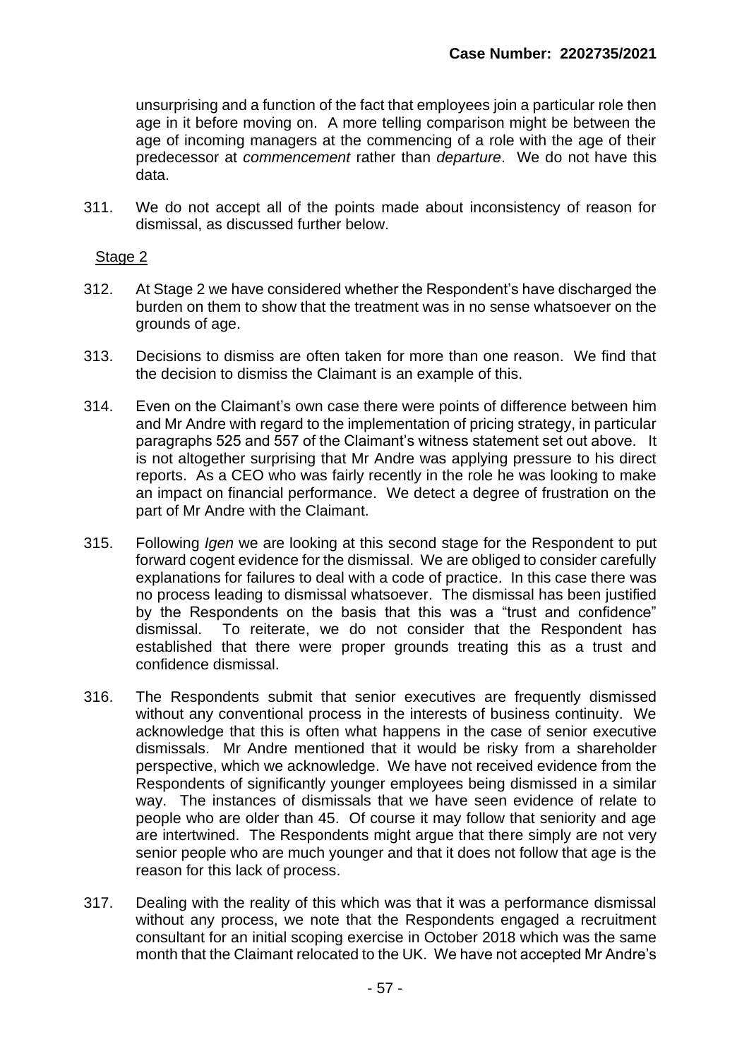unsurprising and a function of the fact that employees join a particular role then age in it before moving on. A more telling comparison might be between the age of incoming managers at the commencing of a role with the age of their predecessor at *commencement* rather than *departure*. We do not have this data.

311. We do not accept all of the points made about inconsistency of reason for dismissal, as discussed further below.

Stage 2

312. At Stage 2 we have considered whether the Respondent's have discharged the burden on them to show that the treatment was in no sense whatsoever on the grounds of age.

313. Decisions to dismiss are often taken for more than one reason. We find that the decision to dismiss the Claimant is an example of this.

314. Even on the Claimant's own case there were points of difference between him and Mr Andre with regard to the implementation of pricing strategy, in particular paragraphs 525 and 557 of the Claimant's witness statement set out above. It is not altogether surprising that Mr Andre was applying pressure to his direct reports. As a CEO who was fairly recently in the role he was looking to make an impact on financial performance. We detect a degree of frustration on the part of Mr Andre with the Claimant.

315. Following *Igen* we are looking at this second stage for the Respondent to put forward cogent evidence for the dismissal. We are obliged to consider carefully explanations for failures to deal with a code of practice. In this case there was no process leading to dismissal whatsoever. The dismissal has been justified by the Respondents on the basis that this was a "trust and confidence" dismissal. To reiterate, we do not consider that the Respondent has established that there were proper grounds treating this as a trust and confidence dismissal.

316. The Respondents submit that senior executives are frequently dismissed without any conventional process in the interests of business continuity. We acknowledge that this is often what happens in the case of senior executive dismissals. Mr Andre mentioned that it would be risky from a shareholder perspective, which we acknowledge. We have not received evidence from the Respondents of significantly younger employees being dismissed in a similar way. The instances of dismissals that we have seen evidence of relate to people who are older than 45. Of course it may follow that seniority and age are intertwined. The Respondents might argue that there simply are not very senior people who are much younger and that it does not follow that age is the reason for this lack of process.

317. Dealing with the reality of this which was that it was a performance dismissal without any process, we note that the Respondents engaged a recruitment consultant for an initial scoping exercise in October 2018 which was the same month that the Claimant relocated to the UK. We have not accepted Mr Andre's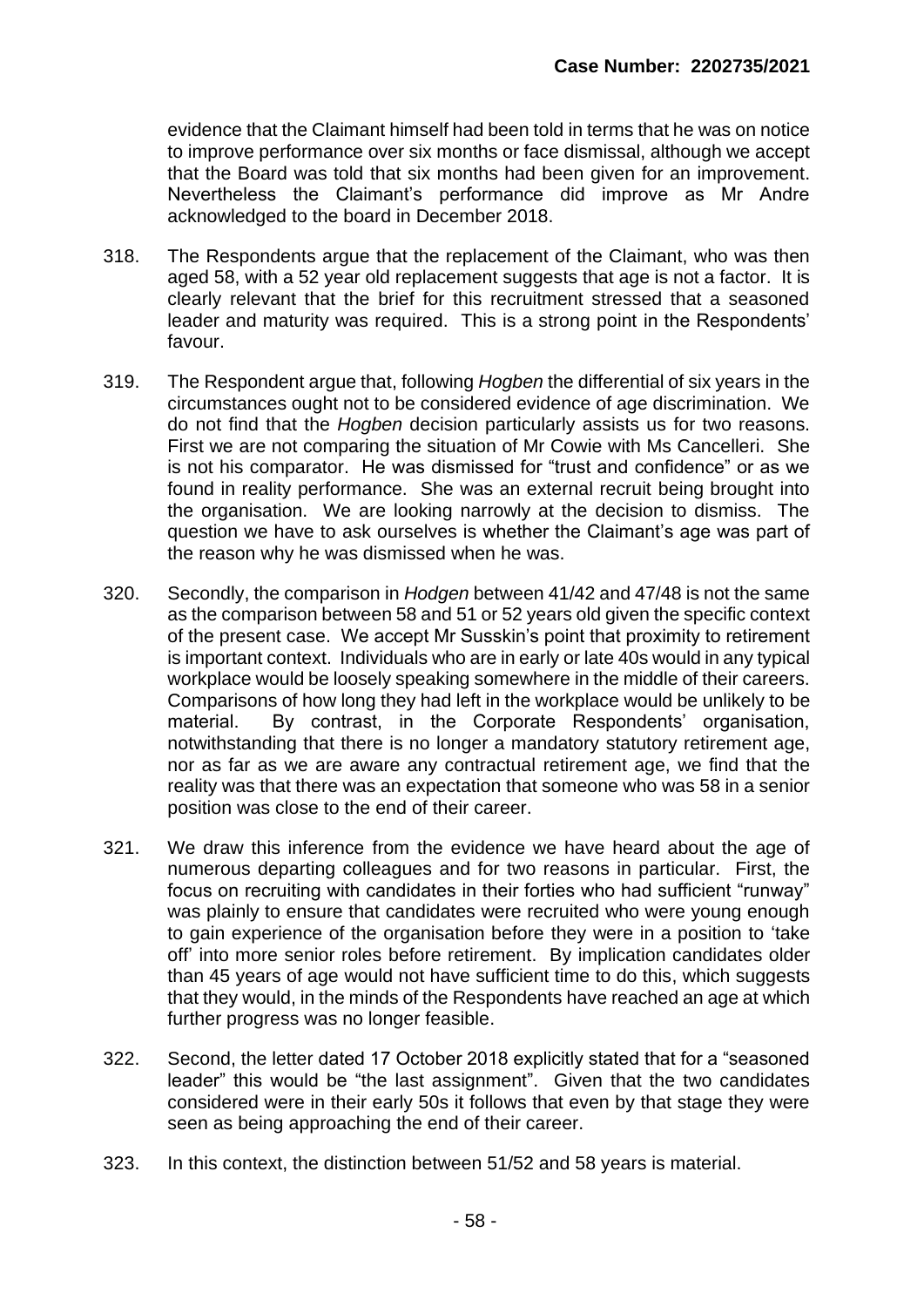evidence that the Claimant himself had been told in terms that he was on notice to improve performance over six months or face dismissal, although we accept that the Board was told that six months had been given for an improvement. Nevertheless the Claimant's performance did improve as Mr Andre acknowledged to the board in December 2018.

318. The Respondents argue that the replacement of the Claimant, who was then aged 58, with a 52 year old replacement suggests that age is not a factor. It is clearly relevant that the brief for this recruitment stressed that a seasoned leader and maturity was required. This is a strong point in the Respondents' favour.

319. The Respondent argue that, following *Hogben* the differential of six years in the circumstances ought not to be considered evidence of age discrimination. We do not find that the *Hogben* decision particularly assists us for two reasons. First we are not comparing the situation of Mr Cowie with Ms Cancelleri. She is not his comparator. He was dismissed for "trust and confidence" or as we found in reality performance. She was an external recruit being brought into the organisation. We are looking narrowly at the decision to dismiss. The question we have to ask ourselves is whether the Claimant's age was part of the reason why he was dismissed when he was.

320. Secondly, the comparison in *Hodgen* between 41/42 and 47/48 is not the same as the comparison between 58 and 51 or 52 years old given the specific context of the present case. We accept Mr Susskin's point that proximity to retirement is important context. Individuals who are in early or late 40s would in any typical workplace would be loosely speaking somewhere in the middle of their careers. Comparisons of how long they had left in the workplace would be unlikely to be material. By contrast, in the Corporate Respondents' organisation, notwithstanding that there is no longer a mandatory statutory retirement age, nor as far as we are aware any contractual retirement age, we find that the reality was that there was an expectation that someone who was 58 in a senior position was close to the end of their career.

321. We draw this inference from the evidence we have heard about the age of numerous departing colleagues and for two reasons in particular. First, the focus on recruiting with candidates in their forties who had sufficient "runway" was plainly to ensure that candidates were recruited who were young enough to gain experience of the organisation before they were in a position to 'take off' into more senior roles before retirement. By implication candidates older than 45 years of age would not have sufficient time to do this, which suggests that they would, in the minds of the Respondents have reached an age at which further progress was no longer feasible.

322. Second, the letter dated 17 October 2018 explicitly stated that for a "seasoned leader" this would be "the last assignment". Given that the two candidates considered were in their early 50s it follows that even by that stage they were seen as being approaching the end of their career.

323. In this context, the distinction between 51/52 and 58 years is material.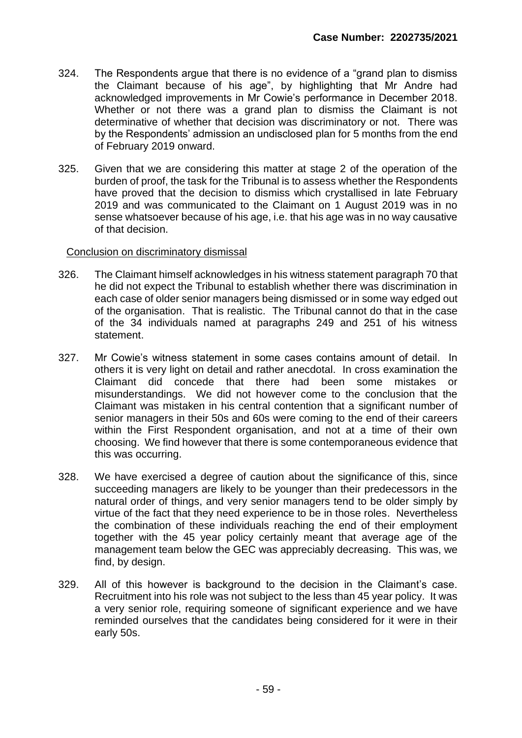324. The Respondents argue that there is no evidence of a "grand plan to dismiss the Claimant because of his age", by highlighting that Mr Andre had acknowledged improvements in Mr Cowie's performance in December 2018. Whether or not there was a grand plan to dismiss the Claimant is not determinative of whether that decision was discriminatory or not. There was by the Respondents' admission an undisclosed plan for 5 months from the end of February 2019 onward.

325. Given that we are considering this matter at stage 2 of the operation of the burden of proof, the task for the Tribunal is to assess whether the Respondents have proved that the decision to dismiss which crystallised in late February 2019 and was communicated to the Claimant on 1 August 2019 was in no sense whatsoever because of his age, i.e. that his age was in no way causative of that decision.

Conclusion on discriminatory dismissal

326. The Claimant himself acknowledges in his witness statement paragraph 70 that he did not expect the Tribunal to establish whether there was discrimination in each case of older senior managers being dismissed or in some way edged out of the organisation. That is realistic. The Tribunal cannot do that in the case of the 34 individuals named at paragraphs 249 and 251 of his witness statement.

327. Mr Cowie's witness statement in some cases contains amount of detail. In others it is very light on detail and rather anecdotal. In cross examination the Claimant did concede that there had been some mistakes or misunderstandings. We did not however come to the conclusion that the Claimant was mistaken in his central contention that a significant number of senior managers in their 50s and 60s were coming to the end of their careers within the First Respondent organisation, and not at a time of their own choosing. We find however that there is some contemporaneous evidence that this was occurring.

328. We have exercised a degree of caution about the significance of this, since succeeding managers are likely to be younger than their predecessors in the natural order of things, and very senior managers tend to be older simply by virtue of the fact that they need experience to be in those roles. Nevertheless the combination of these individuals reaching the end of their employment together with the 45 year policy certainly meant that average age of the management team below the GEC was appreciably decreasing. This was, we find, by design.

329. All of this however is background to the decision in the Claimant's case. Recruitment into his role was not subject to the less than 45 year policy. It was a very senior role, requiring someone of significant experience and we have reminded ourselves that the candidates being considered for it were in their early 50s.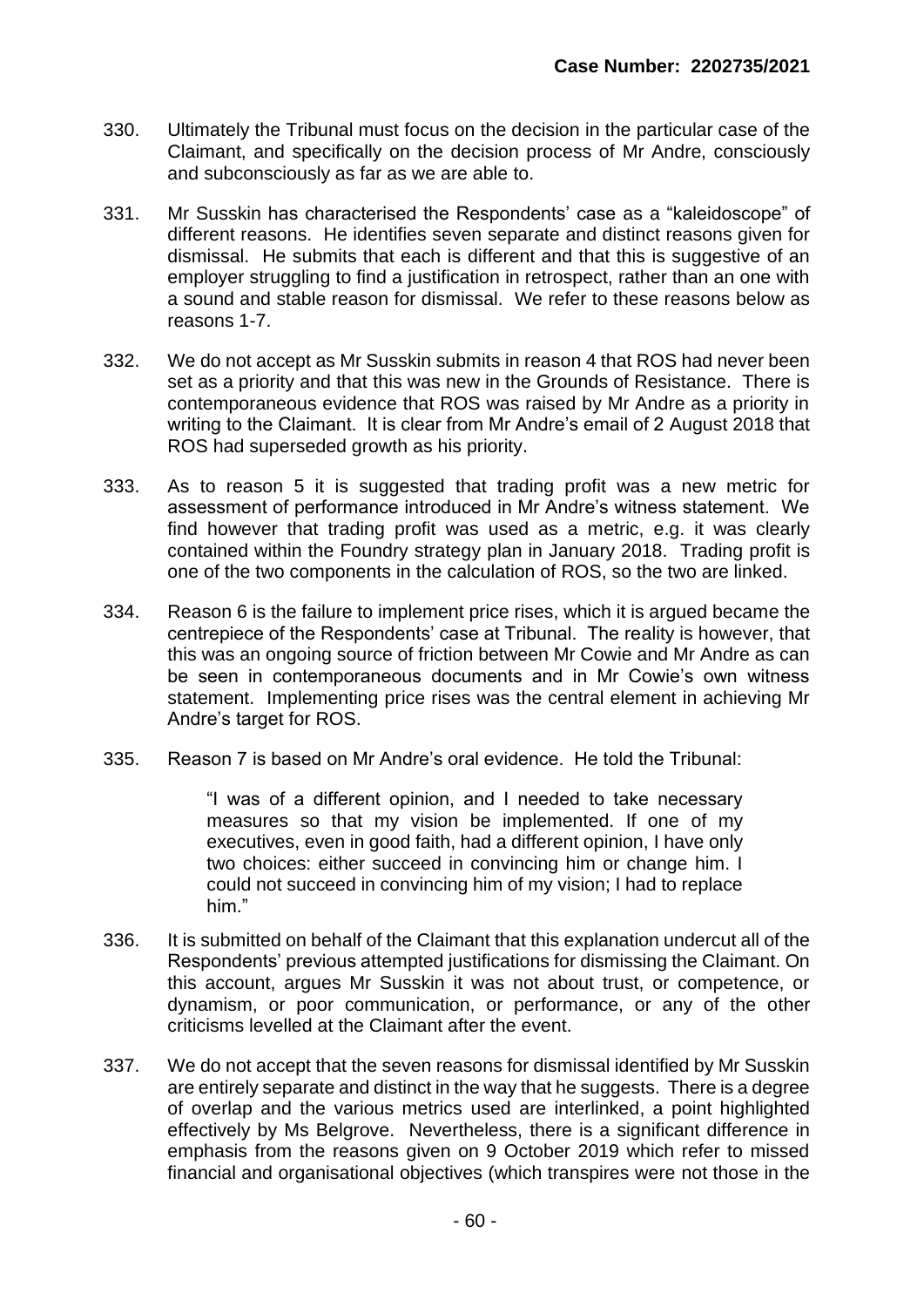330. Ultimately the Tribunal must focus on the decision in the particular case of the Claimant, and specifically on the decision process of Mr Andre, consciously and subconsciously as far as we are able to.

331. Mr Susskin has characterised the Respondents' case as a "kaleidoscope" of different reasons. He identifies seven separate and distinct reasons given for dismissal. He submits that each is different and that this is suggestive of an employer struggling to find a justification in retrospect, rather than an one with a sound and stable reason for dismissal. We refer to these reasons below as reasons 1-7.

332. We do not accept as Mr Susskin submits in reason 4 that ROS had never been set as a priority and that this was new in the Grounds of Resistance. There is contemporaneous evidence that ROS was raised by Mr Andre as a priority in writing to the Claimant. It is clear from Mr Andre's email of 2 August 2018 that ROS had superseded growth as his priority.

333. As to reason 5 it is suggested that trading profit was a new metric for assessment of performance introduced in Mr Andre's witness statement. We find however that trading profit was used as a metric, e.g. it was clearly contained within the Foundry strategy plan in January 2018. Trading profit is one of the two components in the calculation of ROS, so the two are linked.

334. Reason 6 is the failure to implement price rises, which it is argued became the centrepiece of the Respondents' case at Tribunal. The reality is however, that this was an ongoing source of friction between Mr Cowie and Mr Andre as can be seen in contemporaneous documents and in Mr Cowie's own witness statement. Implementing price rises was the central element in achieving Mr Andre's target for ROS.

335. Reason 7 is based on Mr Andre's oral evidence. He told the Tribunal:

> "I was of a different opinion, and I needed to take necessary measures so that my vision be implemented. If one of my executives, even in good faith, had a different opinion, I have only two choices: either succeed in convincing him or change him. I could not succeed in convincing him of my vision; I had to replace him."

336. It is submitted on behalf of the Claimant that this explanation undercut all of the Respondents' previous attempted justifications for dismissing the Claimant. On this account, argues Mr Susskin it was not about trust, or competence, or dynamism, or poor communication, or performance, or any of the other criticisms levelled at the Claimant after the event.

337. We do not accept that the seven reasons for dismissal identified by Mr Susskin are entirely separate and distinct in the way that he suggests. There is a degree of overlap and the various metrics used are interlinked, a point highlighted effectively by Ms Belgrove. Nevertheless, there is a significant difference in emphasis from the reasons given on 9 October 2019 which refer to missed financial and organisational objectives (which transpires were not those in the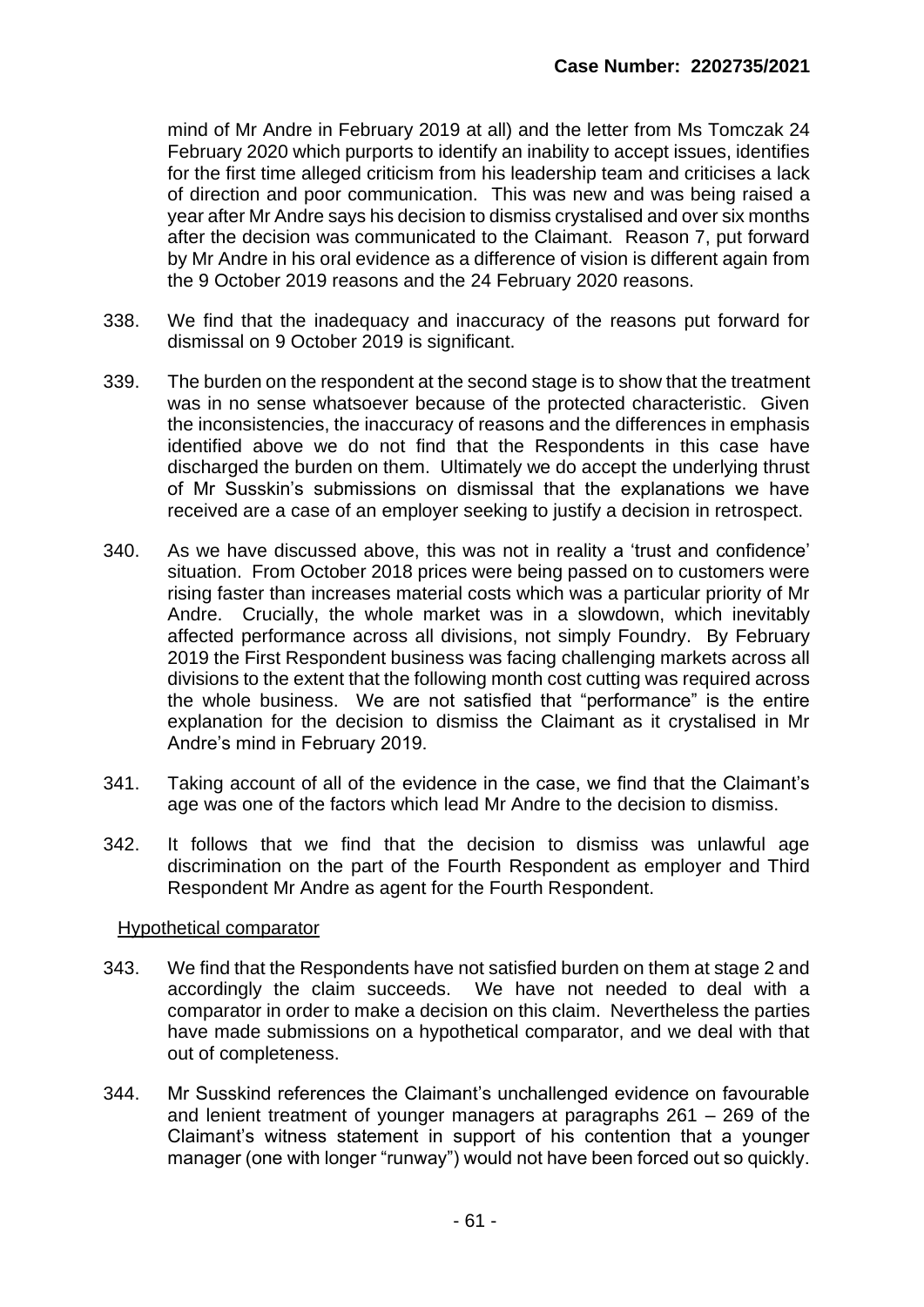mind of Mr Andre in February 2019 at all) and the letter from Ms Tomczak 24 February 2020 which purports to identify an inability to accept issues, identifies for the first time alleged criticism from his leadership team and criticises a lack of direction and poor communication. This was new and was being raised a year after Mr Andre says his decision to dismiss crystalised and over six months after the decision was communicated to the Claimant. Reason 7, put forward by Mr Andre in his oral evidence as a difference of vision is different again from the 9 October 2019 reasons and the 24 February 2020 reasons.

338. We find that the inadequacy and inaccuracy of the reasons put forward for dismissal on 9 October 2019 is significant.

339. The burden on the respondent at the second stage is to show that the treatment was in no sense whatsoever because of the protected characteristic. Given the inconsistencies, the inaccuracy of reasons and the differences in emphasis identified above we do not find that the Respondents in this case have discharged the burden on them. Ultimately we do accept the underlying thrust of Mr Susskin's submissions on dismissal that the explanations we have received are a case of an employer seeking to justify a decision in retrospect.

340. As we have discussed above, this was not in reality a 'trust and confidence' situation. From October 2018 prices were being passed on to customers were rising faster than increases material costs which was a particular priority of Mr Andre. Crucially, the whole market was in a slowdown, which inevitably affected performance across all divisions, not simply Foundry. By February 2019 the First Respondent business was facing challenging markets across all divisions to the extent that the following month cost cutting was required across the whole business. We are not satisfied that "performance" is the entire explanation for the decision to dismiss the Claimant as it crystalised in Mr Andre's mind in February 2019.

341. Taking account of all of the evidence in the case, we find that the Claimant's age was one of the factors which lead Mr Andre to the decision to dismiss.

342. It follows that we find that the decision to dismiss was unlawful age discrimination on the part of the Fourth Respondent as employer and Third Respondent Mr Andre as agent for the Fourth Respondent.

Hypothetical comparator

343. We find that the Respondents have not satisfied burden on them at stage 2 and accordingly the claim succeeds. We have not needed to deal with a comparator in order to make a decision on this claim. Nevertheless the parties have made submissions on a hypothetical comparator, and we deal with that out of completeness.

344. Mr Susskind references the Claimant's unchallenged evidence on favourable and lenient treatment of younger managers at paragraphs 261 – 269 of the Claimant's witness statement in support of his contention that a younger manager (one with longer "runway") would not have been forced out so quickly.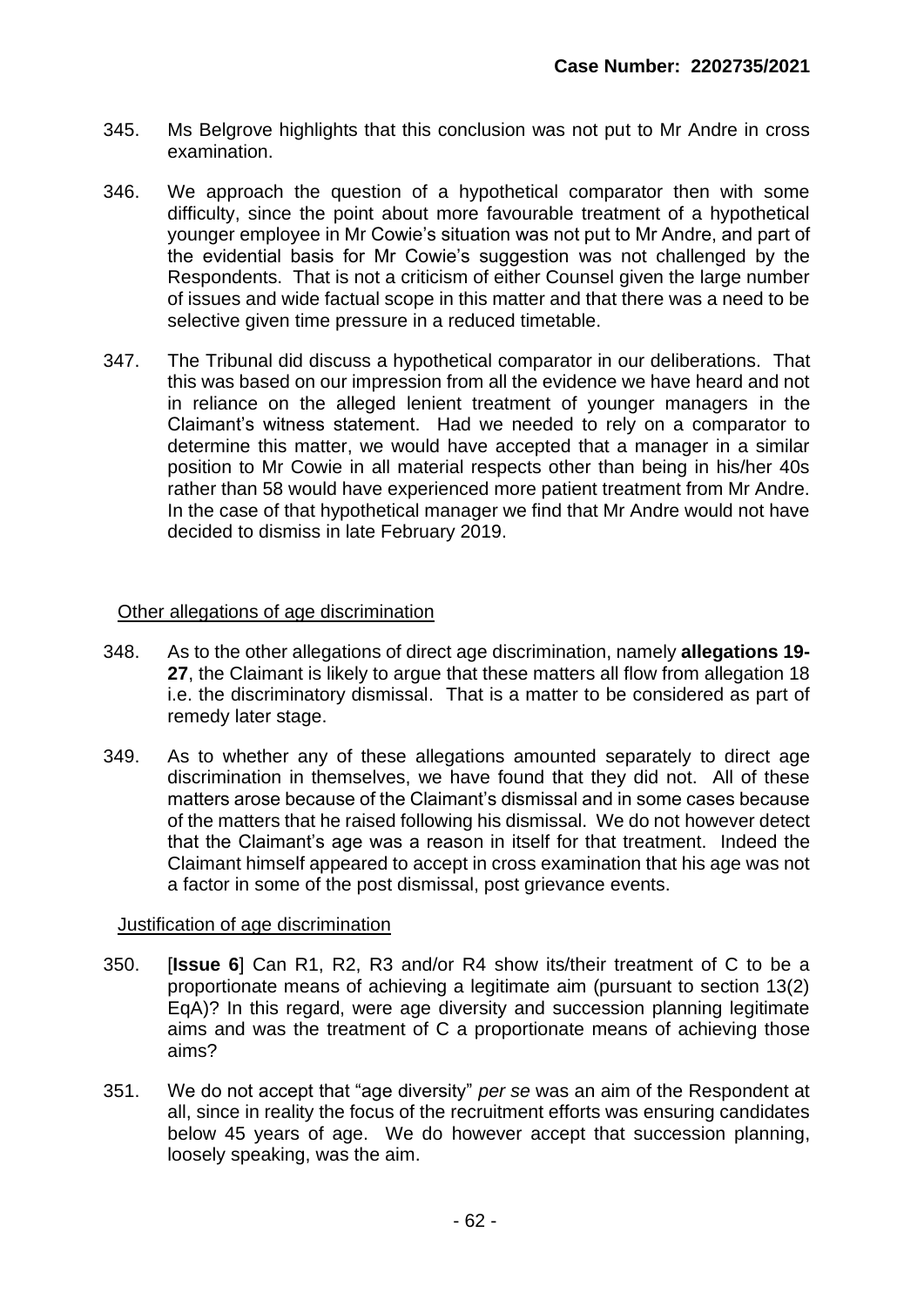345. Ms Belgrove highlights that this conclusion was not put to Mr Andre in cross examination.

346. We approach the question of a hypothetical comparator then with some difficulty, since the point about more favourable treatment of a hypothetical younger employee in Mr Cowie's situation was not put to Mr Andre, and part of the evidential basis for Mr Cowie's suggestion was not challenged by the Respondents. That is not a criticism of either Counsel given the large number of issues and wide factual scope in this matter and that there was a need to be selective given time pressure in a reduced timetable.

347. The Tribunal did discuss a hypothetical comparator in our deliberations. That this was based on our impression from all the evidence we have heard and not in reliance on the alleged lenient treatment of younger managers in the Claimant's witness statement. Had we needed to rely on a comparator to determine this matter, we would have accepted that a manager in a similar position to Mr Cowie in all material respects other than being in his/her 40s rather than 58 would have experienced more patient treatment from Mr Andre. In the case of that hypothetical manager we find that Mr Andre would not have decided to dismiss in late February 2019.

<u>Other allegations of age discrimination</u>

348. As to the other allegations of direct age discrimination, namely **allegations 19-27**, the Claimant is likely to argue that these matters all flow from allegation 18 i.e. the discriminatory dismissal. That is a matter to be considered as part of remedy later stage.

349. As to whether any of these allegations amounted separately to direct age discrimination in themselves, we have found that they did not. All of these matters arose because of the Claimant's dismissal and in some cases because of the matters that he raised following his dismissal. We do not however detect that the Claimant's age was a reason in itself for that treatment. Indeed the Claimant himself appeared to accept in cross examination that his age was not a factor in some of the post dismissal, post grievance events.

<u>Justification of age discrimination</u>

350. [**Issue 6**] Can R1, R2, R3 and/or R4 show its/their treatment of C to be a proportionate means of achieving a legitimate aim (pursuant to section 13(2) EqA)? In this regard, were age diversity and succession planning legitimate aims and was the treatment of C a proportionate means of achieving those aims?

351. We do not accept that "age diversity" *per se* was an aim of the Respondent at all, since in reality the focus of the recruitment efforts was ensuring candidates below 45 years of age. We do however accept that succession planning, loosely speaking, was the aim.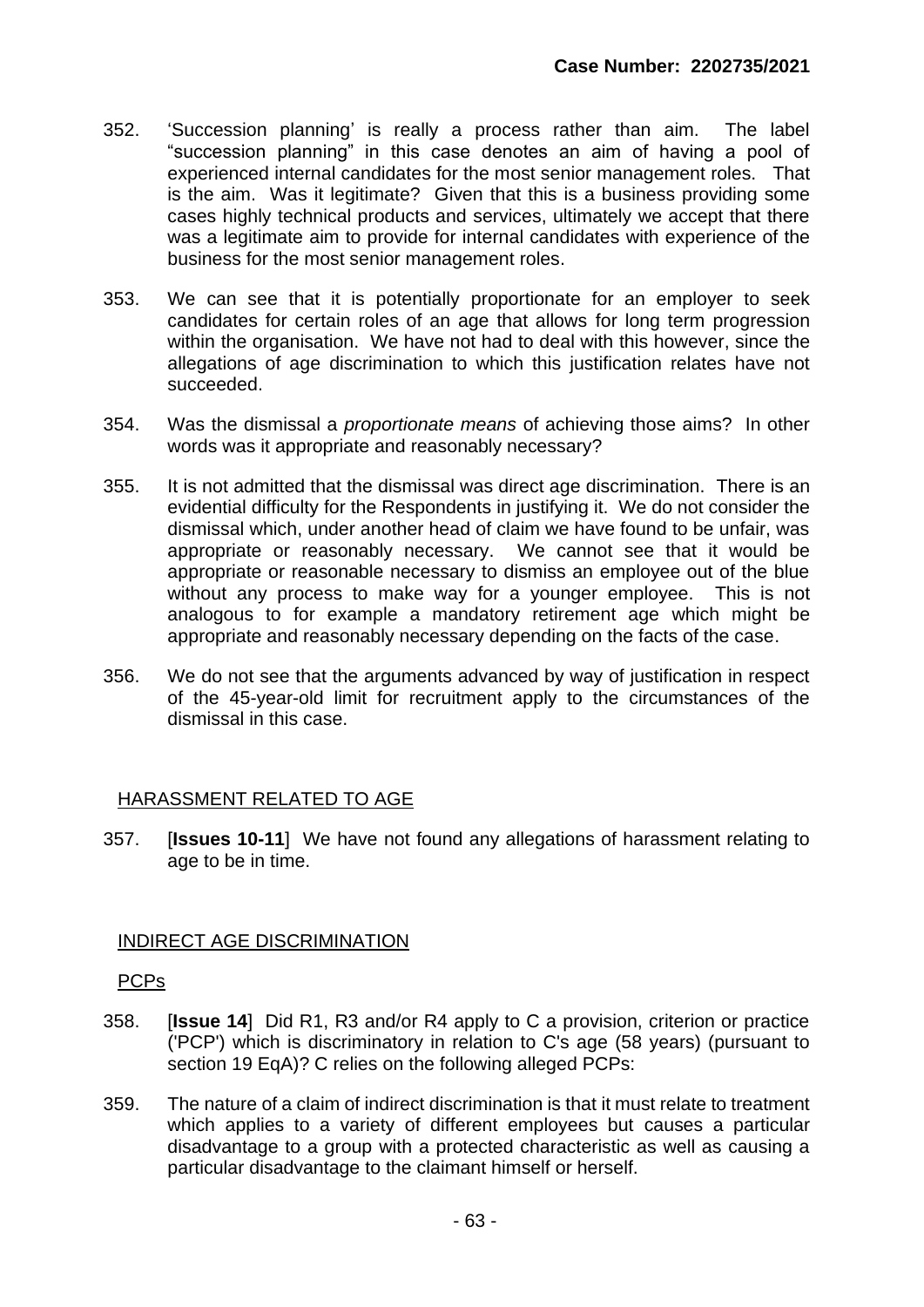352. 'Succession planning' is really a process rather than aim. The label "succession planning" in this case denotes an aim of having a pool of experienced internal candidates for the most senior management roles. That is the aim. Was it legitimate? Given that this is a business providing some cases highly technical products and services, ultimately we accept that there was a legitimate aim to provide for internal candidates with experience of the business for the most senior management roles.

353. We can see that it is potentially proportionate for an employer to seek candidates for certain roles of an age that allows for long term progression within the organisation. We have not had to deal with this however, since the allegations of age discrimination to which this justification relates have not succeeded.

354. Was the dismissal a *proportionate means* of achieving those aims? In other words was it appropriate and reasonably necessary?

355. It is not admitted that the dismissal was direct age discrimination. There is an evidential difficulty for the Respondents in justifying it. We do not consider the dismissal which, under another head of claim we have found to be unfair, was appropriate or reasonably necessary. We cannot see that it would be appropriate or reasonable necessary to dismiss an employee out of the blue without any process to make way for a younger employee. This is not analogous to for example a mandatory retirement age which might be appropriate and reasonably necessary depending on the facts of the case.

356. We do not see that the arguments advanced by way of justification in respect of the 45-year-old limit for recruitment apply to the circumstances of the dismissal in this case.

## HARASSMENT RELATED TO AGE

357. [**Issues 10-11**] We have not found any allegations of harassment relating to age to be in time.

## INDIRECT AGE DISCRIMINATION

### PCPs

358. [**Issue 14**] Did R1, R3 and/or R4 apply to C a provision, criterion or practice ('PCP') which is discriminatory in relation to C's age (58 years) (pursuant to section 19 EqA)? C relies on the following alleged PCPs:

359. The nature of a claim of indirect discrimination is that it must relate to treatment which applies to a variety of different employees but causes a particular disadvantage to a group with a protected characteristic as well as causing a particular disadvantage to the claimant himself or herself.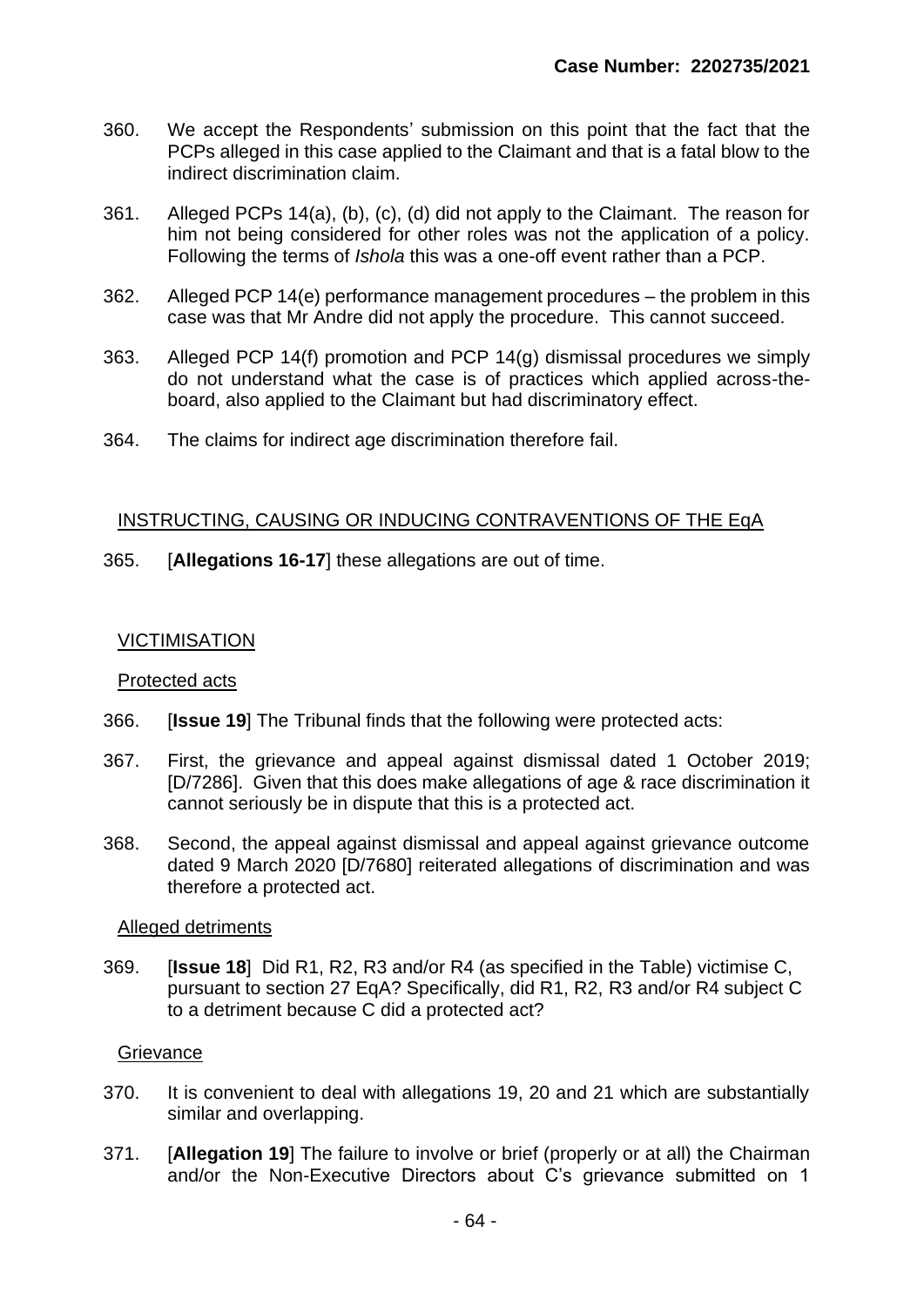360. We accept the Respondents' submission on this point that the fact that the PCPs alleged in this case applied to the Claimant and that is a fatal blow to the indirect discrimination claim.

361. Alleged PCPs 14(a), (b), (c), (d) did not apply to the Claimant. The reason for him not being considered for other roles was not the application of a policy. Following the terms of *Ishola* this was a one-off event rather than a PCP.

362. Alleged PCP 14(e) performance management procedures – the problem in this case was that Mr Andre did not apply the procedure. This cannot succeed.

363. Alleged PCP 14(f) promotion and PCP 14(g) dismissal procedures we simply do not understand what the case is of practices which applied across-the-board, also applied to the Claimant but had discriminatory effect.

364. The claims for indirect age discrimination therefore fail.

<u>INSTRUCTING, CAUSING OR INDUCING CONTRAVENTIONS OF THE EqA</u>

365. [**Allegations 16-17**] these allegations are out of time.

<u>VICTIMISATION</u>

<u>Protected acts</u>

366. [**Issue 19**] The Tribunal finds that the following were protected acts:

367. First, the grievance and appeal against dismissal dated 1 October 2019; [D/7286]. Given that this does make allegations of age & race discrimination it cannot seriously be in dispute that this is a protected act.

368. Second, the appeal against dismissal and appeal against grievance outcome dated 9 March 2020 [D/7680] reiterated allegations of discrimination and was therefore a protected act.

<u>Alleged detriments</u>

369. [**Issue 18**] Did R1, R2, R3 and/or R4 (as specified in the Table) victimise C, pursuant to section 27 EqA? Specifically, did R1, R2, R3 and/or R4 subject C to a detriment because C did a protected act?

<u>Grievance</u>

370. It is convenient to deal with allegations 19, 20 and 21 which are substantially similar and overlapping.

371. [**Allegation 19**] The failure to involve or brief (properly or at all) the Chairman and/or the Non-Executive Directors about C's grievance submitted on 1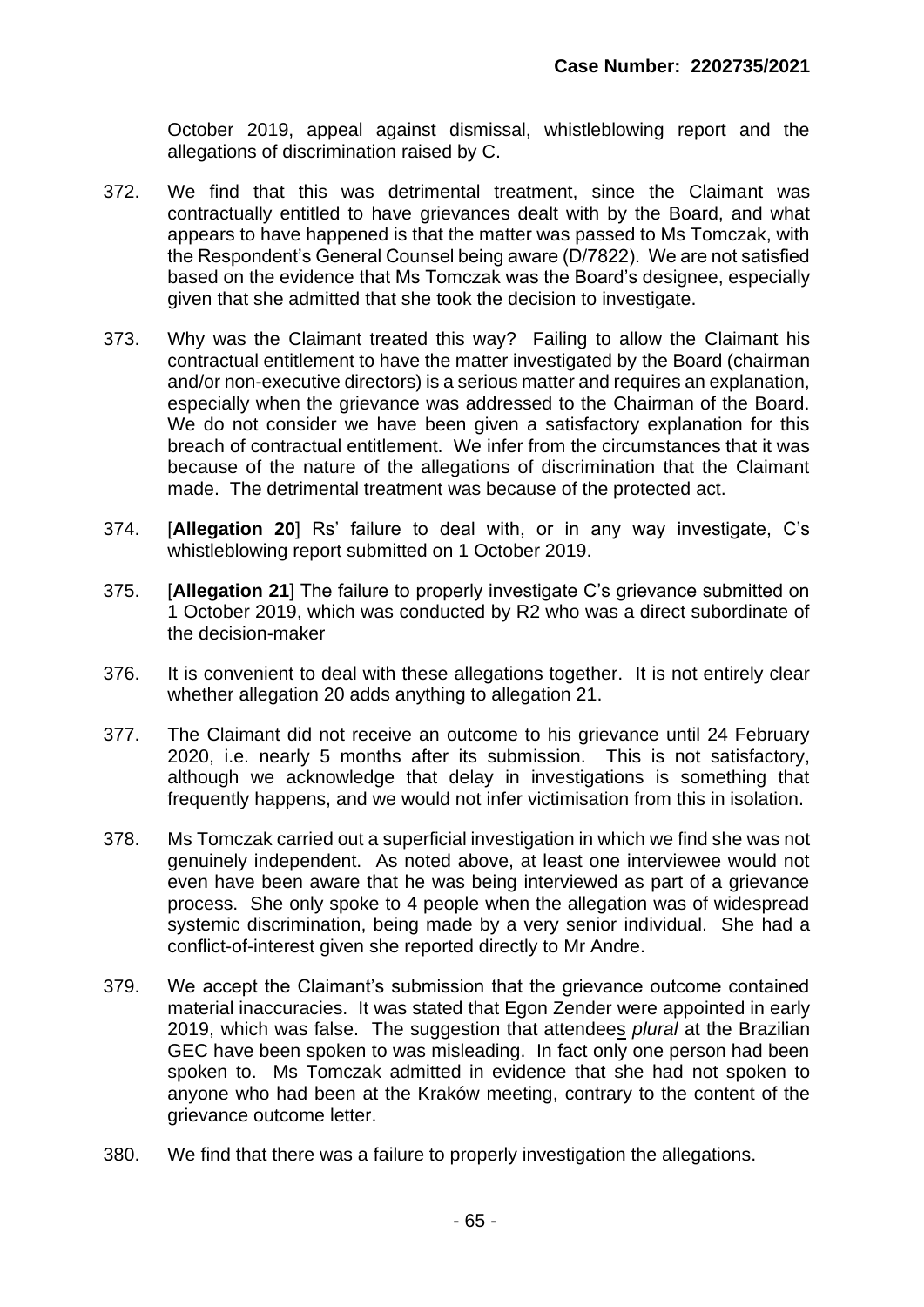October 2019, appeal against dismissal, whistleblowing report and the allegations of discrimination raised by C.

372. We find that this was detrimental treatment, since the Claimant was contractually entitled to have grievances dealt with by the Board, and what appears to have happened is that the matter was passed to Ms Tomczak, with the Respondent's General Counsel being aware (D/7822). We are not satisfied based on the evidence that Ms Tomczak was the Board's designee, especially given that she admitted that she took the decision to investigate.

373. Why was the Claimant treated this way? Failing to allow the Claimant his contractual entitlement to have the matter investigated by the Board (chairman and/or non-executive directors) is a serious matter and requires an explanation, especially when the grievance was addressed to the Chairman of the Board. We do not consider we have been given a satisfactory explanation for this breach of contractual entitlement. We infer from the circumstances that it was because of the nature of the allegations of discrimination that the Claimant made. The detrimental treatment was because of the protected act.

374. [**Allegation 20**] Rs' failure to deal with, or in any way investigate, C's whistleblowing report submitted on 1 October 2019.

375. [**Allegation 21**] The failure to properly investigate C's grievance submitted on 1 October 2019, which was conducted by R2 who was a direct subordinate of the decision-maker

376. It is convenient to deal with these allegations together. It is not entirely clear whether allegation 20 adds anything to allegation 21.

377. The Claimant did not receive an outcome to his grievance until 24 February 2020, i.e. nearly 5 months after its submission. This is not satisfactory, although we acknowledge that delay in investigations is something that frequently happens, and we would not infer victimisation from this in isolation.

378. Ms Tomczak carried out a superficial investigation in which we find she was not genuinely independent. As noted above, at least one interviewee would not even have been aware that he was being interviewed as part of a grievance process. She only spoke to 4 people when the allegation was of widespread systemic discrimination, being made by a very senior individual. She had a conflict-of-interest given she reported directly to Mr Andre.

379. We accept the Claimant's submission that the grievance outcome contained material inaccuracies. It was stated that Egon Zender were appointed in early 2019, which was false. The suggestion that attendee<u>s</u> *plural* at the Brazilian GEC have been spoken to was misleading. In fact only one person had been spoken to. Ms Tomczak admitted in evidence that she had not spoken to anyone who had been at the Kraków meeting, contrary to the content of the grievance outcome letter.

380. We find that there was a failure to properly investigation the allegations.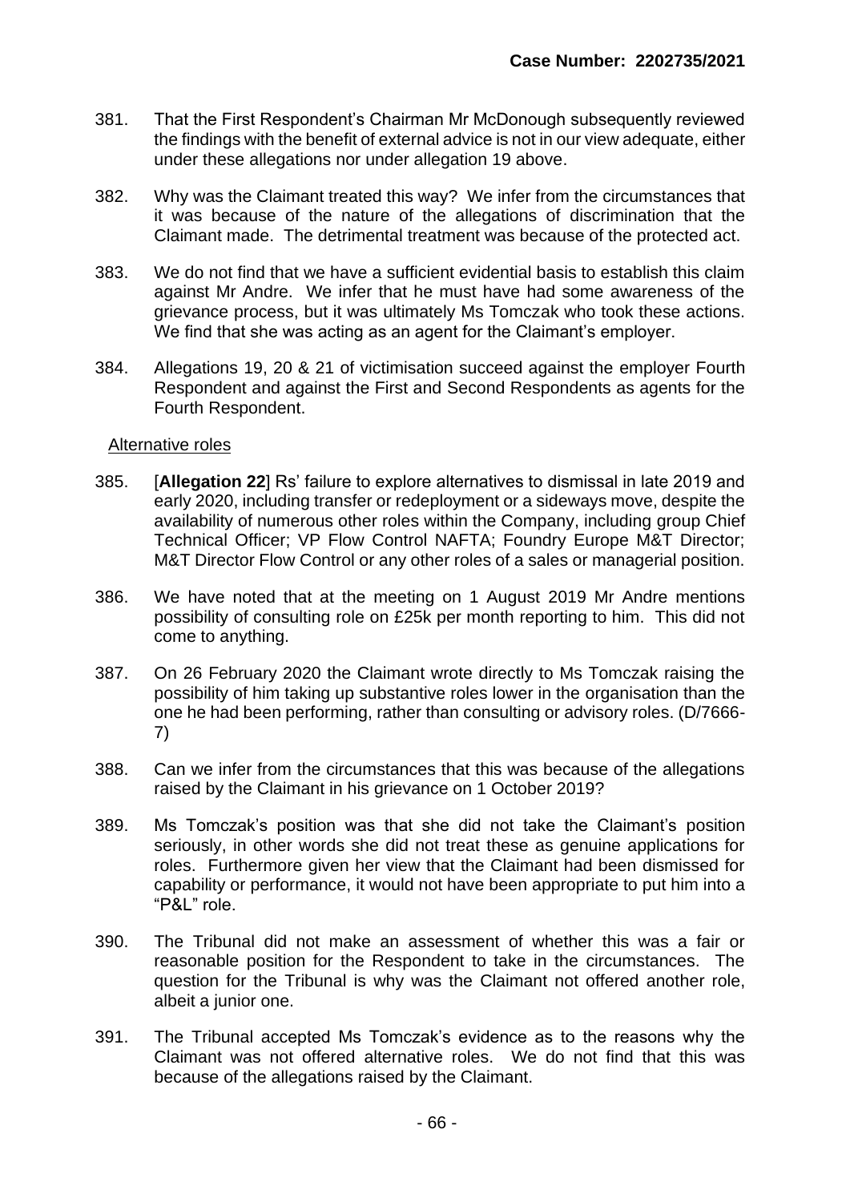381. That the First Respondent's Chairman Mr McDonough subsequently reviewed the findings with the benefit of external advice is not in our view adequate, either under these allegations nor under allegation 19 above.

382. Why was the Claimant treated this way? We infer from the circumstances that it was because of the nature of the allegations of discrimination that the Claimant made. The detrimental treatment was because of the protected act.

383. We do not find that we have a sufficient evidential basis to establish this claim against Mr Andre. We infer that he must have had some awareness of the grievance process, but it was ultimately Ms Tomczak who took these actions. We find that she was acting as an agent for the Claimant's employer.

384. Allegations 19, 20 & 21 of victimisation succeed against the employer Fourth Respondent and against the First and Second Respondents as agents for the Fourth Respondent.

Alternative roles

385. [**Allegation 22**] Rs' failure to explore alternatives to dismissal in late 2019 and early 2020, including transfer or redeployment or a sideways move, despite the availability of numerous other roles within the Company, including group Chief Technical Officer; VP Flow Control NAFTA; Foundry Europe M&T Director; M&T Director Flow Control or any other roles of a sales or managerial position.

386. We have noted that at the meeting on 1 August 2019 Mr Andre mentions possibility of consulting role on £25k per month reporting to him. This did not come to anything.

387. On 26 February 2020 the Claimant wrote directly to Ms Tomczak raising the possibility of him taking up substantive roles lower in the organisation than the one he had been performing, rather than consulting or advisory roles. (D/7666-7)

388. Can we infer from the circumstances that this was because of the allegations raised by the Claimant in his grievance on 1 October 2019?

389. Ms Tomczak's position was that she did not take the Claimant's position seriously, in other words she did not treat these as genuine applications for roles. Furthermore given her view that the Claimant had been dismissed for capability or performance, it would not have been appropriate to put him into a "P&L" role.

390. The Tribunal did not make an assessment of whether this was a fair or reasonable position for the Respondent to take in the circumstances. The question for the Tribunal is why was the Claimant not offered another role, albeit a junior one.

391. The Tribunal accepted Ms Tomczak's evidence as to the reasons why the Claimant was not offered alternative roles. We do not find that this was because of the allegations raised by the Claimant.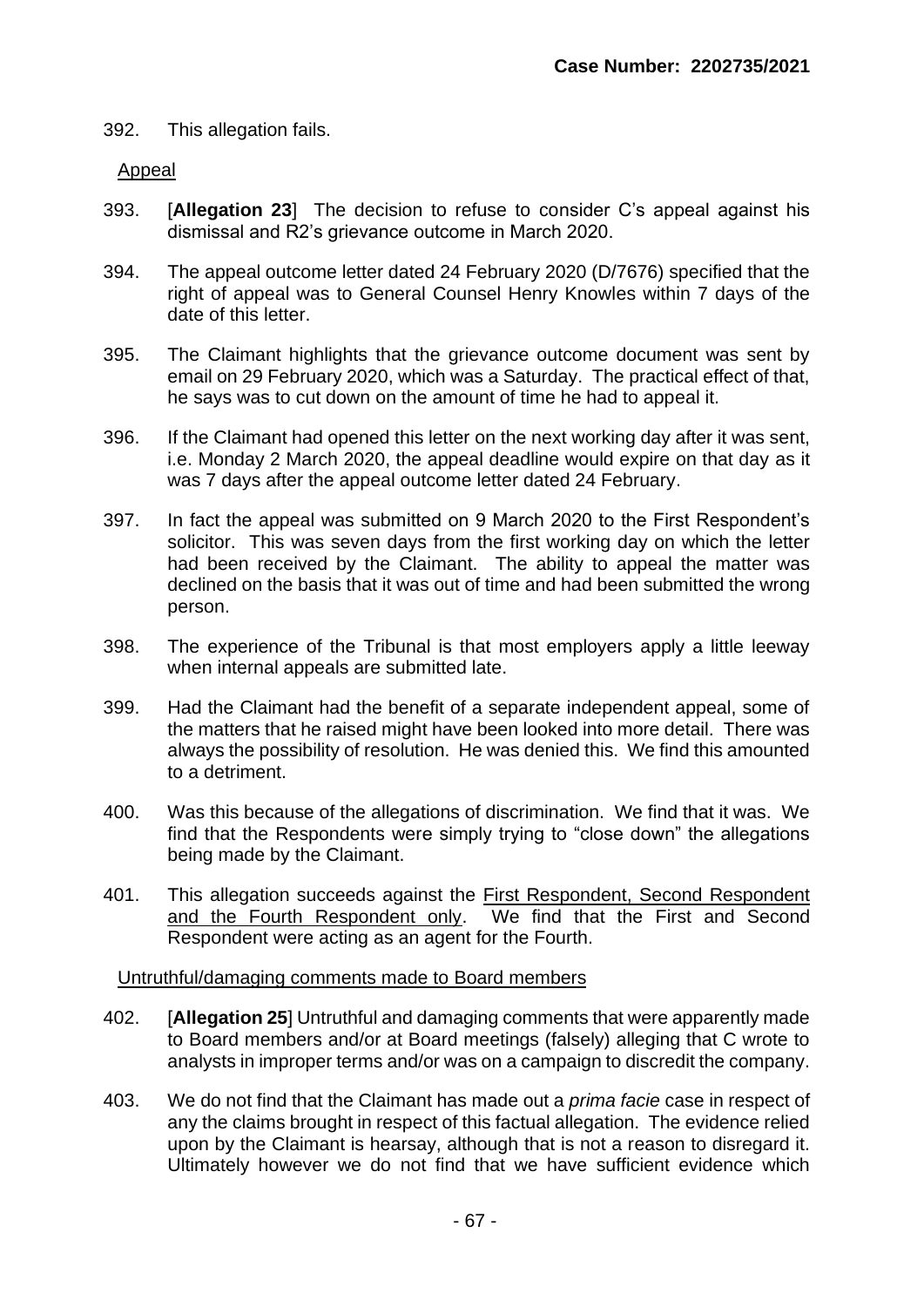392. This allegation fails.

<u>Appeal</u>

393. [**Allegation 23**] The decision to refuse to consider C's appeal against his dismissal and R2's grievance outcome in March 2020.

394. The appeal outcome letter dated 24 February 2020 (D/7676) specified that the right of appeal was to General Counsel Henry Knowles within 7 days of the date of this letter.

395. The Claimant highlights that the grievance outcome document was sent by email on 29 February 2020, which was a Saturday. The practical effect of that, he says was to cut down on the amount of time he had to appeal it.

396. If the Claimant had opened this letter on the next working day after it was sent, i.e. Monday 2 March 2020, the appeal deadline would expire on that day as it was 7 days after the appeal outcome letter dated 24 February.

397. In fact the appeal was submitted on 9 March 2020 to the First Respondent's solicitor. This was seven days from the first working day on which the letter had been received by the Claimant. The ability to appeal the matter was declined on the basis that it was out of time and had been submitted the wrong person.

398. The experience of the Tribunal is that most employers apply a little leeway when internal appeals are submitted late.

399. Had the Claimant had the benefit of a separate independent appeal, some of the matters that he raised might have been looked into more detail. There was always the possibility of resolution. He was denied this. We find this amounted to a detriment.

400. Was this because of the allegations of discrimination. We find that it was. We find that the Respondents were simply trying to "close down" the allegations being made by the Claimant.

401. This allegation succeeds against the <u>First Respondent, Second Respondent and the Fourth Respondent only</u>. We find that the First and Second Respondent were acting as an agent for the Fourth.

<u>Untruthful/damaging comments made to Board members</u>

402. [**Allegation 25**] Untruthful and damaging comments that were apparently made to Board members and/or at Board meetings (falsely) alleging that C wrote to analysts in improper terms and/or was on a campaign to discredit the company.

403. We do not find that the Claimant has made out a *prima facie* case in respect of any the claims brought in respect of this factual allegation. The evidence relied upon by the Claimant is hearsay, although that is not a reason to disregard it. Ultimately however we do not find that we have sufficient evidence which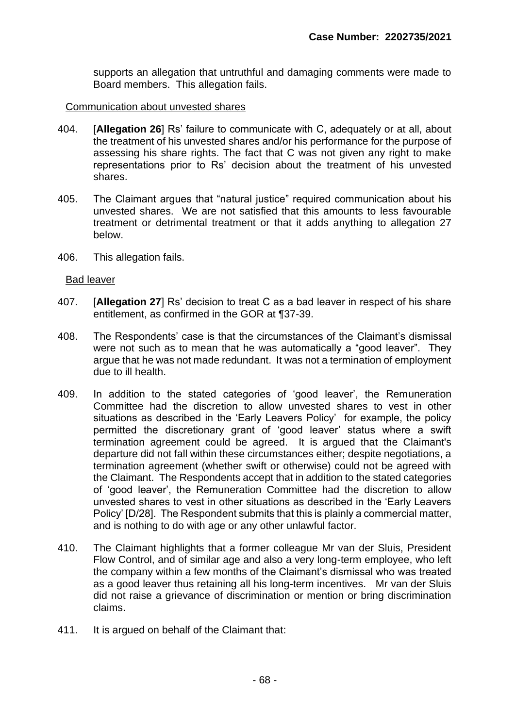supports an allegation that untruthful and damaging comments were made to Board members. This allegation fails.

Communication about unvested shares

404. [**Allegation 26**] Rs' failure to communicate with C, adequately or at all, about the treatment of his unvested shares and/or his performance for the purpose of assessing his share rights. The fact that C was not given any right to make representations prior to Rs' decision about the treatment of his unvested shares.

405. The Claimant argues that "natural justice" required communication about his unvested shares. We are not satisfied that this amounts to less favourable treatment or detrimental treatment or that it adds anything to allegation 27 below.

406. This allegation fails.

Bad leaver

407. [**Allegation 27**] Rs' decision to treat C as a bad leaver in respect of his share entitlement, as confirmed in the GOR at ¶37-39.

408. The Respondents' case is that the circumstances of the Claimant's dismissal were not such as to mean that he was automatically a "good leaver". They argue that he was not made redundant. It was not a termination of employment due to ill health.

409. In addition to the stated categories of 'good leaver', the Remuneration Committee had the discretion to allow unvested shares to vest in other situations as described in the 'Early Leavers Policy' for example, the policy permitted the discretionary grant of 'good leaver' status where a swift termination agreement could be agreed. It is argued that the Claimant's departure did not fall within these circumstances either; despite negotiations, a termination agreement (whether swift or otherwise) could not be agreed with the Claimant. The Respondents accept that in addition to the stated categories of 'good leaver', the Remuneration Committee had the discretion to allow unvested shares to vest in other situations as described in the 'Early Leavers Policy' [D/28]. The Respondent submits that this is plainly a commercial matter, and is nothing to do with age or any other unlawful factor.

410. The Claimant highlights that a former colleague Mr van der Sluis, President Flow Control, and of similar age and also a very long-term employee, who left the company within a few months of the Claimant's dismissal who was treated as a good leaver thus retaining all his long-term incentives. Mr van der Sluis did not raise a grievance of discrimination or mention or bring discrimination claims.

411. It is argued on behalf of the Claimant that: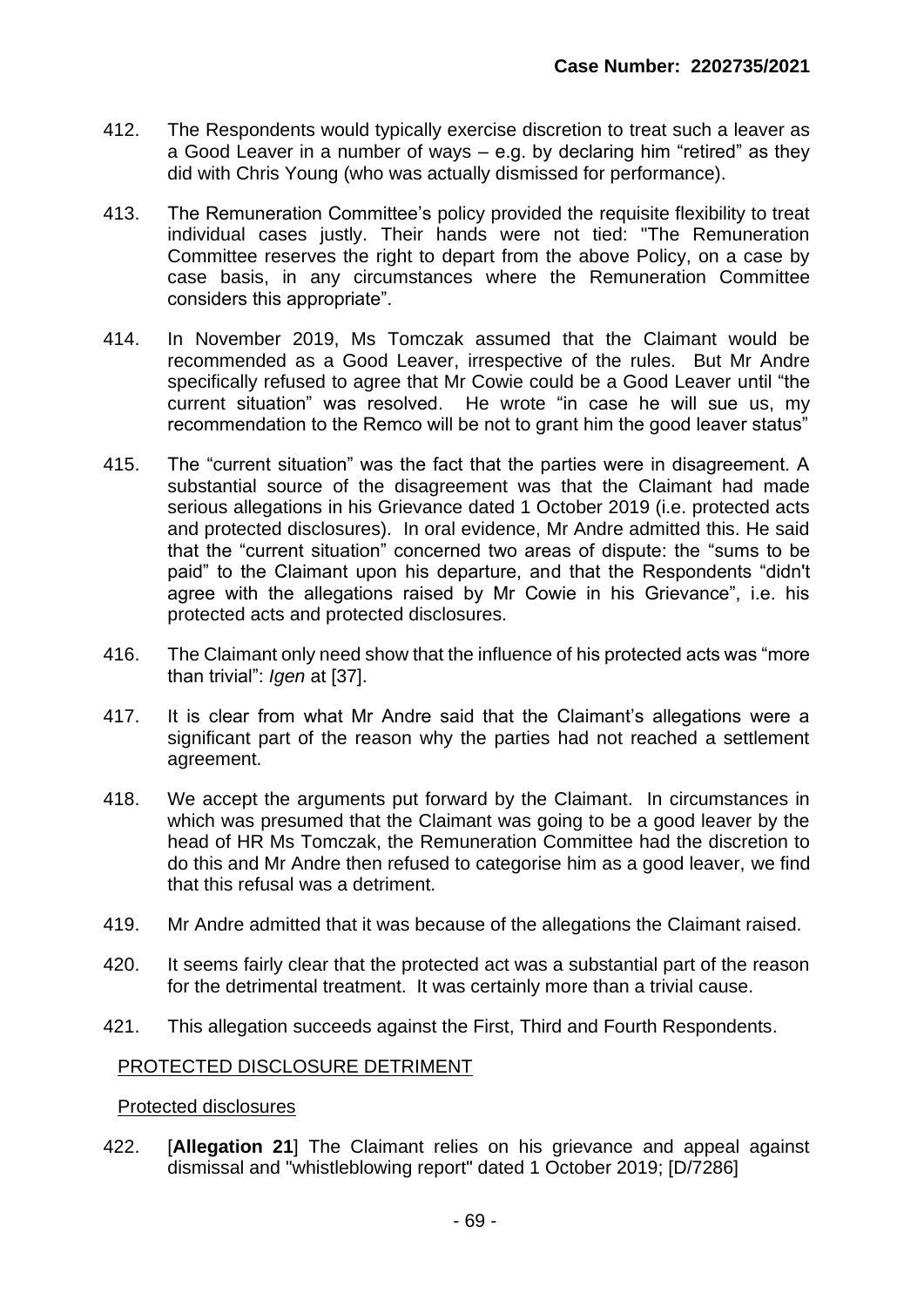412. The Respondents would typically exercise discretion to treat such a leaver as a Good Leaver in a number of ways – e.g. by declaring him "retired" as they did with Chris Young (who was actually dismissed for performance).

413. The Remuneration Committee's policy provided the requisite flexibility to treat individual cases justly. Their hands were not tied: "The Remuneration Committee reserves the right to depart from the above Policy, on a case by case basis, in any circumstances where the Remuneration Committee considers this appropriate".

414. In November 2019, Ms Tomczak assumed that the Claimant would be recommended as a Good Leaver, irrespective of the rules. But Mr Andre specifically refused to agree that Mr Cowie could be a Good Leaver until "the current situation" was resolved. He wrote "in case he will sue us, my recommendation to the Remco will be not to grant him the good leaver status"

415. The "current situation" was the fact that the parties were in disagreement. A substantial source of the disagreement was that the Claimant had made serious allegations in his Grievance dated 1 October 2019 (i.e. protected acts and protected disclosures). In oral evidence, Mr Andre admitted this. He said that the "current situation" concerned two areas of dispute: the "sums to be paid" to the Claimant upon his departure, and that the Respondents "didn't agree with the allegations raised by Mr Cowie in his Grievance", i.e. his protected acts and protected disclosures.

416. The Claimant only need show that the influence of his protected acts was "more than trivial": *Igen* at [37].

417. It is clear from what Mr Andre said that the Claimant's allegations were a significant part of the reason why the parties had not reached a settlement agreement.

418. We accept the arguments put forward by the Claimant. In circumstances in which was presumed that the Claimant was going to be a good leaver by the head of HR Ms Tomczak, the Remuneration Committee had the discretion to do this and Mr Andre then refused to categorise him as a good leaver, we find that this refusal was a detriment.

419. Mr Andre admitted that it was because of the allegations the Claimant raised.

420. It seems fairly clear that the protected act was a substantial part of the reason for the detrimental treatment. It was certainly more than a trivial cause.

421. This allegation succeeds against the First, Third and Fourth Respondents.

## PROTECTED DISCLOSURE DETRIMENT

### Protected disclosures

422. [**Allegation 21**] The Claimant relies on his grievance and appeal against dismissal and "whistleblowing report" dated 1 October 2019; [D/7286]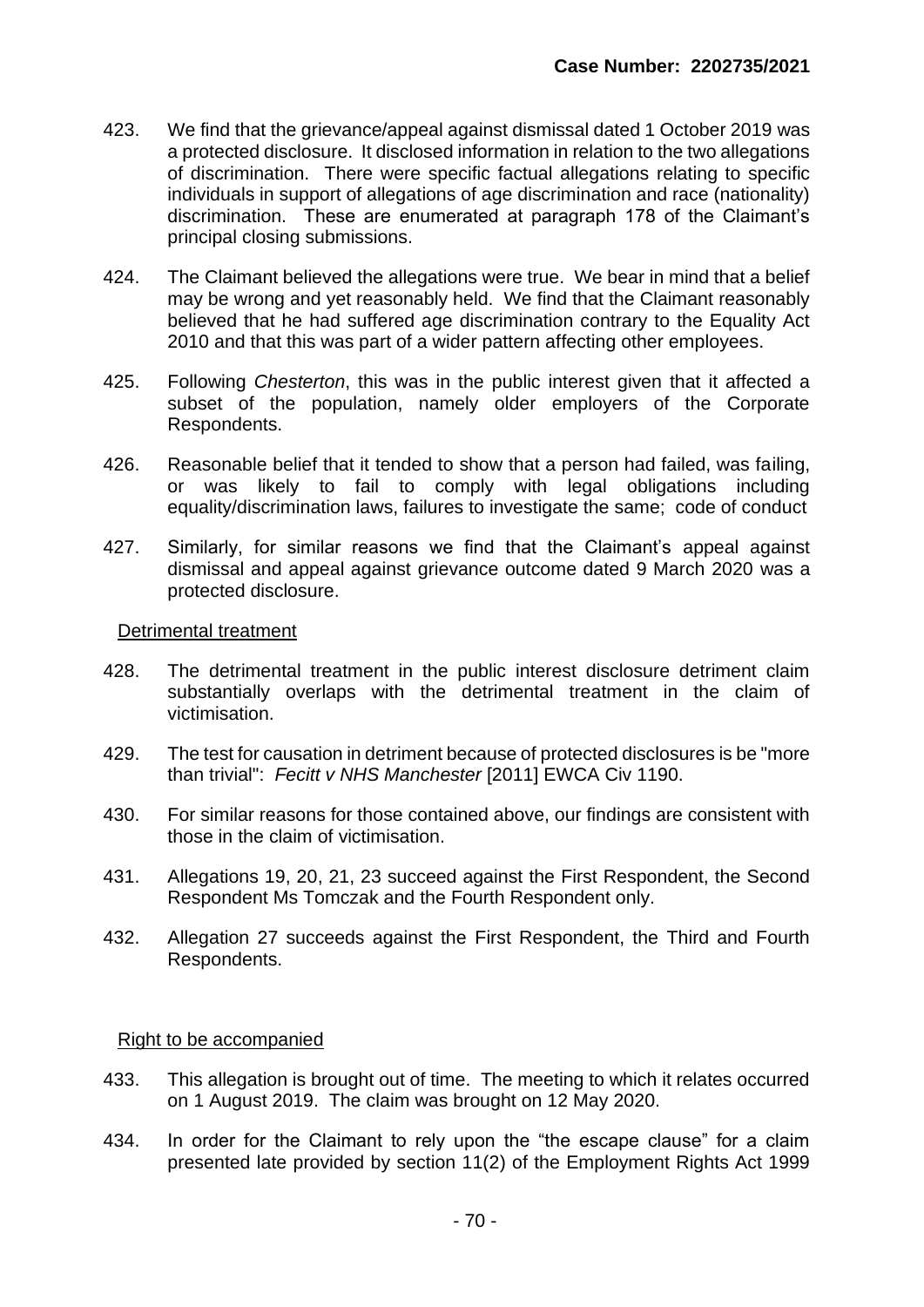423. We find that the grievance/appeal against dismissal dated 1 October 2019 was a protected disclosure. It disclosed information in relation to the two allegations of discrimination. There were specific factual allegations relating to specific individuals in support of allegations of age discrimination and race (nationality) discrimination. These are enumerated at paragraph 178 of the Claimant's principal closing submissions.

424. The Claimant believed the allegations were true. We bear in mind that a belief may be wrong and yet reasonably held. We find that the Claimant reasonably believed that he had suffered age discrimination contrary to the Equality Act 2010 and that this was part of a wider pattern affecting other employees.

425. Following *Chesterton*, this was in the public interest given that it affected a subset of the population, namely older employers of the Corporate Respondents.

426. Reasonable belief that it tended to show that a person had failed, was failing, or was likely to fail to comply with legal obligations including equality/discrimination laws, failures to investigate the same; code of conduct

427. Similarly, for similar reasons we find that the Claimant's appeal against dismissal and appeal against grievance outcome dated 9 March 2020 was a protected disclosure.

<u>Detrimental treatment</u>

428. The detrimental treatment in the public interest disclosure detriment claim substantially overlaps with the detrimental treatment in the claim of victimisation.

429. The test for causation in detriment because of protected disclosures is be "more than trivial": *Fecitt v NHS Manchester* [2011] EWCA Civ 1190.

430. For similar reasons for those contained above, our findings are consistent with those in the claim of victimisation.

431. Allegations 19, 20, 21, 23 succeed against the First Respondent, the Second Respondent Ms Tomczak and the Fourth Respondent only.

432. Allegation 27 succeeds against the First Respondent, the Third and Fourth Respondents.

<u>Right to be accompanied</u>

433. This allegation is brought out of time. The meeting to which it relates occurred on 1 August 2019. The claim was brought on 12 May 2020.

434. In order for the Claimant to rely upon the "the escape clause" for a claim presented late provided by section 11(2) of the Employment Rights Act 1999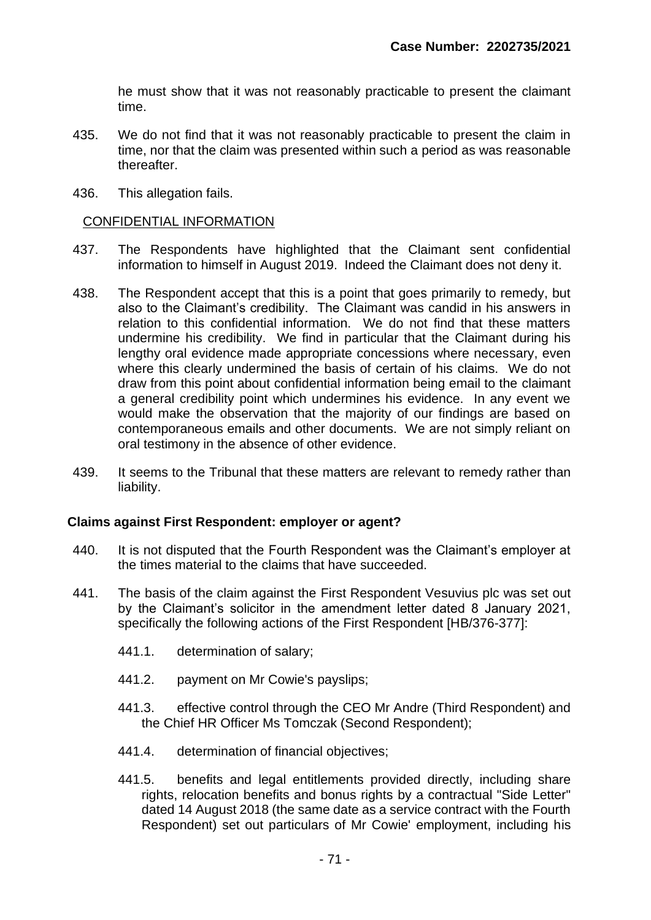he must show that it was not reasonably practicable to present the claimant time.

435. We do not find that it was not reasonably practicable to present the claim in time, nor that the claim was presented within such a period as was reasonable thereafter.

436. This allegation fails.

CONFIDENTIAL INFORMATION

437. The Respondents have highlighted that the Claimant sent confidential information to himself in August 2019. Indeed the Claimant does not deny it.

438. The Respondent accept that this is a point that goes primarily to remedy, but also to the Claimant's credibility. The Claimant was candid in his answers in relation to this confidential information. We do not find that these matters undermine his credibility. We find in particular that the Claimant during his lengthy oral evidence made appropriate concessions where necessary, even where this clearly undermined the basis of certain of his claims. We do not draw from this point about confidential information being email to the claimant a general credibility point which undermines his evidence. In any event we would make the observation that the majority of our findings are based on contemporaneous emails and other documents. We are not simply reliant on oral testimony in the absence of other evidence.

439. It seems to the Tribunal that these matters are relevant to remedy rather than liability.

**Claims against First Respondent: employer or agent?**

440. It is not disputed that the Fourth Respondent was the Claimant's employer at the times material to the claims that have succeeded.

441. The basis of the claim against the First Respondent Vesuvius plc was set out by the Claimant's solicitor in the amendment letter dated 8 January 2021, specifically the following actions of the First Respondent [HB/376-377]:

441.1. determination of salary;

441.2. payment on Mr Cowie's payslips;

441.3. effective control through the CEO Mr Andre (Third Respondent) and the Chief HR Officer Ms Tomczak (Second Respondent);

441.4. determination of financial objectives;

441.5. benefits and legal entitlements provided directly, including share rights, relocation benefits and bonus rights by a contractual "Side Letter" dated 14 August 2018 (the same date as a service contract with the Fourth Respondent) set out particulars of Mr Cowie' employment, including his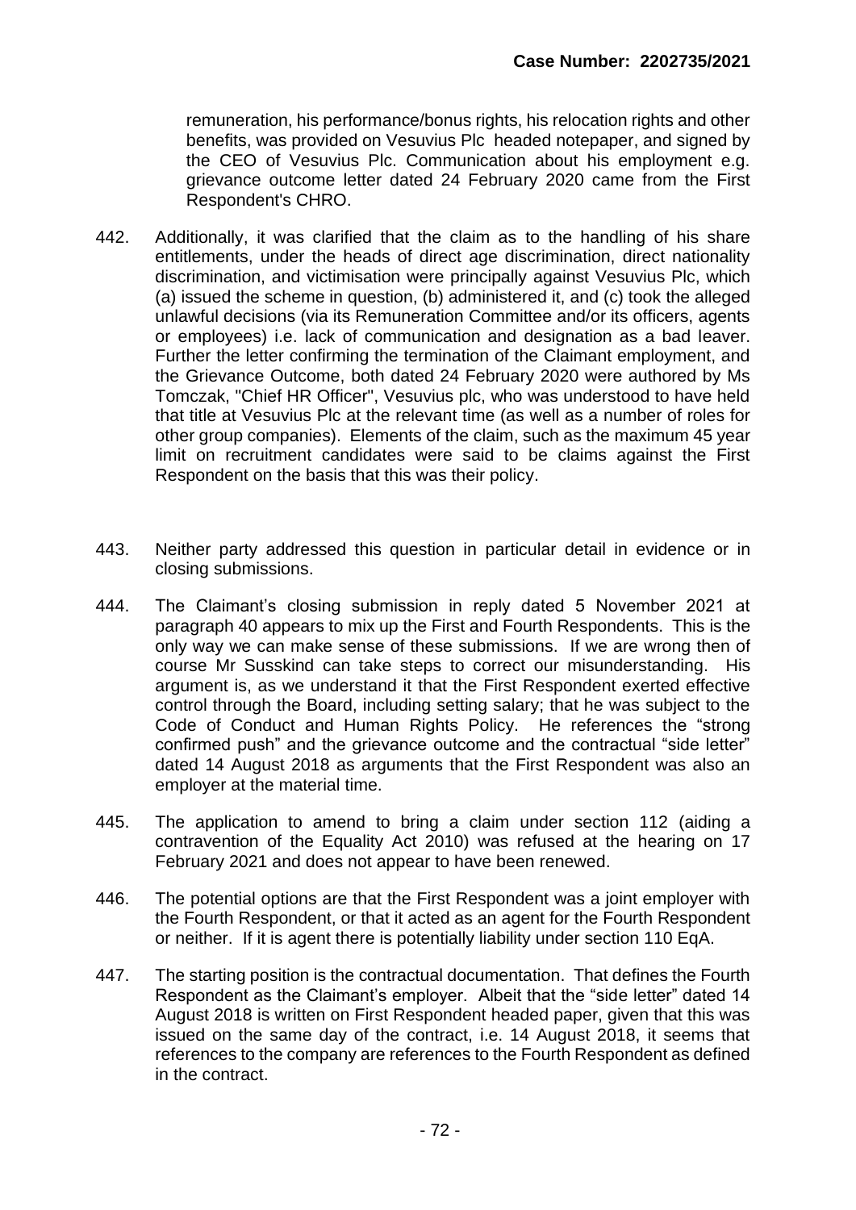remuneration, his performance/bonus rights, his relocation rights and other benefits, was provided on Vesuvius Plc headed notepaper, and signed by the CEO of Vesuvius Plc. Communication about his employment e.g. grievance outcome letter dated 24 February 2020 came from the First Respondent's CHRO.

442. Additionally, it was clarified that the claim as to the handling of his share entitlements, under the heads of direct age discrimination, direct nationality discrimination, and victimisation were principally against Vesuvius Plc, which (a) issued the scheme in question, (b) administered it, and (c) took the alleged unlawful decisions (via its Remuneration Committee and/or its officers, agents or employees) i.e. lack of communication and designation as a bad leaver. Further the letter confirming the termination of the Claimant employment, and the Grievance Outcome, both dated 24 February 2020 were authored by Ms Tomczak, "Chief HR Officer", Vesuvius plc, who was understood to have held that title at Vesuvius Plc at the relevant time (as well as a number of roles for other group companies). Elements of the claim, such as the maximum 45 year limit on recruitment candidates were said to be claims against the First Respondent on the basis that this was their policy.

443. Neither party addressed this question in particular detail in evidence or in closing submissions.

444. The Claimant's closing submission in reply dated 5 November 2021 at paragraph 40 appears to mix up the First and Fourth Respondents. This is the only way we can make sense of these submissions. If we are wrong then of course Mr Susskind can take steps to correct our misunderstanding. His argument is, as we understand it that the First Respondent exerted effective control through the Board, including setting salary; that he was subject to the Code of Conduct and Human Rights Policy. He references the "strong confirmed push" and the grievance outcome and the contractual "side letter" dated 14 August 2018 as arguments that the First Respondent was also an employer at the material time.

445. The application to amend to bring a claim under section 112 (aiding a contravention of the Equality Act 2010) was refused at the hearing on 17 February 2021 and does not appear to have been renewed.

446. The potential options are that the First Respondent was a joint employer with the Fourth Respondent, or that it acted as an agent for the Fourth Respondent or neither. If it is agent there is potentially liability under section 110 EqA.

447. The starting position is the contractual documentation. That defines the Fourth Respondent as the Claimant's employer. Albeit that the "side letter" dated 14 August 2018 is written on First Respondent headed paper, given that this was issued on the same day of the contract, i.e. 14 August 2018, it seems that references to the company are references to the Fourth Respondent as defined in the contract.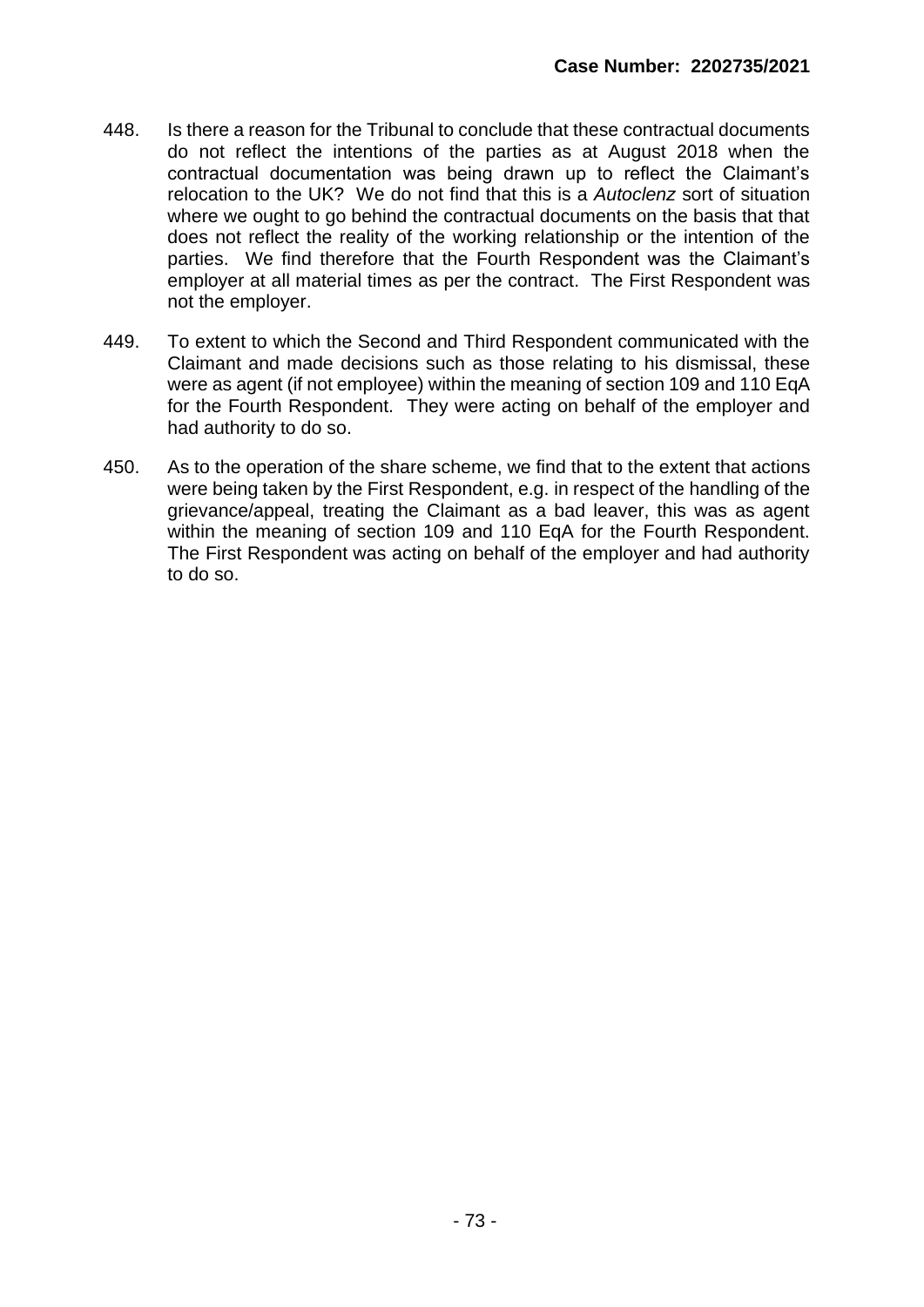448. Is there a reason for the Tribunal to conclude that these contractual documents do not reflect the intentions of the parties as at August 2018 when the contractual documentation was being drawn up to reflect the Claimant's relocation to the UK? We do not find that this is a *Autoclenz* sort of situation where we ought to go behind the contractual documents on the basis that that does not reflect the reality of the working relationship or the intention of the parties. We find therefore that the Fourth Respondent was the Claimant's employer at all material times as per the contract. The First Respondent was not the employer.

449. To extent to which the Second and Third Respondent communicated with the Claimant and made decisions such as those relating to his dismissal, these were as agent (if not employee) within the meaning of section 109 and 110 EqA for the Fourth Respondent. They were acting on behalf of the employer and had authority to do so.

450. As to the operation of the share scheme, we find that to the extent that actions were being taken by the First Respondent, e.g. in respect of the handling of the grievance/appeal, treating the Claimant as a bad leaver, this was as agent within the meaning of section 109 and 110 EqA for the Fourth Respondent. The First Respondent was acting on behalf of the employer and had authority to do so.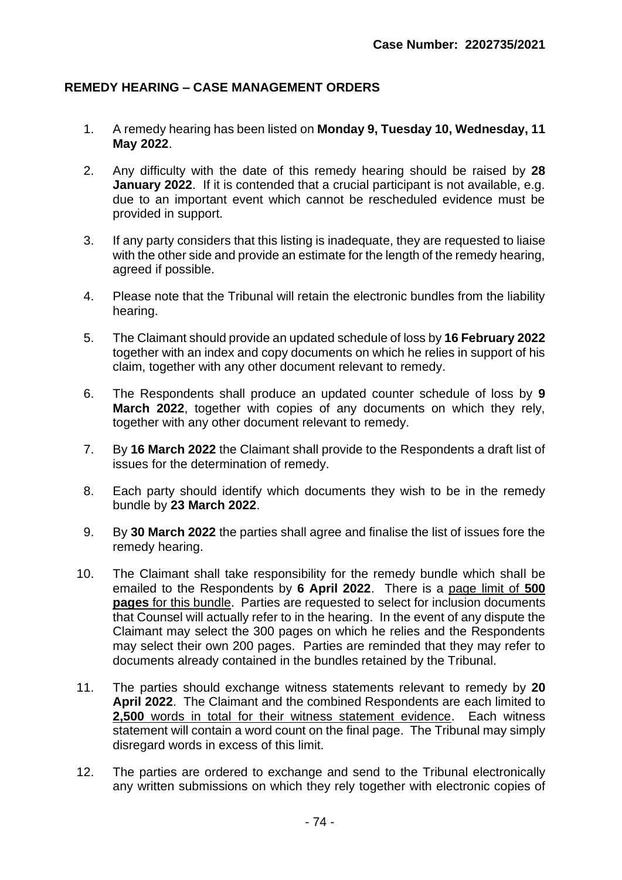## REMEDY HEARING – CASE MANAGEMENT ORDERS

1. A remedy hearing has been listed on **Monday 9, Tuesday 10, Wednesday, 11 May 2022**.

2. Any difficulty with the date of this remedy hearing should be raised by **28 January 2022**. If it is contended that a crucial participant is not available, e.g. due to an important event which cannot be rescheduled evidence must be provided in support.

3. If any party considers that this listing is inadequate, they are requested to liaise with the other side and provide an estimate for the length of the remedy hearing, agreed if possible.

4. Please note that the Tribunal will retain the electronic bundles from the liability hearing.

5. The Claimant should provide an updated schedule of loss by **16 February 2022** together with an index and copy documents on which he relies in support of his claim, together with any other document relevant to remedy.

6. The Respondents shall produce an updated counter schedule of loss by **9 March 2022**, together with copies of any documents on which they rely, together with any other document relevant to remedy.

7. By **16 March 2022** the Claimant shall provide to the Respondents a draft list of issues for the determination of remedy.

8. Each party should identify which documents they wish to be in the remedy bundle by **23 March 2022**.

9. By **30 March 2022** the parties shall agree and finalise the list of issues fore the remedy hearing.

10. The Claimant shall take responsibility for the remedy bundle which shall be emailed to the Respondents by **6 April 2022**. There is a page limit of **500 pages** for this bundle. Parties are requested to select for inclusion documents that Counsel will actually refer to in the hearing. In the event of any dispute the Claimant may select the 300 pages on which he relies and the Respondents may select their own 200 pages. Parties are reminded that they may refer to documents already contained in the bundles retained by the Tribunal.

11. The parties should exchange witness statements relevant to remedy by **20 April 2022**. The Claimant and the combined Respondents are each limited to **2,500** words in total for their witness statement evidence. Each witness statement will contain a word count on the final page. The Tribunal may simply disregard words in excess of this limit.

12. The parties are ordered to exchange and send to the Tribunal electronically any written submissions on which they rely together with electronic copies of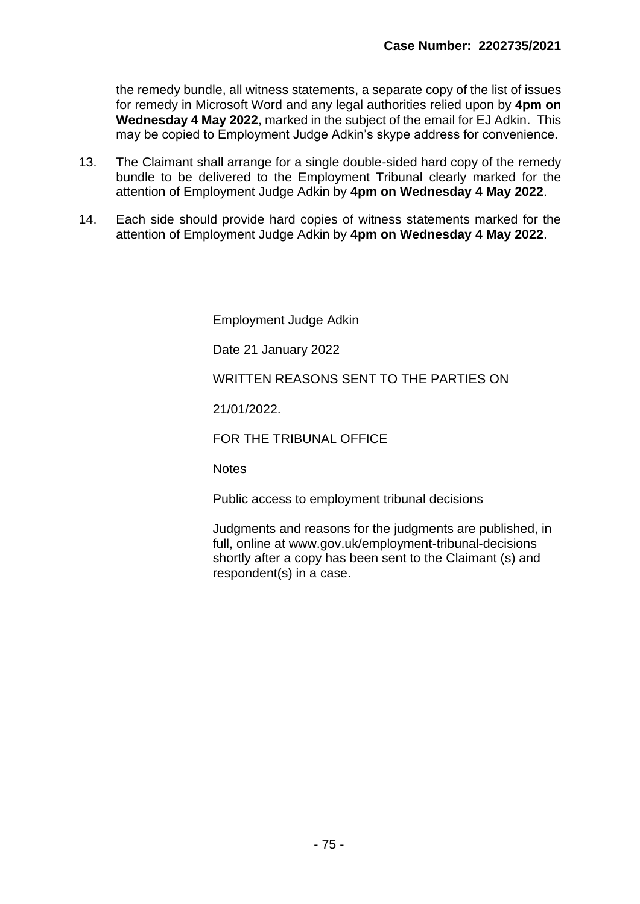the remedy bundle, all witness statements, a separate copy of the list of issues for remedy in Microsoft Word and any legal authorities relied upon by **4pm on Wednesday 4 May 2022**, marked in the subject of the email for EJ Adkin. This may be copied to Employment Judge Adkin's skype address for convenience.

13. The Claimant shall arrange for a single double-sided hard copy of the remedy bundle to be delivered to the Employment Tribunal clearly marked for the attention of Employment Judge Adkin by **4pm on Wednesday 4 May 2022**.

14. Each side should provide hard copies of witness statements marked for the attention of Employment Judge Adkin by **4pm on Wednesday 4 May 2022**.

Employment Judge Adkin

Date 21 January 2022

WRITTEN REASONS SENT TO THE PARTIES ON

21/01/2022.

FOR THE TRIBUNAL OFFICE

Notes

Public access to employment tribunal decisions

Judgments and reasons for the judgments are published, in full, online at www.gov.uk/employment-tribunal-decisions shortly after a copy has been sent to the Claimant (s) and respondent(s) in a case.